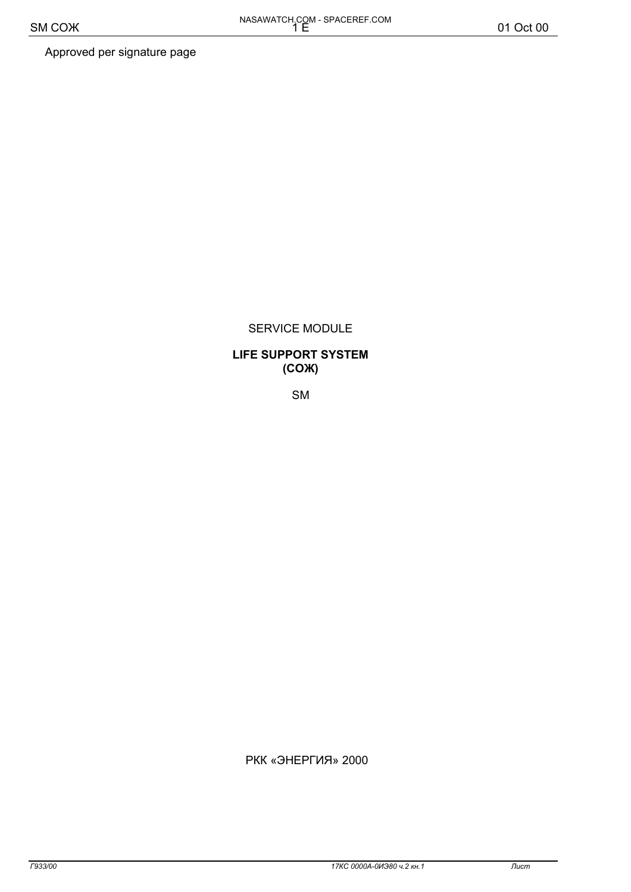Approved per signature page

SERVICE MODULE

**LIFE SUPPORT SYSTEM (СОЖ)**

SM

РКК «ЭНЕРГИЯ» 2000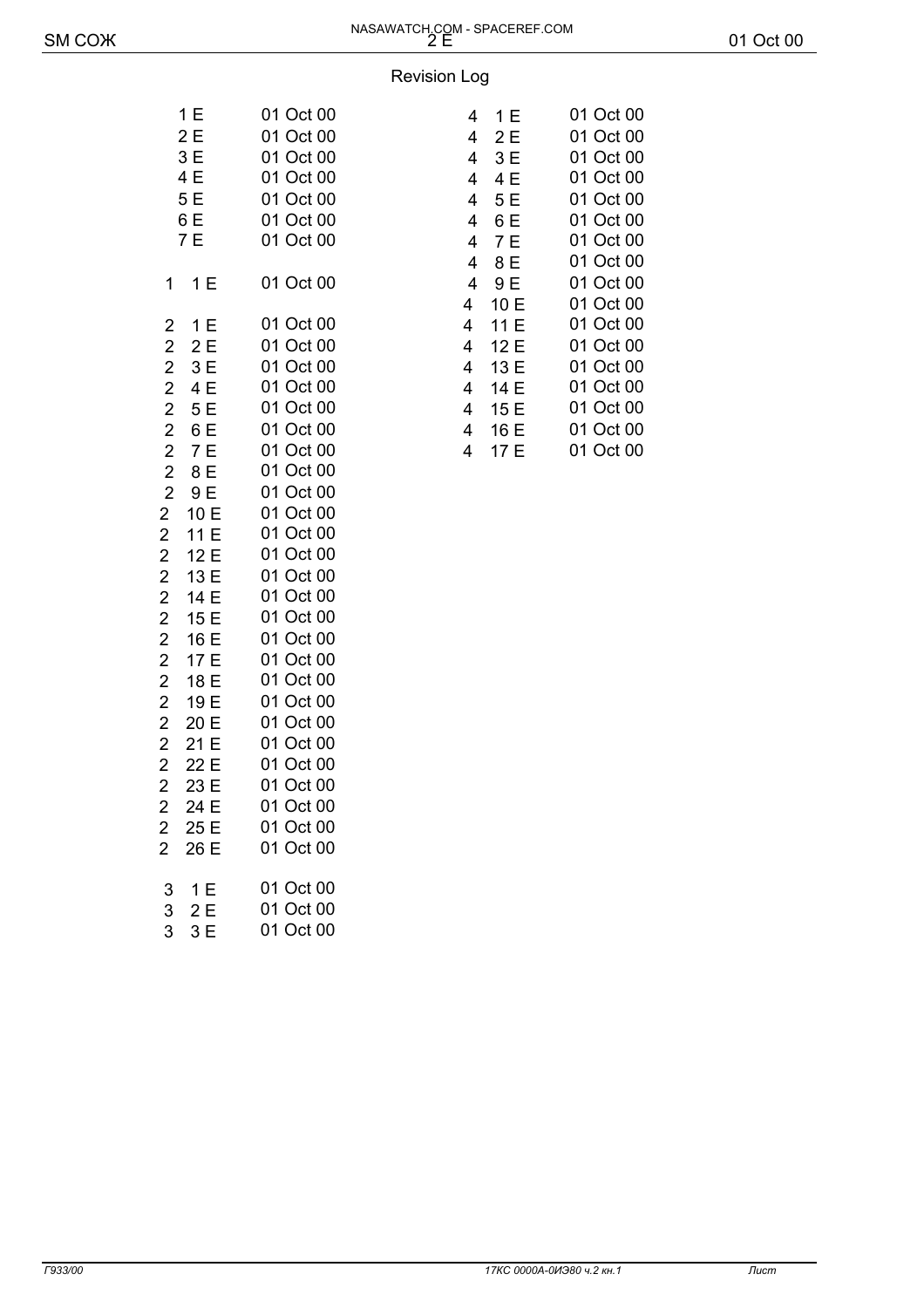## Revision Log

| Section | Page | Date |
|---|---|---|
| | 1 E | 01 Oct 00 |
| | 2 E | 01 Oct 00 |
| | 3 E | 01 Oct 00 |
| | 4 E | 01 Oct 00 |
| | 5 E | 01 Oct 00 |
| | 6 E | 01 Oct 00 |
| | 7 E | 01 Oct 00 |
| 1 | 1 E | 01 Oct 00 |
| 2 | 1 E | 01 Oct 00 |
| 2 | 2 E | 01 Oct 00 |
| 2 | 3 E | 01 Oct 00 |
| 2 | 4 E | 01 Oct 00 |
| 2 | 5 E | 01 Oct 00 |
| 2 | 6 E | 01 Oct 00 |
| 2 | 7 E | 01 Oct 00 |
| 2 | 8 E | 01 Oct 00 |
| 2 | 9 E | 01 Oct 00 |
| 2 | 10 E | 01 Oct 00 |
| 2 | 11 E | 01 Oct 00 |
| 2 | 12 E | 01 Oct 00 |
| 2 | 13 E | 01 Oct 00 |
| 2 | 14 E | 01 Oct 00 |
| 2 | 15 E | 01 Oct 00 |
| 2 | 16 E | 01 Oct 00 |
| 2 | 17 E | 01 Oct 00 |
| 2 | 18 E | 01 Oct 00 |
| 2 | 19 E | 01 Oct 00 |
| 2 | 20 E | 01 Oct 00 |
| 2 | 21 E | 01 Oct 00 |
| 2 | 22 E | 01 Oct 00 |
| 2 | 23 E | 01 Oct 00 |
| 2 | 24 E | 01 Oct 00 |
| 2 | 25 E | 01 Oct 00 |
| 2 | 26 E | 01 Oct 00 |
| 3 | 1 E | 01 Oct 00 |
| 3 | 2 E | 01 Oct 00 |
| 3 | 3 E | 01 Oct 00 |
| 4 | 1 E | 01 Oct 00 |
| 4 | 2 E | 01 Oct 00 |
| 4 | 3 E | 01 Oct 00 |
| 4 | 4 E | 01 Oct 00 |
| 4 | 5 E | 01 Oct 00 |
| 4 | 6 E | 01 Oct 00 |
| 4 | 7 E | 01 Oct 00 |
| 4 | 8 E | 01 Oct 00 |
| 4 | 9 E | 01 Oct 00 |
| 4 | 10 E | 01 Oct 00 |
| 4 | 11 E | 01 Oct 00 |
| 4 | 12 E | 01 Oct 00 |
| 4 | 13 E | 01 Oct 00 |
| 4 | 14 E | 01 Oct 00 |
| 4 | 15 E | 01 Oct 00 |
| 4 | 16 E | 01 Oct 00 |
| 4 | 17 E | 01 Oct 00 |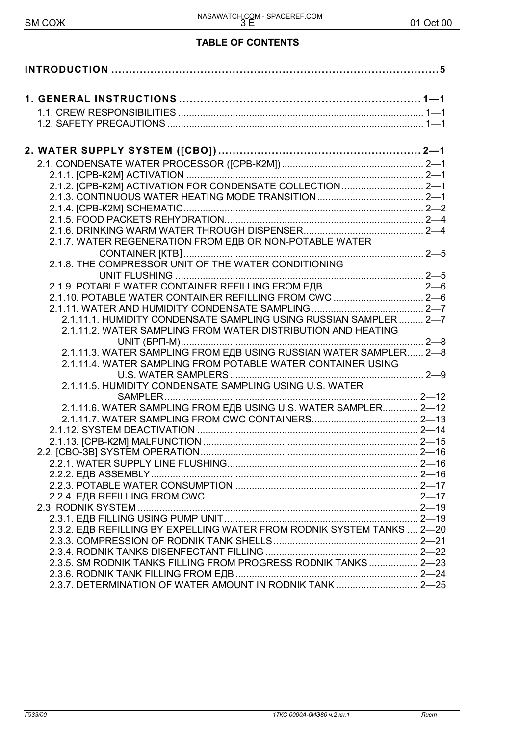**TABLE OF CONTENTS**

**INTRODUCTION** .......... 5

**1. GENERAL INSTRUCTIONS** .......... 1—1

- 1.1. CREW RESPONSIBILITIES .......... 1—1
- 1.2. SAFETY PRECAUTIONS .......... 1—1

**2. WATER SUPPLY SYSTEM ([СВО])** .......... 2—1

- 2.1. CONDENSATE WATER PROCESSOR ([СРВ-К2М]) .......... 2—1
  - 2.1.1. [СРВ-К2М] ACTIVATION .......... 2—1
  - 2.1.2. [СРВ-К2М] ACTIVATION FOR CONDENSATE COLLECTION .......... 2—1
  - 2.1.3. CONTINUOUS WATER HEATING MODE TRANSITION .......... 2—1
  - 2.1.4. [СРВ-К2М] SCHEMATIC .......... 2—2
  - 2.1.5. FOOD PACKETS REHYDRATION .......... 2—4
  - 2.1.6. DRINKING WARM WATER THROUGH DISPENSER .......... 2—4
  - 2.1.7. WATER REGENERATION FROM ЕДВ OR NON-POTABLE WATER CONTAINER [КТВ] .......... 2—5
  - 2.1.8. THE COMPRESSOR UNIT OF THE WATER CONDITIONING UNIT FLUSHING .......... 2—5
  - 2.1.9. POTABLE WATER CONTAINER REFILLING FROM ЕДВ .......... 2—6
  - 2.1.10. POTABLE WATER CONTAINER REFILLING FROM CWC .......... 2—6
  - 2.1.11. WATER AND HUMIDITY CONDENSATE SAMPLING .......... 2—7
    - 2.1.11.1. HUMIDITY CONDENSATE SAMPLING USING RUSSIAN SAMPLER .......... 2—7
    - 2.1.11.2. WATER SAMPLING FROM WATER DISTRIBUTION AND HEATING UNIT (БРП-М) .......... 2—8
    - 2.1.11.3. WATER SAMPLING FROM ЕДВ USING RUSSIAN WATER SAMPLER .......... 2—8
    - 2.1.11.4. WATER SAMPLING FROM POTABLE WATER CONTAINER USING U.S. WATER SAMPLERS .......... 2—9
    - 2.1.11.5. HUMIDITY CONDENSATE SAMPLING USING U.S. WATER SAMPLER .......... 2—12
    - 2.1.11.6. WATER SAMPLING FROM ЕДВ USING U.S. WATER SAMPLER .......... 2—12
    - 2.1.11.7. WATER SAMPLING FROM CWC CONTAINERS .......... 2—13
  - 2.1.12. SYSTEM DEACTIVATION .......... 2—14
  - 2.1.13. [СРВ-К2М] MALFUNCTION .......... 2—15
- 2.2. [СВО-ЗВ] SYSTEM OPERATION .......... 2—16
  - 2.2.1. WATER SUPPLY LINE FLUSHING .......... 2—16
  - 2.2.2. ЕДВ ASSEMBLY .......... 2—16
  - 2.2.3. POTABLE WATER CONSUMPTION .......... 2—17
  - 2.2.4. ЕДВ REFILLING FROM CWC .......... 2—17
- 2.3. RODNIK SYSTEM .......... 2—19
  - 2.3.1. ЕДВ FILLING USING PUMP UNIT .......... 2—19
  - 2.3.2. ЕДВ REFILLING BY EXPELLING WATER FROM RODNIK SYSTEM TANKS .......... 2—20
  - 2.3.3. COMPRESSION OF RODNIK TANK SHELLS .......... 2—21
  - 2.3.4. RODNIK TANKS DISENFECTANT FILLING .......... 2—22
  - 2.3.5. SM RODNIK TANKS FILLING FROM PROGRESS RODNIK TANKS .......... 2—23
  - 2.3.6. RODNIK TANK FILLING FROM ЕДВ .......... 2—24
  - 2.3.7. DETERMINATION OF WATER AMOUNT IN RODNIK TANK .......... 2—25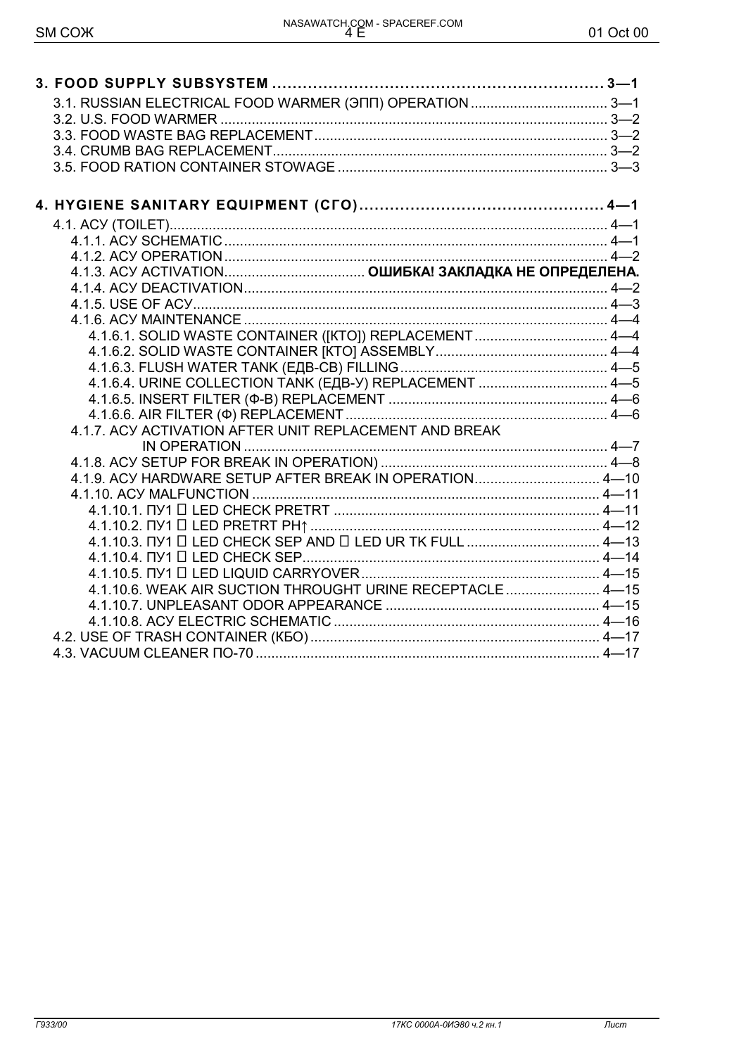**3. FOOD SUPPLY SUBSYSTEM ................................................................. 3—1**

3.1. RUSSIAN ELECTRICAL FOOD WARMER (ЭПП) OPERATION .................................. 3—1
3.2. U.S. FOOD WARMER ................................................................................. 3—2
3.3. FOOD WASTE BAG REPLACEMENT ............................................................ 3—2
3.4. CRUMB BAG REPLACEMENT ..................................................................... 3—2
3.5. FOOD RATION CONTAINER STOWAGE ..................................................... 3—3

**4. HYGIENE SANITARY EQUIPMENT (СГО) ................................................ 4—1**

4.1. АСУ (TOILET) ............................................................................................ 4—1
4.1.1. АСУ SCHEMATIC ................................................................................. 4—1
4.1.2. АСУ OPERATION .................................................................................. 4—2
4.1.3. АСУ ACTIVATION.................................... **ОШИБКА! ЗАКЛАДКА НЕ ОПРЕДЕЛЕНА.**
4.1.4. АСУ DEACTIVATION ............................................................................. 4—2
4.1.5. USE OF АСУ ......................................................................................... 4—3
4.1.6. АСУ MAINTENANCE ............................................................................. 4—4
4.1.6.1. SOLID WASTE CONTAINER ([КТО]) REPLACEMENT .................................. 4—4
4.1.6.2. SOLID WASTE CONTAINER [КТО] ASSEMBLY ............................................ 4—4
4.1.6.3. FLUSH WATER TANK (ЕДВ-СВ) FILLING ..................................................... 4—5
4.1.6.4. URINE COLLECTION TANK (ЕДВ-У) REPLACEMENT ................................. 4—5
4.1.6.5. INSERT FILTER (Ф-В) REPLACEMENT ........................................................ 4—6
4.1.6.6. AIR FILTER (Ф) REPLACEMENT ................................................................... 4—6
4.1.7. АСУ ACTIVATION AFTER UNIT REPLACEMENT AND BREAK IN OPERATION ............................................................................................. 4—7
4.1.8. АСУ SETUP FOR BREAK IN OPERATION) .......................................................... 4—8
4.1.9. АСУ HARDWARE SETUP AFTER BREAK IN OPERATION................................ 4—10
4.1.10. АСУ MALFUNCTION ......................................................................................... 4—11
4.1.10.1. ПУ1 □ LED CHECK PRETRT .................................................................... 4—11
4.1.10.2. ПУ1 □ LED PRETRT PH↑ .......................................................................... 4—12
4.1.10.3. ПУ1 □ LED CHECK SEP AND □ LED UR TK FULL .................................. 4—13
4.1.10.4. ПУ1 □ LED CHECK SEP............................................................................ 4—14
4.1.10.5. ПУ1 □ LED LIQUID CARRYOVER ............................................................. 4—15
4.1.10.6. WEAK AIR SUCTION THROUGHT URINE RECEPTACLE ........................ 4—15
4.1.10.7. UNPLEASANT ODOR APPEARANCE ....................................................... 4—15
4.1.10.8. АСУ ELECTRIC SCHEMATIC .................................................................... 4—16
4.2. USE OF TRASH CONTAINER (КБО) .......................................................................... 4—17
4.3. VACUUM CLEANER ПО-70 ........................................................................................ 4—17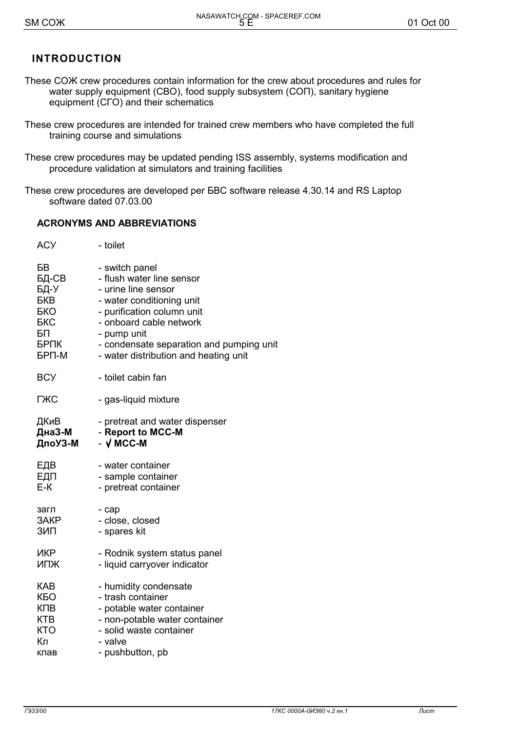## INTRODUCTION

These СОЖ crew procedures contain information for the crew about procedures and rules for water supply equipment (СВО), food supply subsystem (СОП), sanitary hygiene equipment (СГО) and their schematics

These crew procedures are intended for trained crew members who have completed the full training course and simulations

These crew procedures may be updated pending ISS assembly, systems modification and procedure validation at simulators and training facilities

These crew procedures are developed per БВС software release 4.30.14 and RS Laptop software dated 07.03.00

### ACRONYMS AND ABBREVIATIONS

АСУ - toilet

БВ - switch panel
БД-СВ - flush water line sensor
БД-У - urine line sensor
БКВ - water conditioning unit
БКО - purification column unit
БКС - onboard cable network
БП - pump unit
БРПК - condensate separation and pumping unit
БРП-М - water distribution and heating unit

ВСУ - toilet cabin fan

ГЖС - gas-liquid mixture

ДКиВ - pretreat and water dispenser
**ДнаЗ-М** - **Report to MCC-M**
**ДпоУЗ-М** - **√ MCC-M**

ЕДВ - water container
ЕДП - sample container
Е-К - pretreat container

загл - cap
ЗАКР - close, closed
ЗИП - spares kit

ИКР - Rodnik system status panel
ИПЖ - liquid carryover indicator

КАВ - humidity condensate
КБО - trash container
КПВ - potable water container
КТВ - non-potable water container
КТО - solid waste container
Кл - valve
клав - pushbutton, pb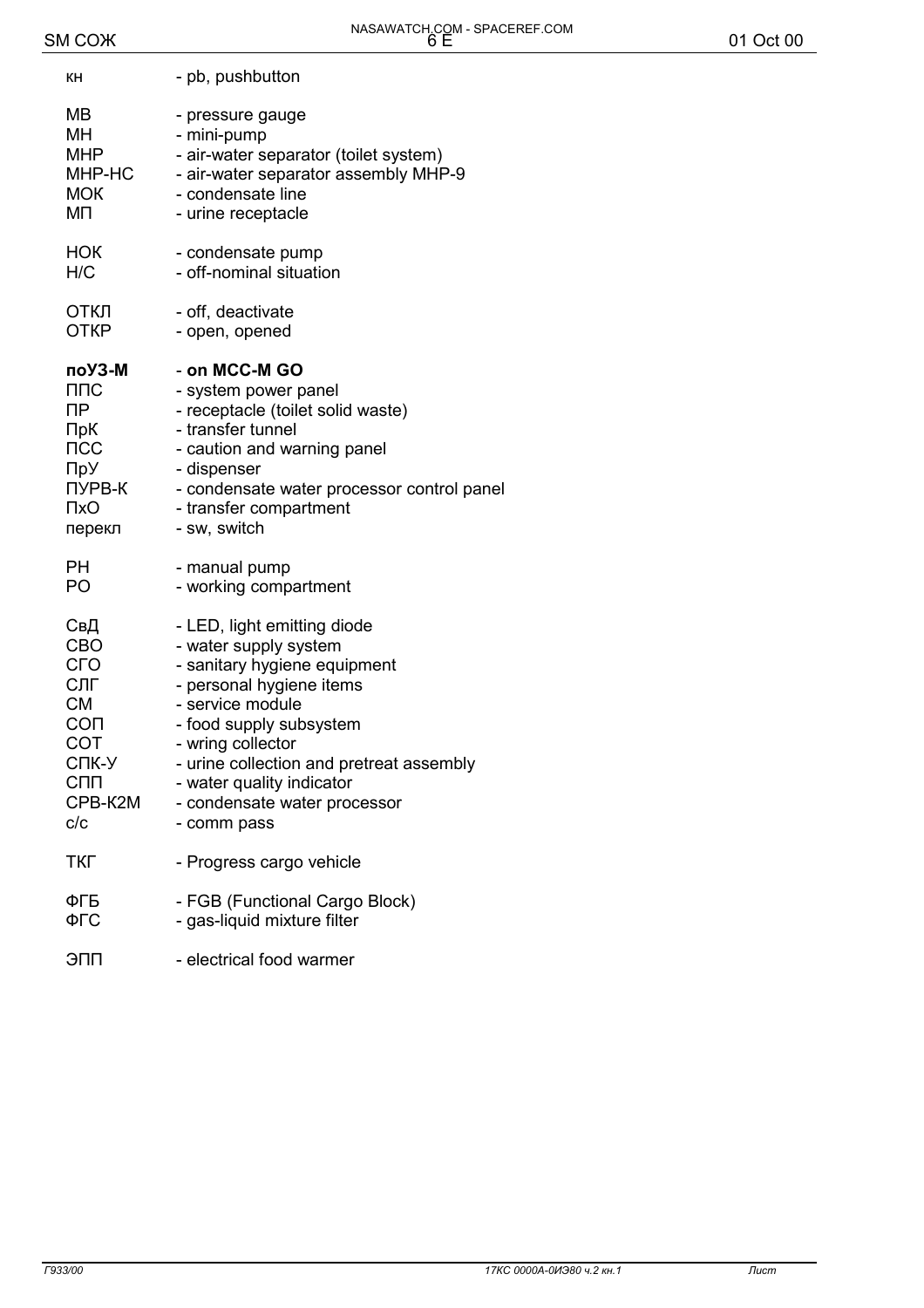| | |
|---|---|
| кн | - pb, pushbutton |
| МВ | - pressure gauge |
| МН | - mini-pump |
| МНР | - air-water separator (toilet system) |
| МНР-НС | - air-water separator assembly МНР-9 |
| МОК | - condensate line |
| МП | - urine receptacle |
| НОК | - condensate pump |
| Н/С | - off-nominal situation |
| ОТКЛ | - off, deactivate |
| ОТКР | - open, opened |
| **поУЗ-М** | - **on MCC-M GO** |
| ППС | - system power panel |
| ПР | - receptacle (toilet solid waste) |
| ПрК | - transfer tunnel |
| ПСС | - caution and warning panel |
| ПрУ | - dispenser |
| ПУРВ-К | - condensate water processor control panel |
| ПхО | - transfer compartment |
| перекл | - sw, switch |
| РН | - manual pump |
| РО | - working compartment |
| СвД | - LED, light emitting diode |
| СВО | - water supply system |
| СГО | - sanitary hygiene equipment |
| СЛГ | - personal hygiene items |
| СМ | - service module |
| СОП | - food supply subsystem |
| СОТ | - wring collector |
| СПК-У | - urine collection and pretreat assembly |
| СПП | - water quality indicator |
| СРВ-К2М | - condensate water processor |
| с/с | - comm pass |
| ТКГ | - Progress cargo vehicle |
| ФГБ | - FGB (Functional Cargo Block) |
| ФГС | - gas-liquid mixture filter |
| ЭПП | - electrical food warmer |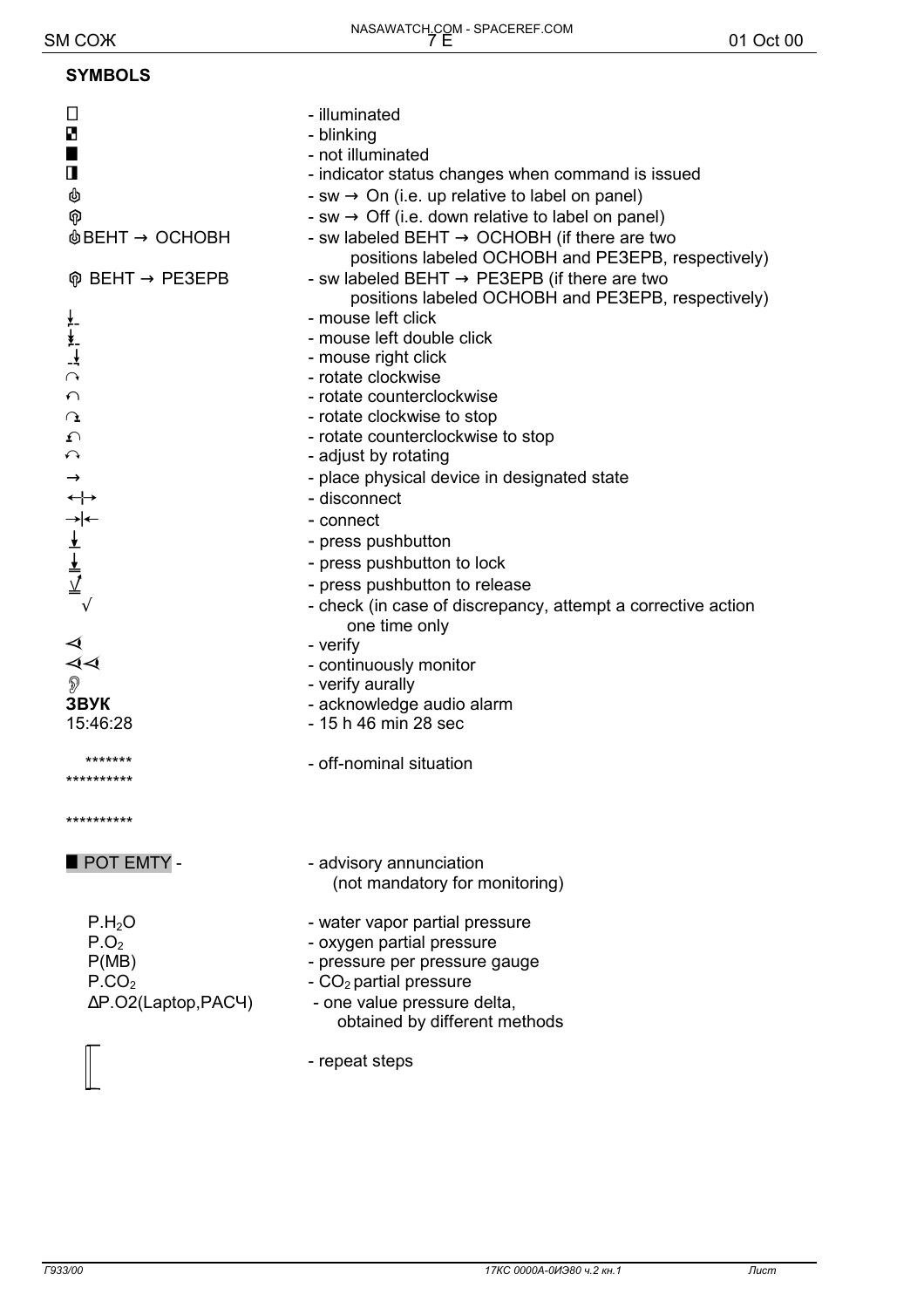## SYMBOLS

| Symbol | Meaning |
|---|---|
| □ | - illuminated |
| ◘ | - blinking |
| ■ | - not illuminated |
| ◧ | - indicator status changes when command is issued |
| ☝ | - sw → On (i.e. up relative to label on panel) |
| ☟ | - sw → Off (i.e. down relative to label on panel) |
| ☝ВЕНТ → ОСНОВН | - sw labeled ВЕНТ → ОСНОВН (if there are two positions labeled ОСНОВН and РЕЗЕРВ, respectively) |
| ☟ ВЕНТ → РЕЗЕРВ | - sw labeled ВЕНТ → РЕЗЕРВ (if there are two positions labeled ОСНОВН and РЕЗЕРВ, respectively) |
| ⭳ | - mouse left click |
| ⭳⭳ | - mouse left double click |
| ⭳ | - mouse right click |
| ↷ | - rotate clockwise |
| ↶ | - rotate counterclockwise |
| ↷ | - rotate clockwise to stop |
| ↶ | - rotate counterclockwise to stop |
| ↶↷ | - adjust by rotating |
| → | - place physical device in designated state |
| ←\|→ | - disconnect |
| →\|← | - connect |
| ⭳ | - press pushbutton |
| ⭳ | - press pushbutton to lock |
| ⭳√ | - press pushbutton to release |
| √ | - check (in case of discrepancy, attempt a corrective action one time only |
| ⊲ | - verify |
| ⊲⊲ | - continuously monitor |
| 👂 | - verify aurally |
| **ЗВУК** | - acknowledge audio alarm |
| 15:46:28 | - 15 h 46 min 28 sec |
| ******* ********** ********** | - off-nominal situation |
| ■ POT EMTY - | - advisory annunciation (not mandatory for monitoring) |
| $P.H_2O$ | - water vapor partial pressure |
| $P.O_2$ | - oxygen partial pressure |
| P(MB) | - pressure per pressure gauge |
| $P.CO_2$ | - $CO_2$ partial pressure |
| ΔP.O2(Laptop,РАСЧ) | - one value pressure delta, obtained by different methods |
| [ | - repeat steps |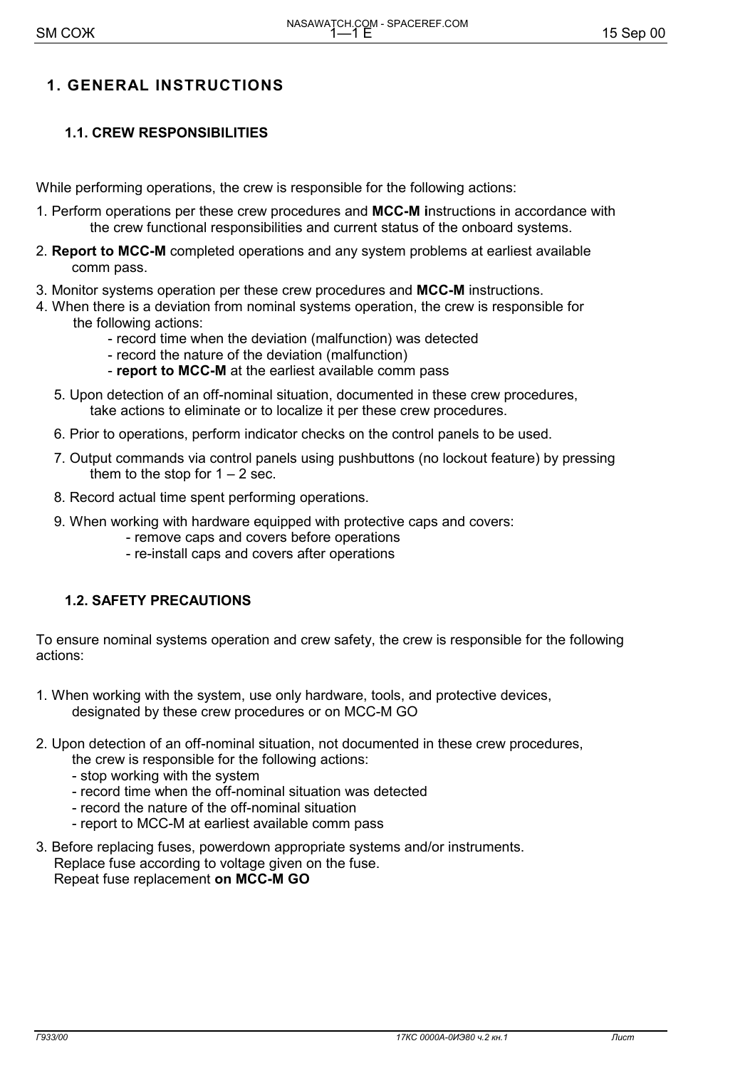# 1. GENERAL INSTRUCTIONS

## 1.1. CREW RESPONSIBILITIES

While performing operations, the crew is responsible for the following actions:

1. Perform operations per these crew procedures and **MCC-M i**nstructions in accordance with the crew functional responsibilities and current status of the onboard systems.
2. **Report to MCC-M** completed operations and any system problems at earliest available comm pass.
3. Monitor systems operation per these crew procedures and **MCC-M** instructions.
4. When there is a deviation from nominal systems operation, the crew is responsible for the following actions:
   - record time when the deviation (malfunction) was detected
   - record the nature of the deviation (malfunction)
   - **report to MCC-M** at the earliest available comm pass
5. Upon detection of an off-nominal situation, documented in these crew procedures, take actions to eliminate or to localize it per these crew procedures.
6. Prior to operations, perform indicator checks on the control panels to be used.
7. Output commands via control panels using pushbuttons (no lockout feature) by pressing them to the stop for 1 – 2 sec.
8. Record actual time spent performing operations.
9. When working with hardware equipped with protective caps and covers:
   - remove caps and covers before operations
   - re-install caps and covers after operations

## 1.2. SAFETY PRECAUTIONS

To ensure nominal systems operation and crew safety, the crew is responsible for the following actions:

1. When working with the system, use only hardware, tools, and protective devices, designated by these crew procedures or on MCC-M GO
2. Upon detection of an off-nominal situation, not documented in these crew procedures, the crew is responsible for the following actions:
   - stop working with the system
   - record time when the off-nominal situation was detected
   - record the nature of the off-nominal situation
   - report to MCC-M at earliest available comm pass
3. Before replacing fuses, powerdown appropriate systems and/or instruments.
   Replace fuse according to voltage given on the fuse.
   Repeat fuse replacement **on MCC-M GO**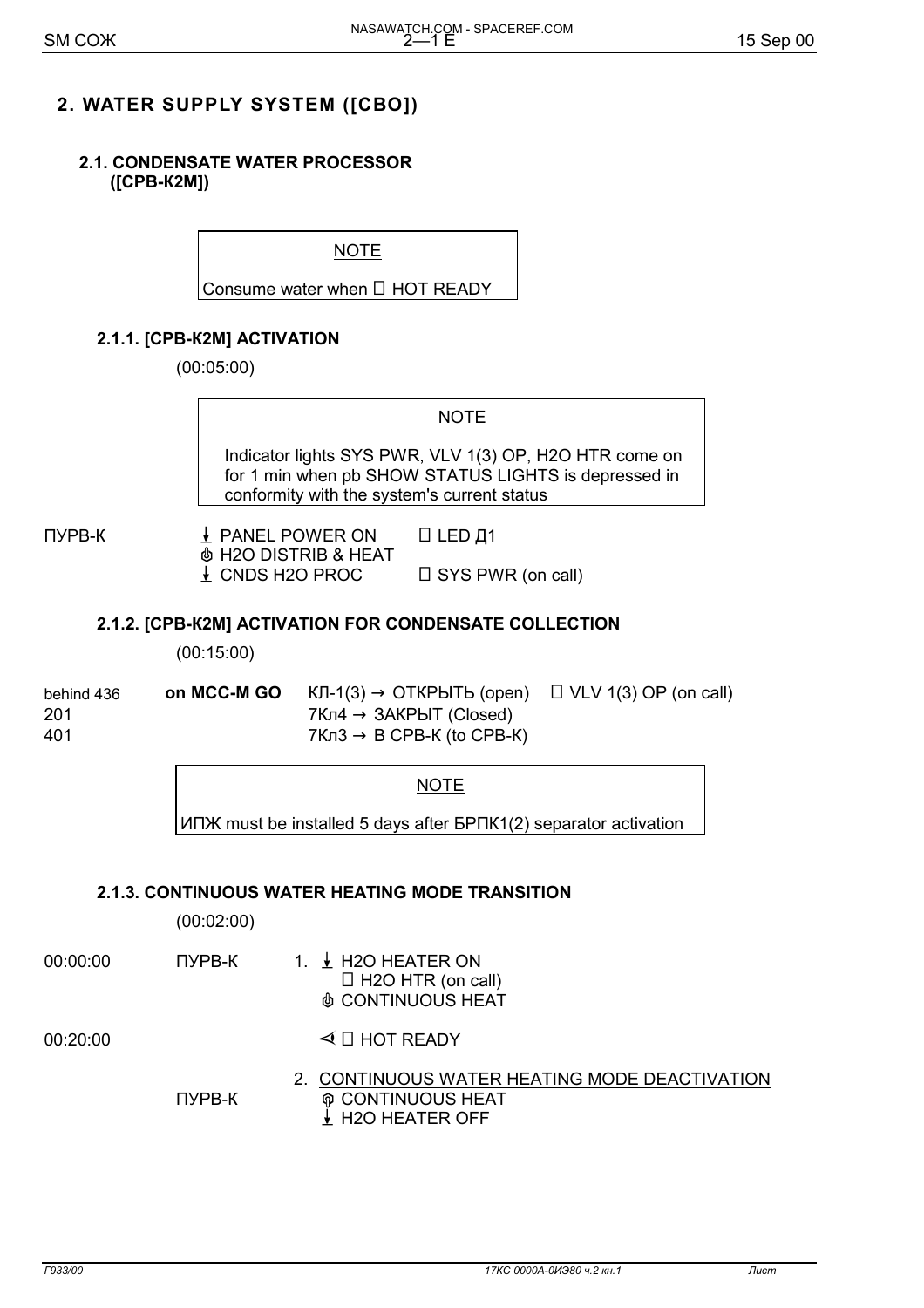# 2. WATER SUPPLY SYSTEM ([СВО])

## 2.1. CONDENSATE WATER PROCESSOR ([СРВ-К2М])

> NOTE
>
> Consume water when  HOT READY

### 2.1.1. [СРВ-К2М] ACTIVATION

(00:05:00)

> NOTE
>
> Indicator lights SYS PWR, VLV 1(3) OP, H2O HTR come on for 1 min when pb SHOW STATUS LIGHTS is depressed in conformity with the system's current status

| | | |
|---|---|---|
| ПУРВ-К | ⭳ PANEL POWER ON | LED Д1 |
| | ⊕ H2O DISTRIB & HEAT | |
| | ⭳ CNDS H2O PROC | SYS PWR (on call) |

### 2.1.2. [СРВ-К2М] ACTIVATION FOR CONDENSATE COLLECTION

(00:15:00)

| | | | |
|---|---|---|---|
| behind 436 | **on MCC-M GO** | КЛ-1(3) → ОТКРЫТЬ (open) | VLV 1(3) OP (on call) |
| 201 | | 7Кл4 → ЗАКРЫТ (Closed) | |
| 401 | | 7Кл3 → В СРВ-К (to СРВ-К) | |

> NOTE
>
> ИПЖ must be installed 5 days after БРПК1(2) separator activation

### 2.1.3. CONTINUOUS WATER HEATING MODE TRANSITION

(00:02:00)

| | | |
|---|---|---|
| 00:00:00 | ПУРВ-К | 1. ⭳ H2O HEATER ON |
| | | H2O HTR (on call) |
| | | ⊕ CONTINUOUS HEAT |
| 00:20:00 | | ⊲ HOT READY |
| | | 2. <u>CONTINUOUS WATER HEATING MODE DEACTIVATION</u> |
| | ПУРВ-К | ⊕ CONTINUOUS HEAT |
| | | ⭳ H2O HEATER OFF |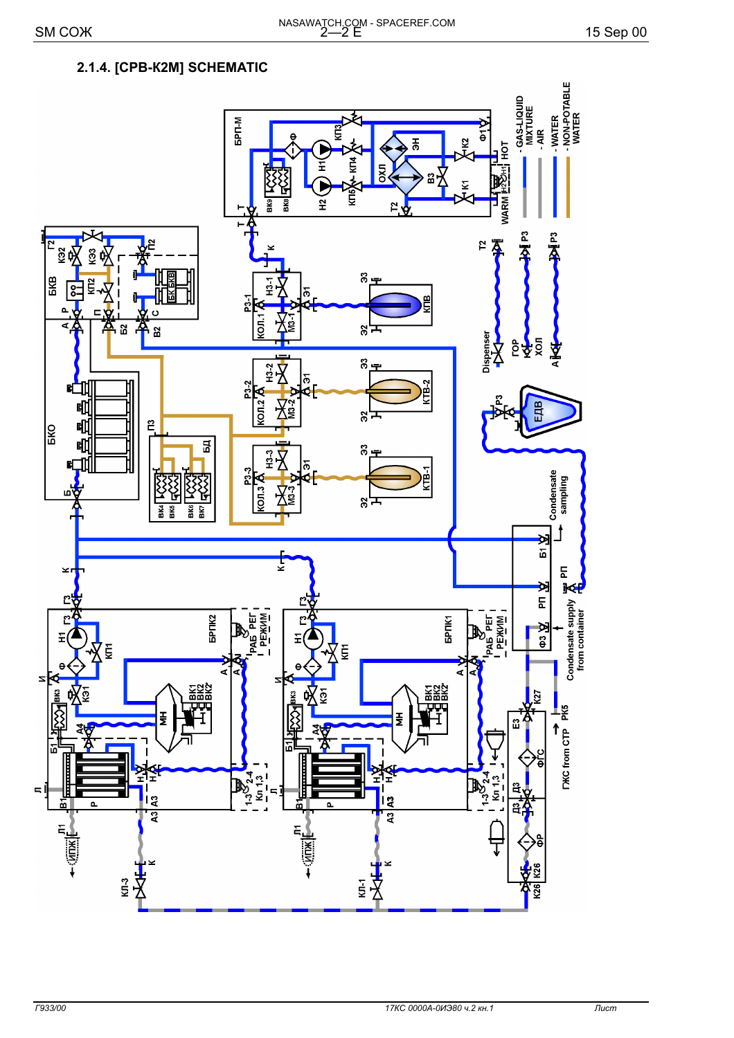## 2.1.4. [СРВ-К2М] SCHEMATIC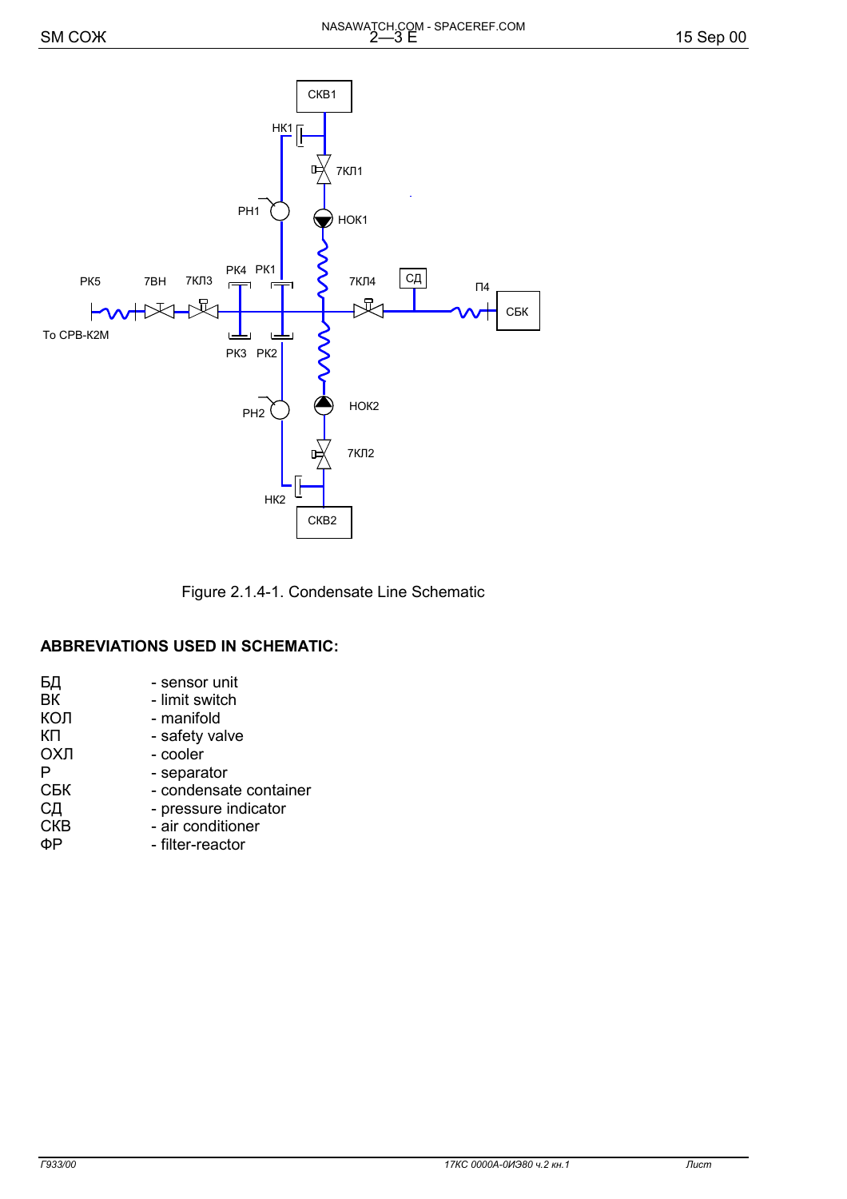Figure 2.1.4-1. Condensate Line Schematic

**ABBREVIATIONS USED IN SCHEMATIC:**

| | |
|---|---|
| БД | - sensor unit |
| ВК | - limit switch |
| КОЛ | - manifold |
| КП | - safety valve |
| ОХЛ | - cooler |
| Р | - separator |
| СБК | - condensate container |
| СД | - pressure indicator |
| СКВ | - air conditioner |
| ФР | - filter-reactor |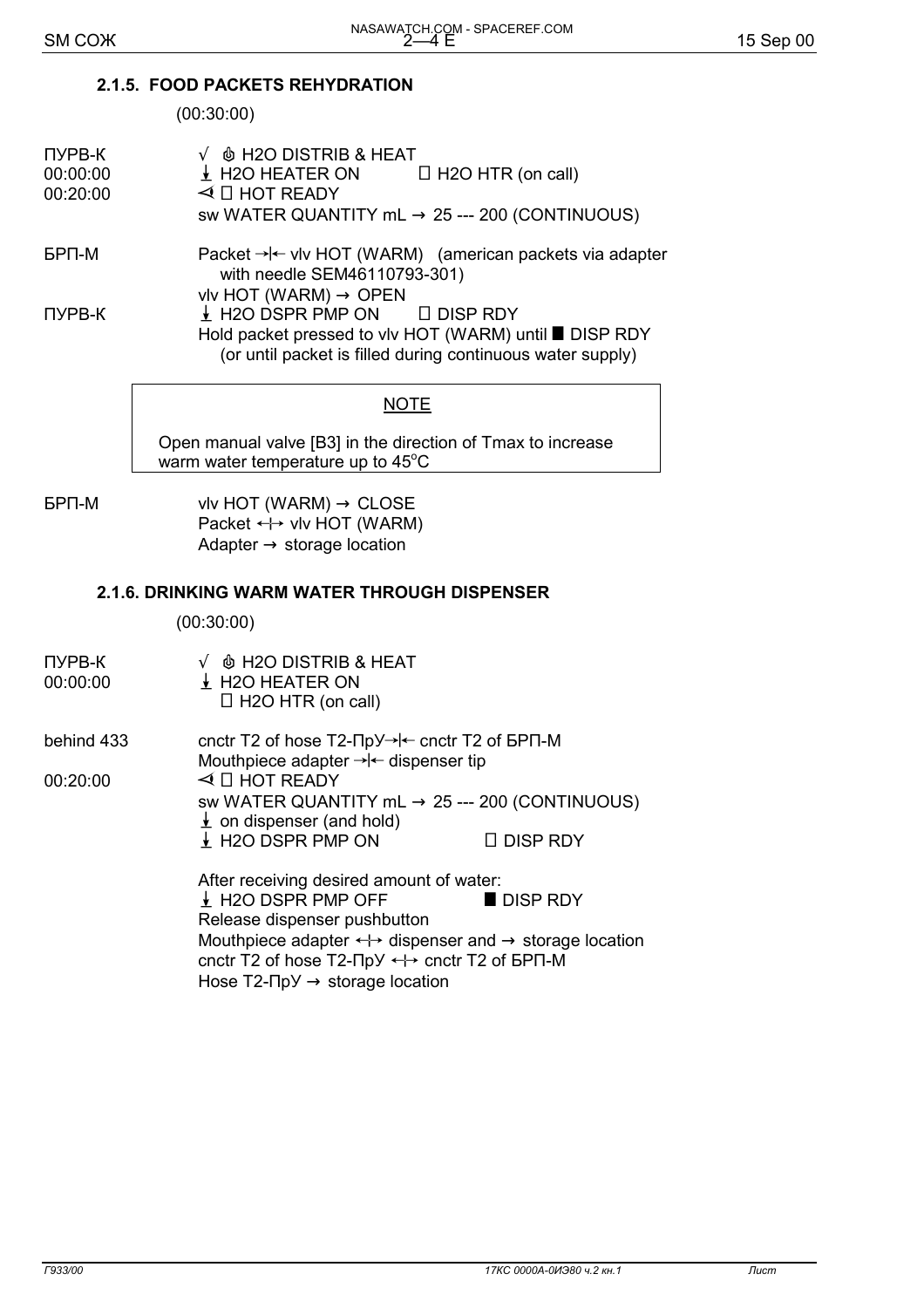### 2.1.5. FOOD PACKETS REHYDRATION

(00:30:00)

| | |
|---|---|
| ПУРВ-К | √ ☝ H2O DISTRIB & HEAT |
| 00:00:00 | ⭳ H2O HEATER ON     □ H2O HTR (on call) |
| 00:20:00 | ⊲ □ HOT READY |
| | sw WATER QUANTITY mL → 25 --- 200 (CONTINUOUS) |
| БРП-М | Packet →\|← vlv HOT (WARM)  (american packets via adapter with needle SEM46110793-301) |
| | vlv HOT (WARM) → OPEN |
| ПУРВ-К | ⭳ H2O DSPR PMP ON     □ DISP RDY |
| | Hold packet pressed to vlv HOT (WARM) until ■ DISP RDY (or until packet is filled during continuous water supply) |

> <u>NOTE</u>
>
> Open manual valve [B3] in the direction of Tmax to increase warm water temperature up to 45°C

| | |
|---|---|
| БРП-М | vlv HOT (WARM) → CLOSE |
| | Packet ←\|→ vlv HOT (WARM) |
| | Adapter → storage location |

### 2.1.6. DRINKING WARM WATER THROUGH DISPENSER

(00:30:00)

| | |
|---|---|
| ПУРВ-К | √ ☝ H2O DISTRIB & HEAT |
| 00:00:00 | ⭳ H2O HEATER ON |
| | □ H2O HTR (on call) |
| behind 433 | cnctr T2 of hose T2-ПрУ→\|← cnctr T2 of БРП-М |
| | Mouthpiece adapter →\|← dispenser tip |
| 00:20:00 | ⊲ □ HOT READY |
| | sw WATER QUANTITY mL → 25 --- 200 (CONTINUOUS) |
| | ⭳ on dispenser (and hold) |
| | ⭳ H2O DSPR PMP ON     □ DISP RDY |
| | After receiving desired amount of water: |
| | ⭳ H2O DSPR PMP OFF     ■ DISP RDY |
| | Release dispenser pushbutton |
| | Mouthpiece adapter ←\|→ dispenser and → storage location |
| | cnctr T2 of hose T2-ПрУ ←\|→ cnctr T2 of БРП-М |
| | Hose T2-ПрУ → storage location |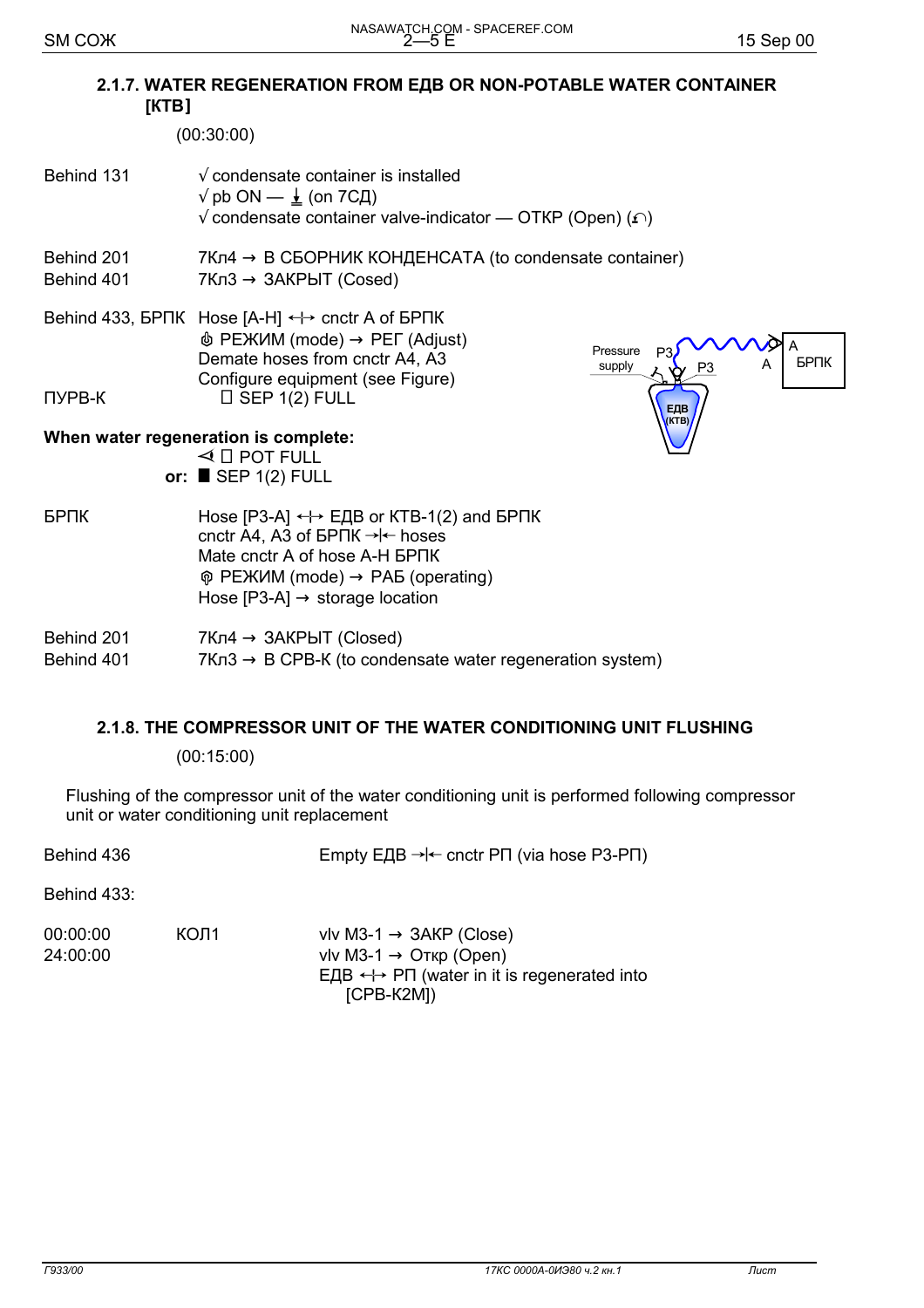## 2.1.7. WATER REGENERATION FROM ЕДВ OR NON-POTABLE WATER CONTAINER [КТВ]

(00:30:00)

| | |
|---|---|
| Behind 131 | √ condensate container is installed<br>√ pb ON — ⏚ (on 7СД)<br>√ condensate container valve-indicator — ОТКР (Open) (↶) |
| Behind 201 | 7Кл4 → В СБОРНИК КОНДЕНСАТА (to condensate container) |
| Behind 401 | 7Кл3 → ЗАКРЫТ (Cosed) |
| Behind 433, БРПК | Hose [A-H] ↔ cnctr A of БРПК<br>РЕЖИМ (mode) → РЕГ (Adjust)<br>Demate hoses from cnctr A4, A3<br>Configure equipment (see Figure) |
| ПУРВ-К | ☐ SEP 1(2) FULL |

Pressure supply — P3 — P3 — A — A БРПК — ЕДВ (КТВ)

**When water regeneration is complete:**

⊲ ☐ POT FULL

**or:** ■ SEP 1(2) FULL

| | |
|---|---|
| БРПК | Hose [P3-A] ↔ ЕДВ or КТВ-1(2) and БРПК<br>cnctr A4, A3 of БРПК →|← hoses<br>Mate cnctr A of hose A-H БРПК<br>РЕЖИМ (mode) → РАБ (operating)<br>Hose [P3-A] → storage location |
| Behind 201 | 7Кл4 → ЗАКРЫТ (Closed) |
| Behind 401 | 7Кл3 → В СРВ-К (to condensate water regeneration system) |

## 2.1.8. THE COMPRESSOR UNIT OF THE WATER CONDITIONING UNIT FLUSHING

(00:15:00)

Flushing of the compressor unit of the water conditioning unit is performed following compressor unit or water conditioning unit replacement

| | | |
|---|---|---|
| Behind 436 | | Empty ЕДВ →|← cnctr РП (via hose P3-РП) |
| Behind 433: | | |
| 00:00:00 | КОЛ1 | vlv M3-1 → ЗАКР (Close) |
| 24:00:00 | | vlv M3-1 → Откр (Open)<br>ЕДВ ↔ РП (water in it is regenerated into [СРВ-К2М]) |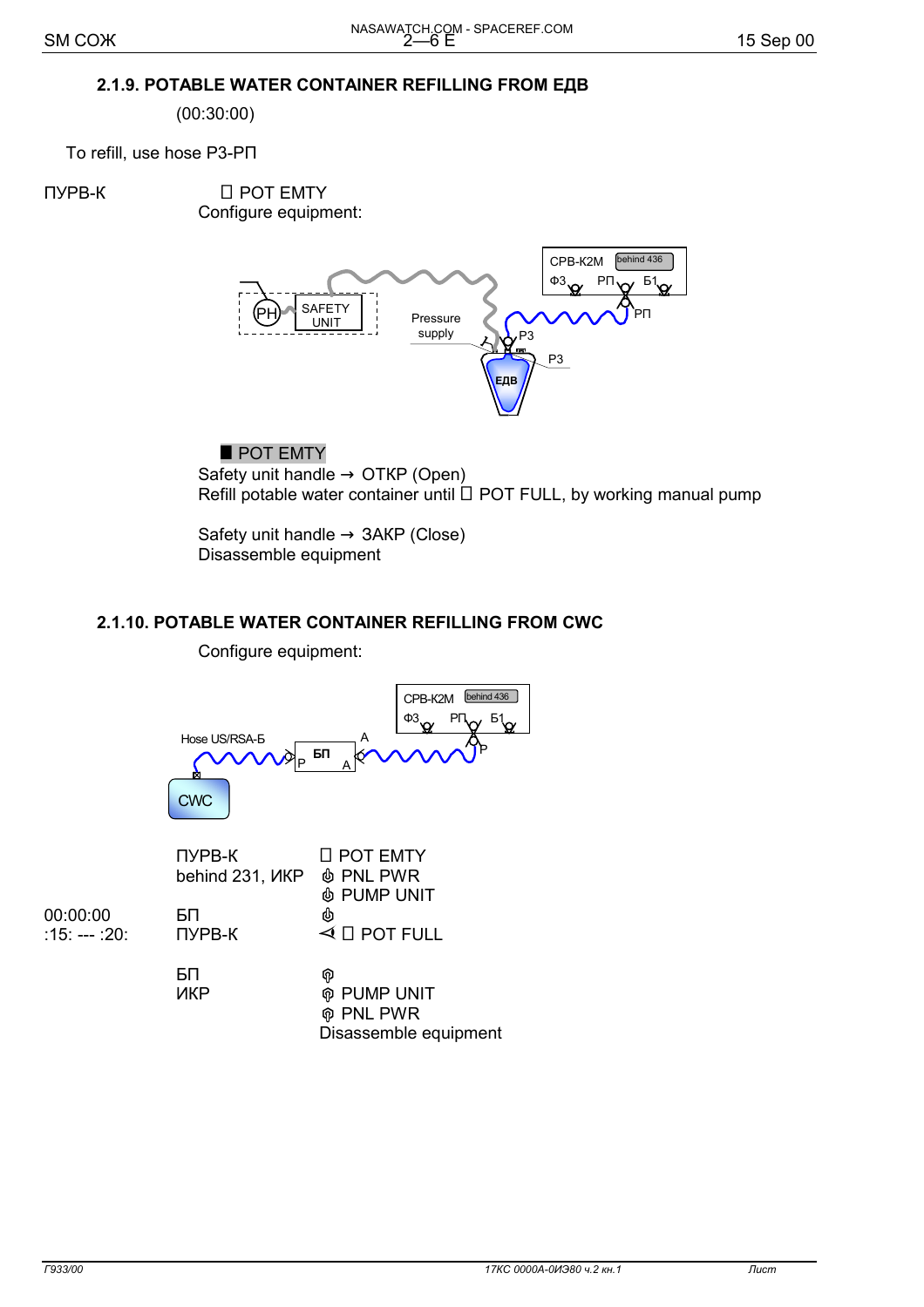## 2.1.9. POTABLE WATER CONTAINER REFILLING FROM ЕДВ

(00:30:00)

To refill, use hose Р3-РП

ПУРВ-К  POT EMTY

Configure equipment:

■ POT EMTY

Safety unit handle → ОТКР (Open)

Refill potable water container until  POT FULL, by working manual pump

Safety unit handle → ЗАКР (Close)

Disassemble equipment

## 2.1.10. POTABLE WATER CONTAINER REFILLING FROM CWC

Configure equipment:

| | | |
|---|---|---|
| | ПУРВ-К | POT EMTY |
| | behind 231, ИКР | PNL PWR |
| | | PUMP UNIT |
| 00:00:00 | БП | |
| :15: --- :20: | ПУРВ-К | POT FULL |
| | БП | |
| | ИКР | PUMP UNIT |
| | | PNL PWR |
| | | Disassemble equipment |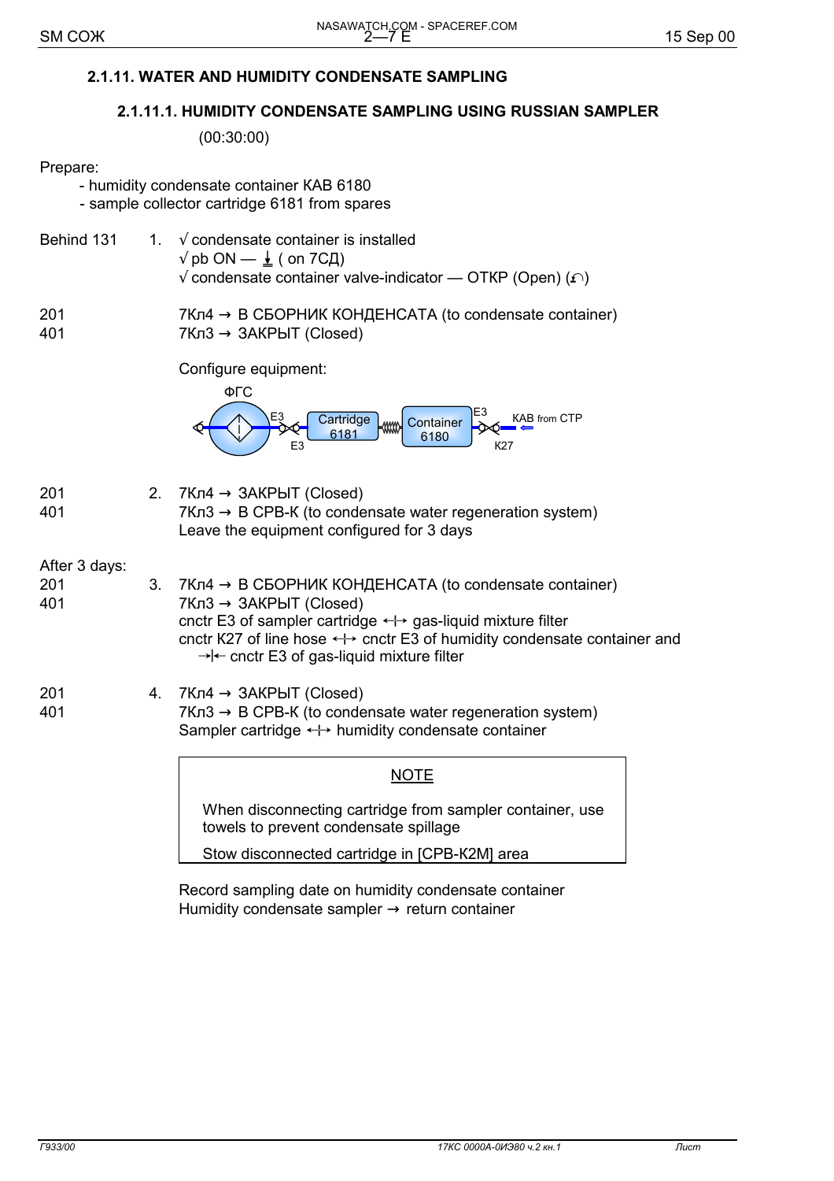## 2.1.11. WATER AND HUMIDITY CONDENSATE SAMPLING

### 2.1.11.1. HUMIDITY CONDENSATE SAMPLING USING RUSSIAN SAMPLER

(00:30:00)

Prepare:

- humidity condensate container КАВ 6180
- sample collector cartridge 6181 from spares

| | | |
|---|---|---|
| Behind 131 | 1. | √ condensate container is installed<br>√ pb ON — ⭳ ( on 7СД)<br>√ condensate container valve-indicator — ОТКР (Open) (↶) |
| 201 | | 7Кл4 → В СБОРНИК КОНДЕНСАТА (to condensate container) |
| 401 | | 7Кл3 → ЗАКРЫТ (Closed) |
| | | Configure equipment: |
| | | ФГС — E3 — E3 — Cartridge 6181 — Container 6180 — E3 — К27 — КАВ from СТР |
| 201 | 2. | 7Кл4 → ЗАКРЫТ (Closed) |
| 401 | | 7Кл3 → В СРВ-К (to condensate water regeneration system)<br>Leave the equipment configured for 3 days |

After 3 days:

| | | |
|---|---|---|
| 201 | 3. | 7Кл4 → В СБОРНИК КОНДЕНСАТА (to condensate container) |
| 401 | | 7Кл3 → ЗАКРЫТ (Closed)<br>cnctr E3 of sampler cartridge ↔ gas-liquid mixture filter<br>cnctr К27 of line hose ↔ cnctr E3 of humidity condensate container and<br>→|← cnctr E3 of gas-liquid mixture filter |
| 201 | 4. | 7Кл4 → ЗАКРЫТ (Closed) |
| 401 | | 7Кл3 → В СРВ-К (to condensate water regeneration system)<br>Sampler cartridge ↔ humidity condensate container |

> **NOTE**
>
> When disconnecting cartridge from sampler container, use towels to prevent condensate spillage
>
> Stow disconnected cartridge in [СРВ-К2М] area

Record sampling date on humidity condensate container
Humidity condensate sampler → return container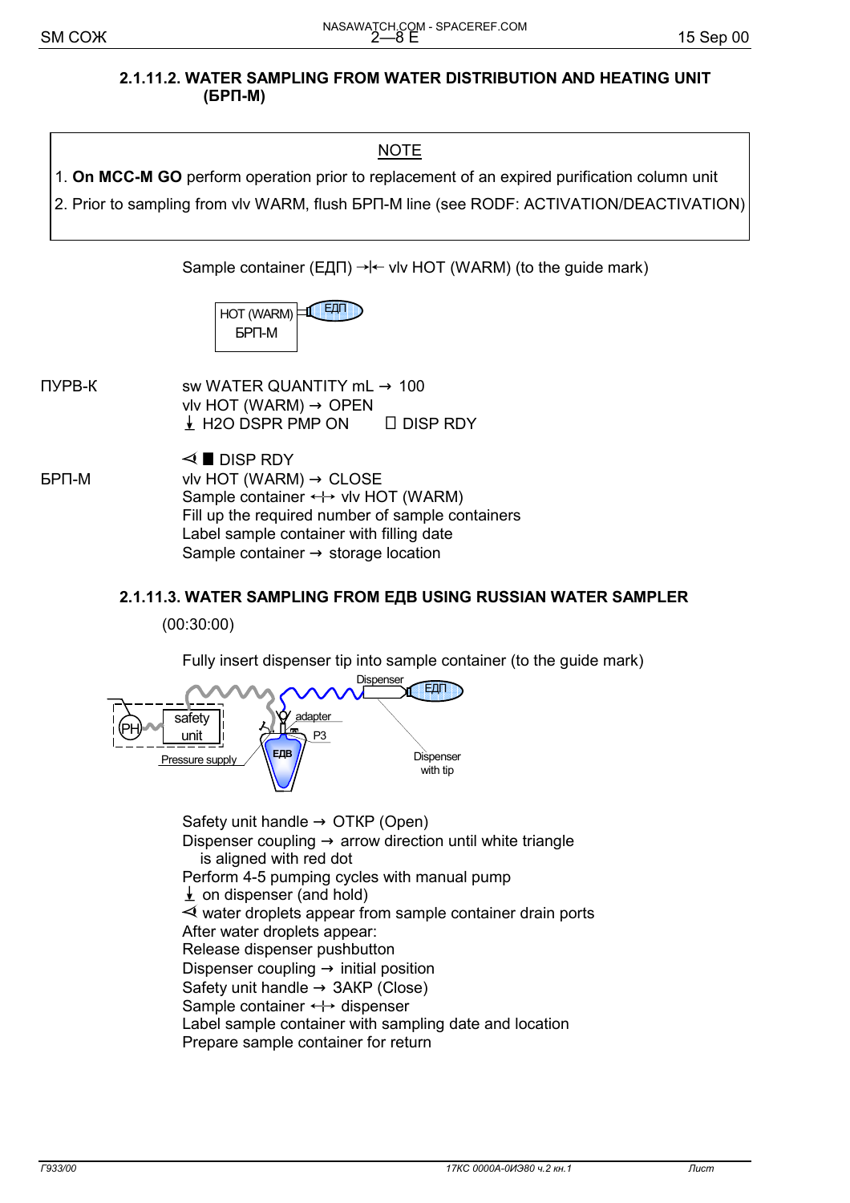### 2.1.11.2. WATER SAMPLING FROM WATER DISTRIBUTION AND HEATING UNIT (БРП-М)

> **NOTE**
>
> 1. **On MCC-M GO** perform operation prior to replacement of an expired purification column unit
> 2. Prior to sampling from vlv WARM, flush БРП-М line (see RODF: ACTIVATION/DEACTIVATION)

Sample container (ЕДП) →|← vlv HOT (WARM) (to the guide mark)

HOT (WARM) БРП-М — ЕДП

ПУРВ-К

sw WATER QUANTITY mL → 100
vlv HOT (WARM) → OPEN
⭳ H2O DSPR PMP ON    □ DISP RDY

⊲ ■ DISP RDY

БРП-М

vlv HOT (WARM) → CLOSE
Sample container ←|→ vlv HOT (WARM)
Fill up the required number of sample containers
Label sample container with filling date
Sample container → storage location

### 2.1.11.3. WATER SAMPLING FROM ЕДВ USING RUSSIAN WATER SAMPLER

(00:30:00)

Fully insert dispenser tip into sample container (to the guide mark)

PH, safety unit, Pressure supply, adapter, P3, ЕДВ, Dispenser, ЕДП, Dispenser with tip

Safety unit handle → ОТКР (Open)
Dispenser coupling → arrow direction until white triangle
  is aligned with red dot
Perform 4-5 pumping cycles with manual pump
⭳ on dispenser (and hold)
⊲ water droplets appear from sample container drain ports
After water droplets appear:
Release dispenser pushbutton
Dispenser coupling → initial position
Safety unit handle → ЗАКР (Close)
Sample container ←|→ dispenser
Label sample container with sampling date and location
Prepare sample container for return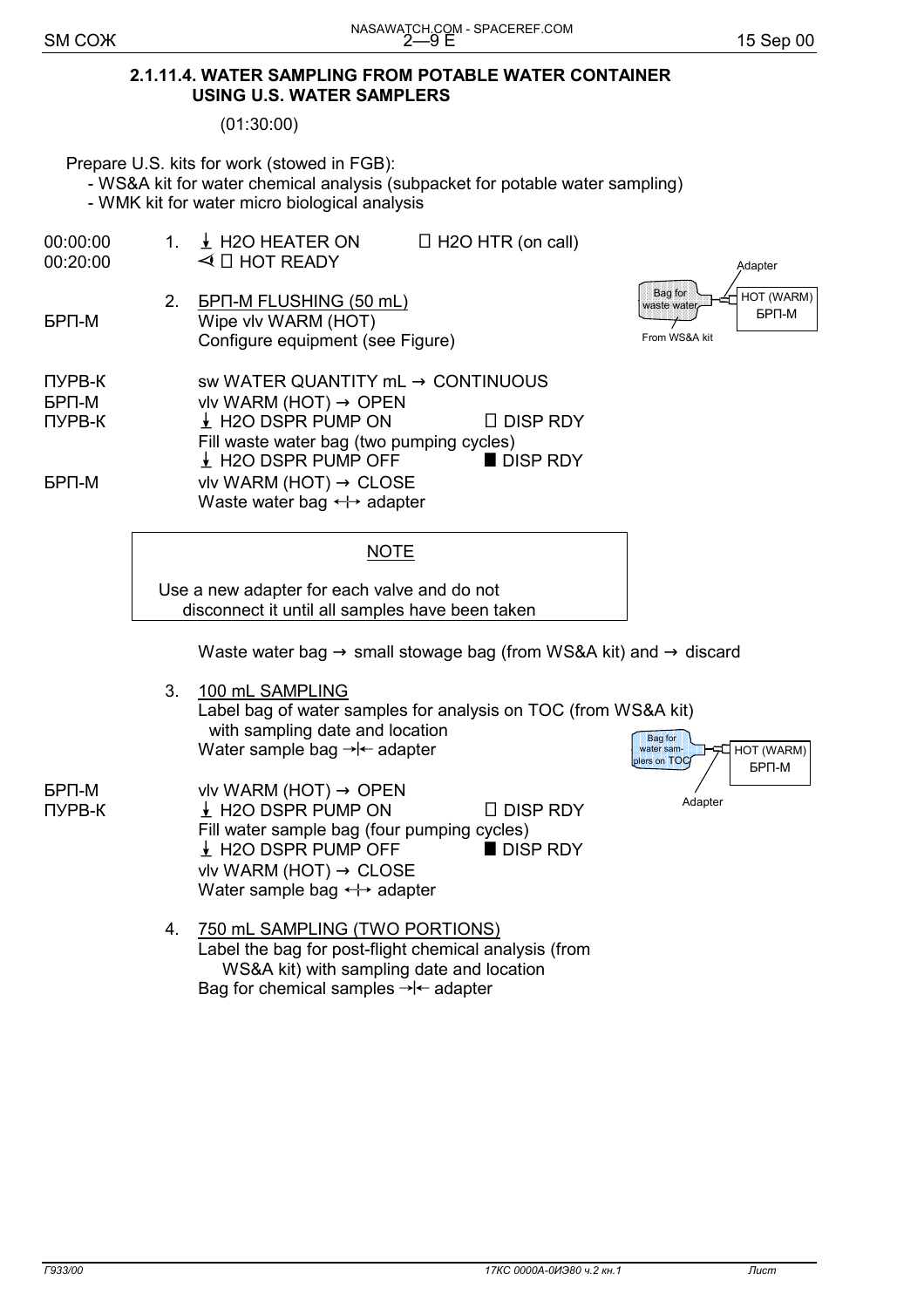## 2.1.11.4. WATER SAMPLING FROM POTABLE WATER CONTAINER USING U.S. WATER SAMPLERS

(01:30:00)

Prepare U.S. kits for work (stowed in FGB):

- WS&A kit for water chemical analysis (subpacket for potable water sampling)
- WMK kit for water micro biological analysis

| | | | |
|---|---|---|---|
| 00:00:00 | 1. | ↓ H2O HEATER ON | □ H2O HTR (on call) |
| 00:20:00 | | ⊲ □ HOT READY | |

Bag for waste water — Adapter — HOT (WARM) БРП-М

From WS&A kit

| | | | |
|---|---|---|---|
| | 2. | <u>БРП-М FLUSHING (50 mL)</u> | |
| БРП-М | | Wipe vlv WARM (HOT) | |
| | | Configure equipment (see Figure) | |
| ПУРВ-К | | sw WATER QUANTITY mL → CONTINUOUS | |
| БРП-М | | vlv WARM (HOT) → OPEN | |
| ПУРВ-К | | ↓ H2O DSPR PUMP ON | □ DISP RDY |
| | | Fill waste water bag (two pumping cycles) | |
| | | ↓ H2O DSPR PUMP OFF | ■ DISP RDY |
| БРП-М | | vlv WARM (HOT) → CLOSE | |
| | | Waste water bag ↔ adapter | |

> **NOTE**
>
> Use a new adapter for each valve and do not disconnect it until all samples have been taken

Waste water bag → small stowage bag (from WS&A kit) and → discard

3. <u>100 mL SAMPLING</u>

Label bag of water samples for analysis on TOC (from WS&A kit) with sampling date and location

Water sample bag →|← adapter

Bag for water samplers on TOC — Adapter — HOT (WARM) БРП-М

| | | |
|---|---|---|
| БРП-М | vlv WARM (HOT) → OPEN | |
| ПУРВ-К | ↓ H2O DSPR PUMP ON | □ DISP RDY |
| | Fill water sample bag (four pumping cycles) | |
| | ↓ H2O DSPR PUMP OFF | ■ DISP RDY |
| | vlv WARM (HOT) → CLOSE | |
| | Water sample bag ↔ adapter | |

4. <u>750 mL SAMPLING (TWO PORTIONS)</u>

Label the bag for post-flight chemical analysis (from WS&A kit) with sampling date and location

Bag for chemical samples →|← adapter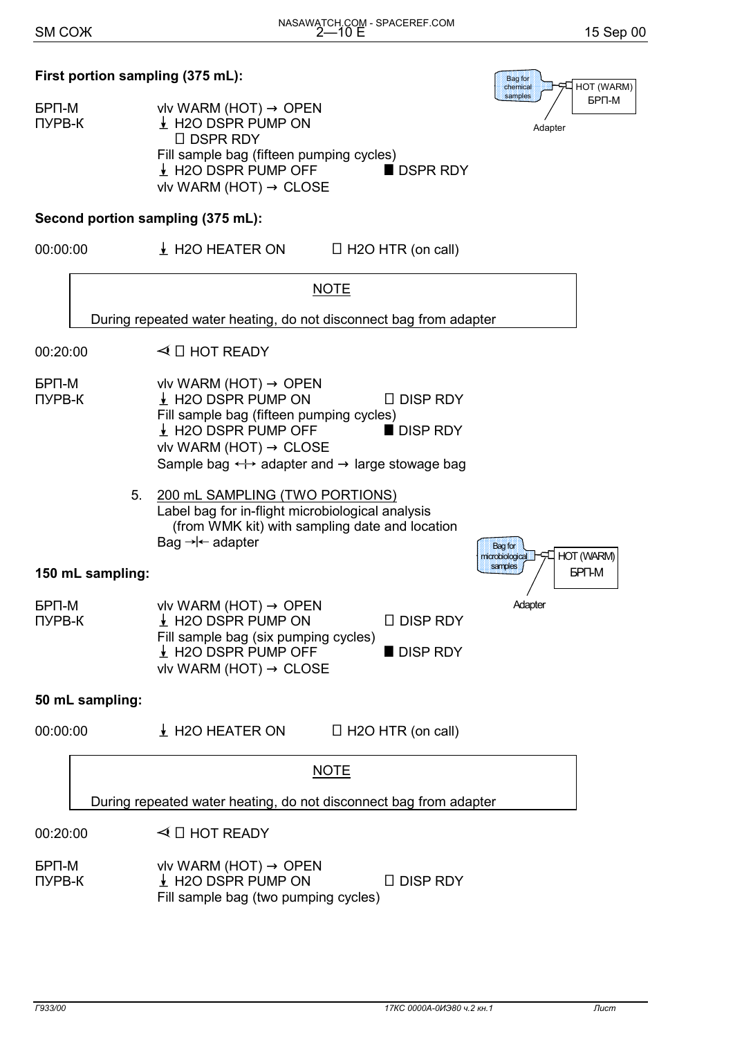**First portion sampling (375 mL):**

Bag for chemical samples — Adapter — HOT (WARM) БРП-М

БРП-М — vlv WARM (HOT) → OPEN
ПУРВ-К — ⭳ H2O DSPR PUMP ON
 □ DSPR RDY
Fill sample bag (fifteen pumping cycles)
⭳ H2O DSPR PUMP OFF ■ DSPR RDY
vlv WARM (HOT) → CLOSE

**Second portion sampling (375 mL):**

00:00:00 ⭳ H2O HEATER ON □ H2O HTR (on call)

> NOTE
>
> During repeated water heating, do not disconnect bag from adapter

00:20:00 ⊲ □ HOT READY

БРП-М — vlv WARM (HOT) → OPEN
ПУРВ-К — ⭳ H2O DSPR PUMP ON □ DISP RDY
Fill sample bag (fifteen pumping cycles)
⭳ H2O DSPR PUMP OFF ■ DISP RDY
vlv WARM (HOT) → CLOSE
Sample bag ↔ adapter and → large stowage bag

5. 200 mL SAMPLING (TWO PORTIONS)
 Label bag for in-flight microbiological analysis (from WMK kit) with sampling date and location
 Bag →|← adapter

Bag for microbiological samples — Adapter — HOT (WARM) БРП-М

**150 mL sampling:**

БРП-М — vlv WARM (HOT) → OPEN
ПУРВ-К — ⭳ H2O DSPR PUMP ON □ DISP RDY
Fill sample bag (six pumping cycles)
⭳ H2O DSPR PUMP OFF ■ DISP RDY
vlv WARM (HOT) → CLOSE

**50 mL sampling:**

00:00:00 ⭳ H2O HEATER ON □ H2O HTR (on call)

> NOTE
>
> During repeated water heating, do not disconnect bag from adapter

00:20:00 ⊲ □ HOT READY

БРП-М — vlv WARM (HOT) → OPEN
ПУРВ-К — ⭳ H2O DSPR PUMP ON □ DISP RDY
Fill sample bag (two pumping cycles)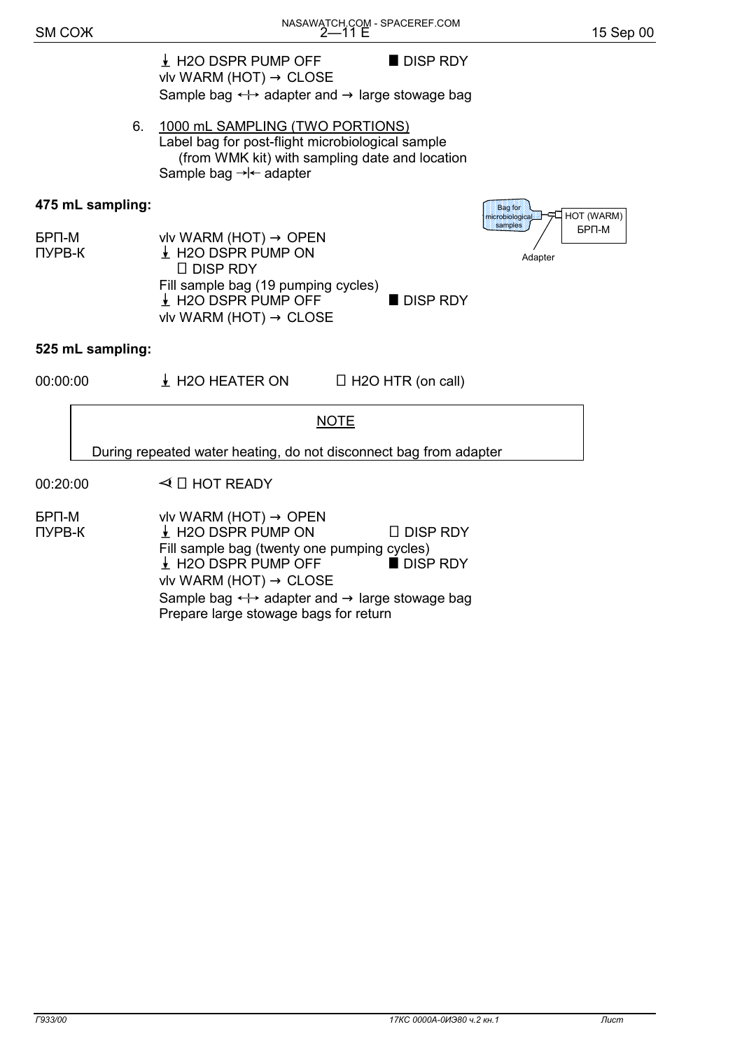↓ H2O DSPR PUMP OFF ■ DISP RDY
vlv WARM (HOT) → CLOSE
Sample bag ↔ adapter and → large stowage bag

6. 1000 mL SAMPLING (TWO PORTIONS)
Label bag for post-flight microbiological sample (from WMK kit) with sampling date and location
Sample bag →|← adapter

**475 mL sampling:**

Bag for microbiological samples — HOT (WARM) БРП-М
Adapter

| | | |
|---|---|---|
| БРП-М | vlv WARM (HOT) → OPEN | |
| ПУРВ-К | ↓ H2O DSPR PUMP ON | |
| | □ DISP RDY | |
| | Fill sample bag (19 pumping cycles) | |
| | ↓ H2O DSPR PUMP OFF | ■ DISP RDY |
| | vlv WARM (HOT) → CLOSE | |

**525 mL sampling:**

| | | |
|---|---|---|
| 00:00:00 | ↓ H2O HEATER ON | □ H2O HTR (on call) |

> **NOTE**
>
> During repeated water heating, do not disconnect bag from adapter

| | | |
|---|---|---|
| 00:20:00 | ⊲ □ HOT READY | |
| БРП-М | vlv WARM (HOT) → OPEN | |
| ПУРВ-К | ↓ H2O DSPR PUMP ON | □ DISP RDY |
| | Fill sample bag (twenty one pumping cycles) | |
| | ↓ H2O DSPR PUMP OFF | ■ DISP RDY |
| | vlv WARM (HOT) → CLOSE | |
| | Sample bag ↔ adapter and → large stowage bag | |
| | Prepare large stowage bags for return | |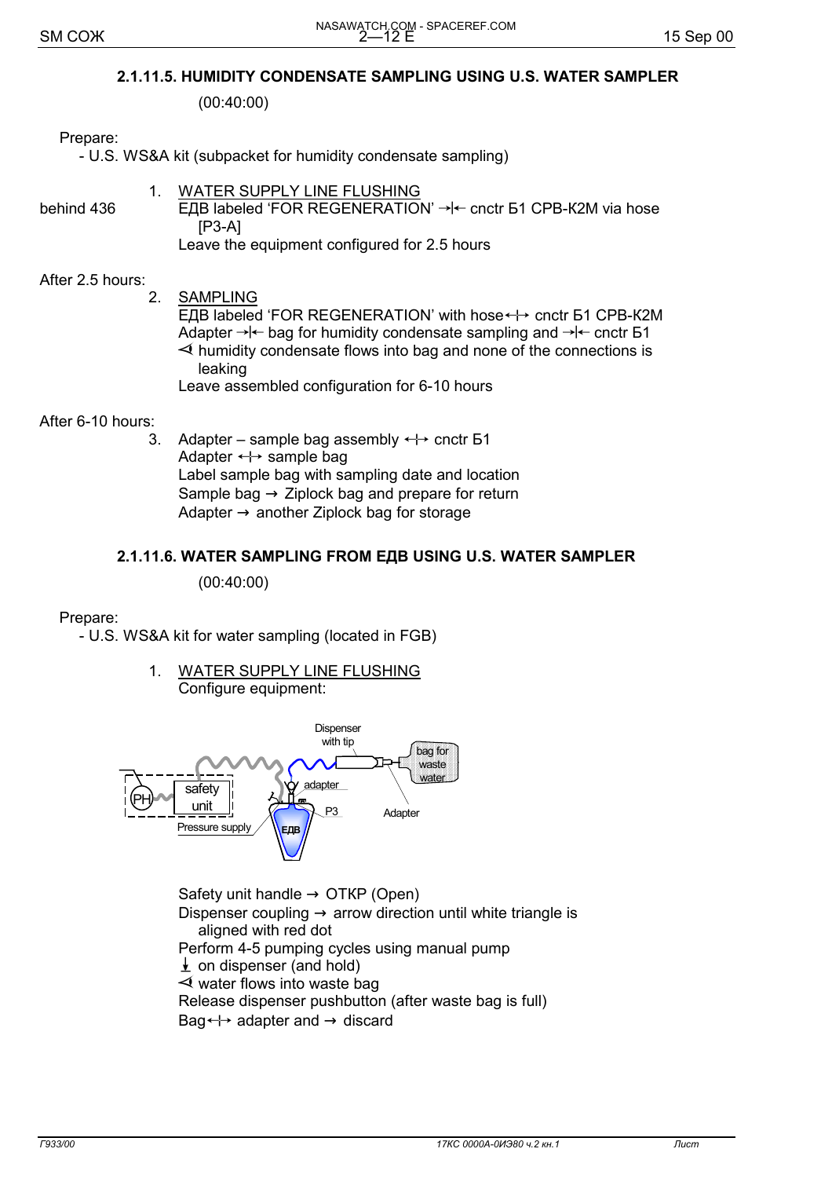### 2.1.11.5. HUMIDITY CONDENSATE SAMPLING USING U.S. WATER SAMPLER

(00:40:00)

Prepare:
- U.S. WS&A kit (subpacket for humidity condensate sampling)

behind 436

1. WATER SUPPLY LINE FLUSHING
   ЕДВ labeled 'FOR REGENERATION' →|← cnctr Б1 СРВ-К2М via hose [P3-A]
   Leave the equipment configured for 2.5 hours

After 2.5 hours:

2. SAMPLING
   ЕДВ labeled 'FOR REGENERATION' with hose ←|→ cnctr Б1 СРВ-К2М
   Adapter →|← bag for humidity condensate sampling and →|← cnctr Б1
   ⊲ humidity condensate flows into bag and none of the connections is leaking
   Leave assembled configuration for 6-10 hours

After 6-10 hours:

3. Adapter – sample bag assembly ←|→ cnctr Б1
   Adapter ←|→ sample bag
   Label sample bag with sampling date and location
   Sample bag → Ziplock bag and prepare for return
   Adapter → another Ziplock bag for storage

### 2.1.11.6. WATER SAMPLING FROM ЕДВ USING U.S. WATER SAMPLER

(00:40:00)

Prepare:
- U.S. WS&A kit for water sampling (located in FGB)

1. WATER SUPPLY LINE FLUSHING
   Configure equipment:

   Safety unit handle → ОТКР (Open)
   Dispenser coupling → arrow direction until white triangle is aligned with red dot
   Perform 4-5 pumping cycles using manual pump
   ↓ on dispenser (and hold)
   ⊲ water flows into waste bag
   Release dispenser pushbutton (after waste bag is full)
   Bag ←|→ adapter and → discard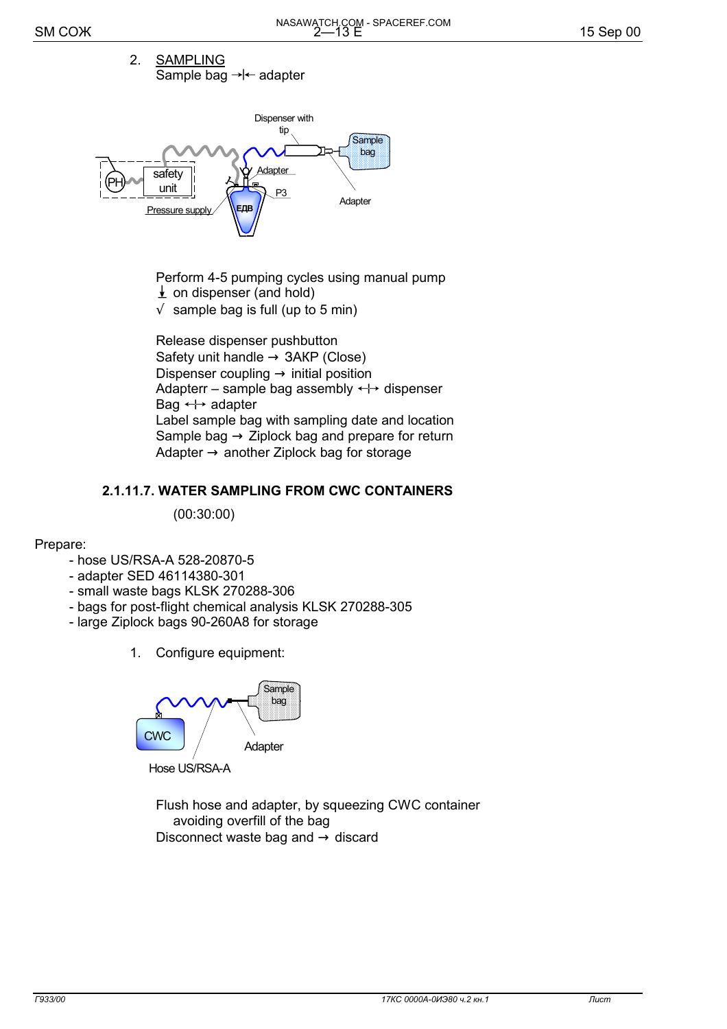2. <u>SAMPLING</u>
   Sample bag →|← adapter

Perform 4-5 pumping cycles using manual pump
⭳ on dispenser (and hold)
√ sample bag is full (up to 5 min)

Release dispenser pushbutton
Safety unit handle → ЗАКР (Close)
Dispenser coupling → initial position
Adapterr – sample bag assembly ←|→ dispenser
Bag ←|→ adapter
Label sample bag with sampling date and location
Sample bag → Ziplock bag and prepare for return
Adapter → another Ziplock bag for storage

### 2.1.11.7. WATER SAMPLING FROM CWC CONTAINERS

(00:30:00)

Prepare:

- hose US/RSA-A 528-20870-5
- adapter SED 46114380-301
- small waste bags KLSK 270288-306
- bags for post-flight chemical analysis KLSK 270288-305
- large Ziplock bags 90-260A8 for storage

1. Configure equipment:

Flush hose and adapter, by squeezing CWC container avoiding overfill of the bag
Disconnect waste bag and → discard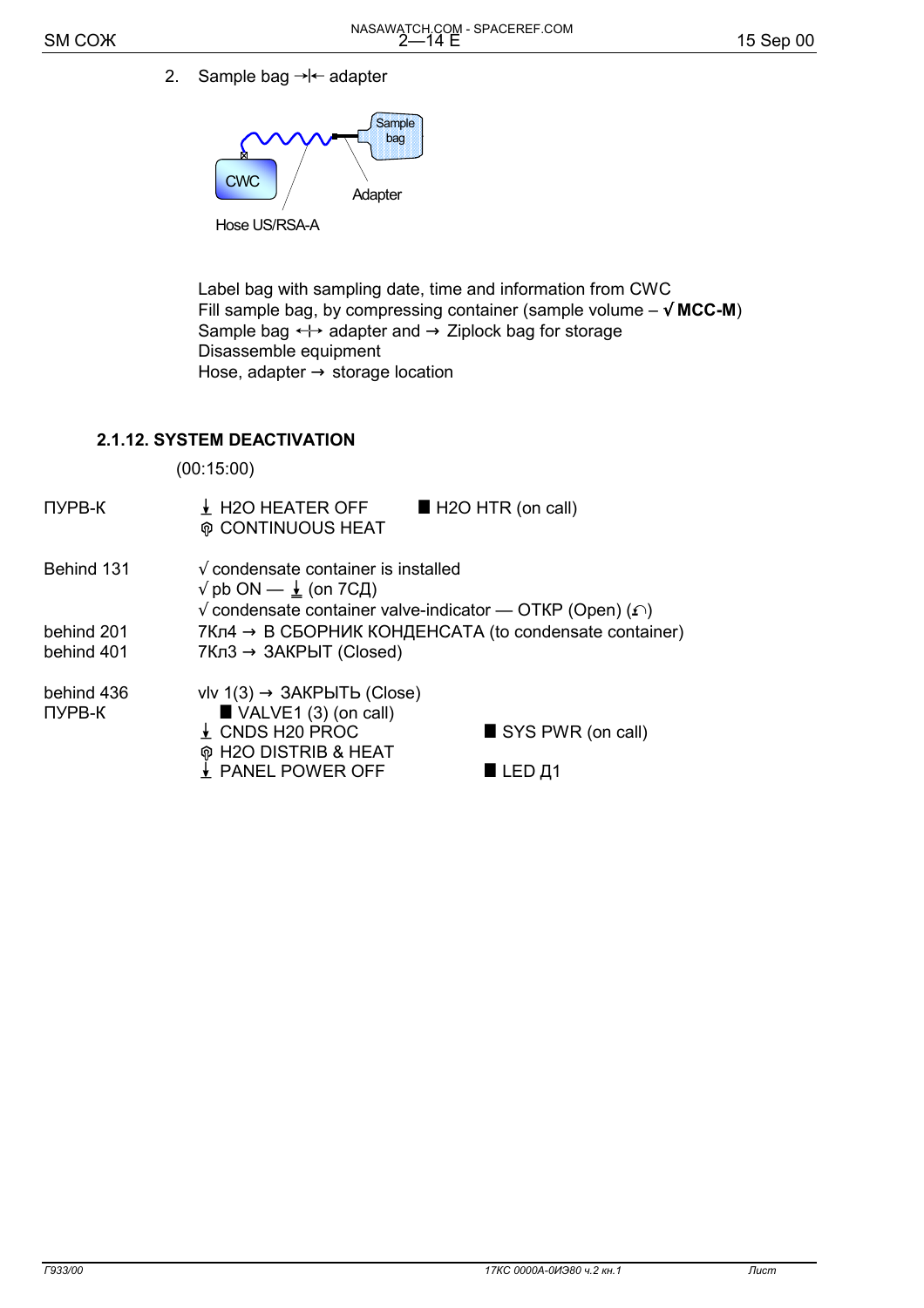2. Sample bag →|← adapter

Sample bag

CWC

Adapter

Hose US/RSA-A

Label bag with sampling date, time and information from CWC
Fill sample bag, by compressing container (sample volume – √ **MCC-M**)
Sample bag ↔ adapter and → Ziplock bag for storage
Disassemble equipment
Hose, adapter → storage location

### 2.1.12. SYSTEM DEACTIVATION

(00:15:00)

| | | |
|---|---|---|
| ПУРВ-К | ⏚ H2O HEATER OFF<br>CONTINUOUS HEAT | ■ H2O HTR (on call) |
| Behind 131 | √ condensate container is installed<br>√ pb ON — ⏚ (on 7СД)<br>√ condensate container valve-indicator — ОТКР (Open) | |
| behind 201 | 7Кл4 → В СБОРНИК КОНДЕНСАТА (to condensate container) | |
| behind 401 | 7Кл3 → ЗАКРЫТ (Closed) | |
| behind 436 | vlv 1(3) → ЗАКРЫТЬ (Close) | |
| ПУРВ-К | ■ VALVE1 (3) (on call)<br>⏚ CNDS H20 PROC<br>H2O DISTRIB & HEAT<br>⏚ PANEL POWER OFF | ■ SYS PWR (on call)<br><br>■ LED Д1 |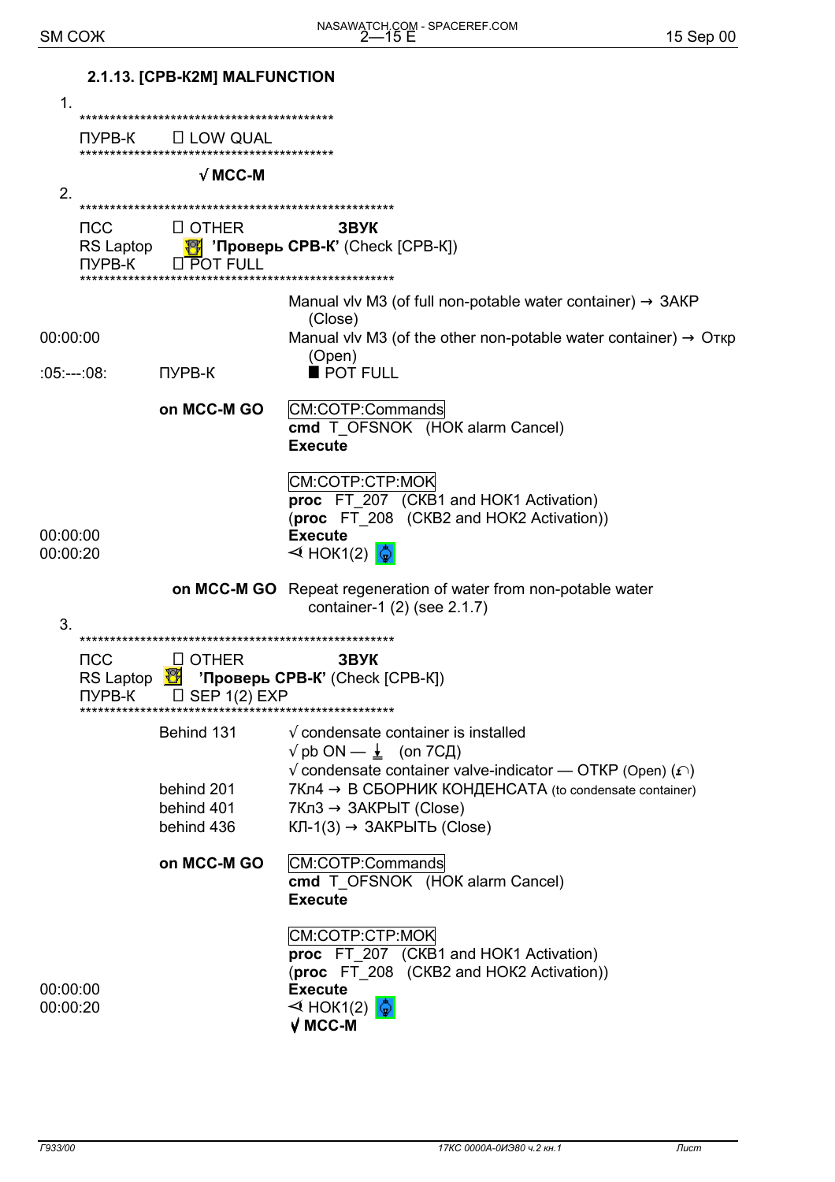## 2.1.13. [СРВ-К2М] MALFUNCTION

1.

******************************************

ПУРВ-К  ☐ LOW QUAL

******************************************

**√ MCC-M**

2.

******************************************************

ПСС  ☐ OTHER  **ЗВУК**
RS Laptop  **'Проверь СРВ-К'** (Check [СРВ-К])
ПУРВ-К  ☐ POT FULL

******************************************************

Manual vlv M3 (of full non-potable water container) → ЗАКР (Close)

00:00:00  Manual vlv M3 (of the other non-potable water container) → Откр (Open)

:05:---:08:  ПУРВ-К  ■ POT FULL

**on MCC-M GO**  CM:COTP:Commands
**cmd** T_OFSNOK (НОК alarm Cancel)
**Execute**

CM:COTP:CTP:MOK
**proc** FT_207 (СКВ1 and НОК1 Activation)
(**proc** FT_208 (СКВ2 and НОК2 Activation))

00:00:00  **Execute**
00:00:20  ⊲ НОК1(2)

**on MCC-M GO**  Repeat regeneration of water from non-potable water container-1 (2) (see 2.1.7)

3.

******************************************************

ПСС  ☐ OTHER  **ЗВУК**
RS Laptop  **'Проверь СРВ-К'** (Check [СРВ-К])
ПУРВ-К  ☐ SEP 1(2) EXP

******************************************************

Behind 131  √ condensate container is installed
√ pb ON — ⏚ (on 7СД)
√ condensate container valve-indicator — ОТКР (Open) (↶)

behind 201  7Кл4 → В СБОРНИК КОНДЕНСАТА (to condensate container)
behind 401  7Кл3 → ЗАКРЫТ (Close)
behind 436  КЛ-1(3) → ЗАКРЫТЬ (Close)

**on MCC-M GO**  CM:COTP:Commands
**cmd** T_OFSNOK (НОК alarm Cancel)
**Execute**

CM:COTP:CTP:MOK
**proc** FT_207 (СКВ1 and НОК1 Activation)
(**proc** FT_208 (СКВ2 and НОК2 Activation))

00:00:00  **Execute**
00:00:20  ⊲ НОК1(2)
**√ MCC-M**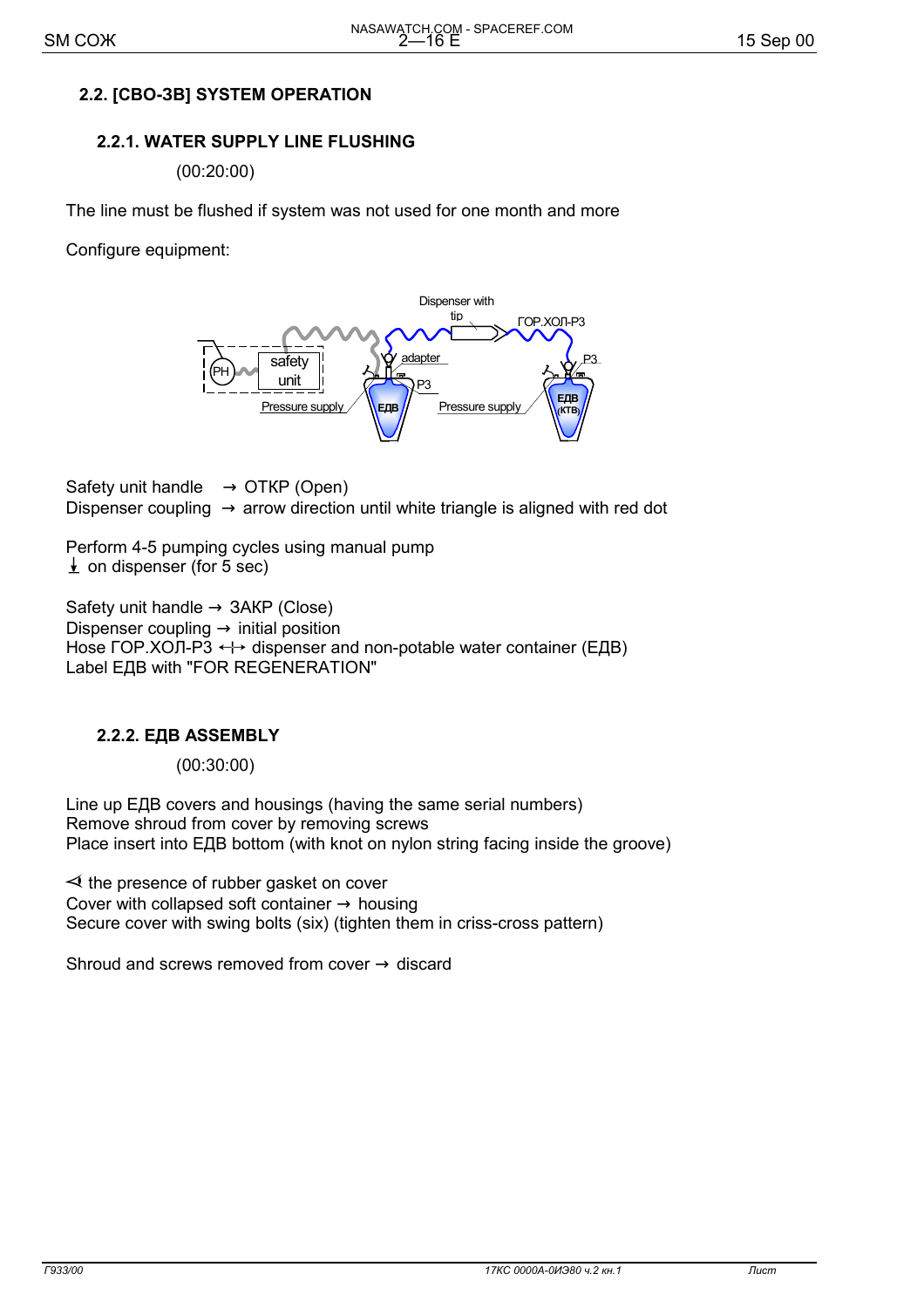## 2.2. [СВО-ЗВ] SYSTEM OPERATION

### 2.2.1. WATER SUPPLY LINE FLUSHING

(00:20:00)

The line must be flushed if system was not used for one month and more

Configure equipment:

Safety unit handle → ОТКР (Open)
Dispenser coupling → arrow direction until white triangle is aligned with red dot

Perform 4-5 pumping cycles using manual pump
⭳ on dispenser (for 5 sec)

Safety unit handle → ЗАКР (Close)
Dispenser coupling → initial position
Hose ГОР.ХОЛ-РЗ ↤↦ dispenser and non-potable water container (ЕДВ)
Label ЕДВ with "FOR REGENERATION"

### 2.2.2. ЕДВ ASSEMBLY

(00:30:00)

Line up ЕДВ covers and housings (having the same serial numbers)
Remove shroud from cover by removing screws
Place insert into ЕДВ bottom (with knot on nylon string facing inside the groove)

⊲ the presence of rubber gasket on cover
Cover with collapsed soft container → housing
Secure cover with swing bolts (six) (tighten them in criss-cross pattern)

Shroud and screws removed from cover → discard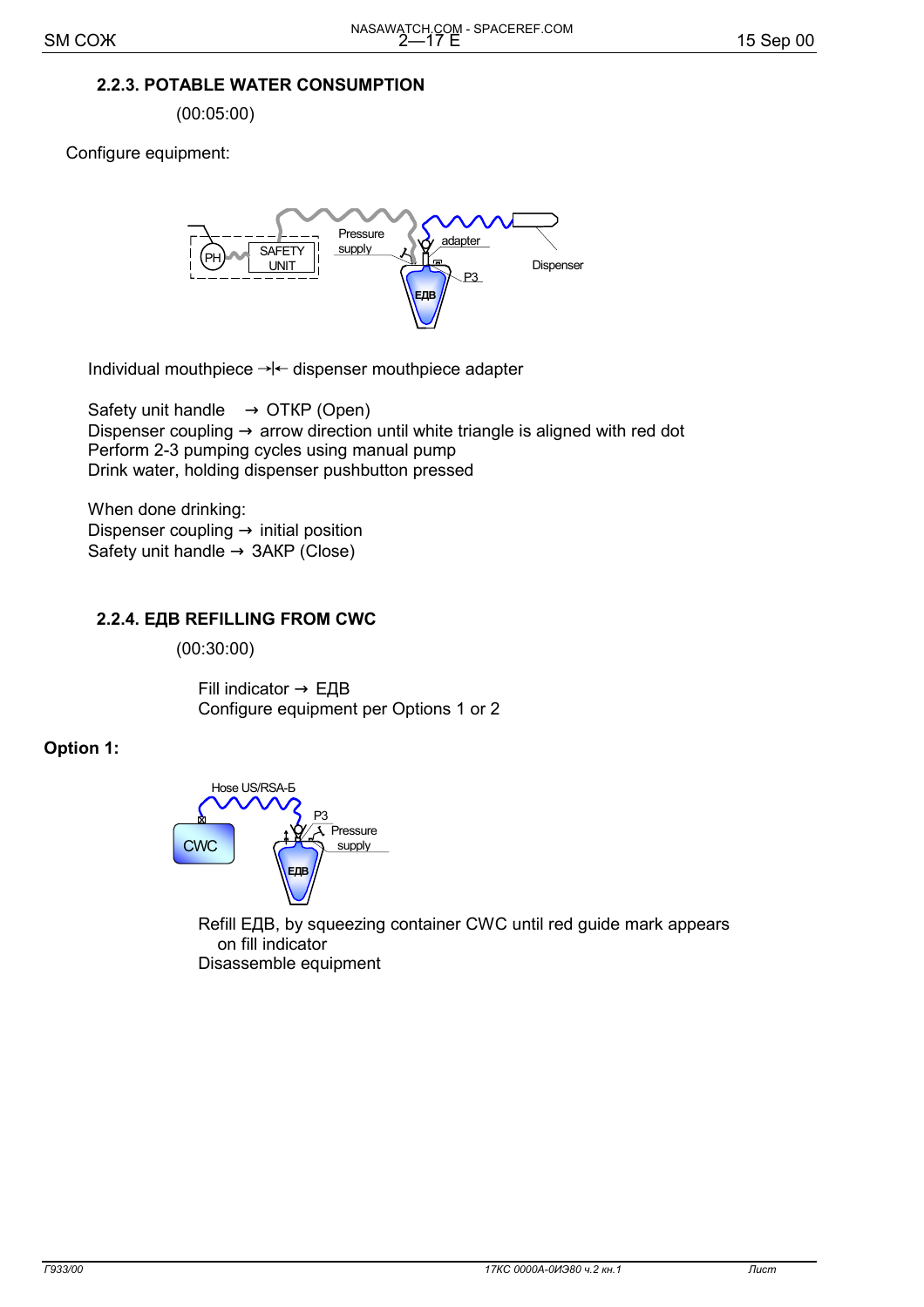### 2.2.3. POTABLE WATER CONSUMPTION

(00:05:00)

Configure equipment:

Individual mouthpiece →|← dispenser mouthpiece adapter

Safety unit handle → ОТКР (Open)
Dispenser coupling → arrow direction until white triangle is aligned with red dot
Perform 2-3 pumping cycles using manual pump
Drink water, holding dispenser pushbutton pressed

When done drinking:
Dispenser coupling → initial position
Safety unit handle → ЗАКР (Close)

### 2.2.4. ЕДВ REFILLING FROM CWC

(00:30:00)

Fill indicator → ЕДВ
Configure equipment per Options 1 or 2

**Option 1:**

Refill ЕДВ, by squeezing container CWC until red guide mark appears on fill indicator
Disassemble equipment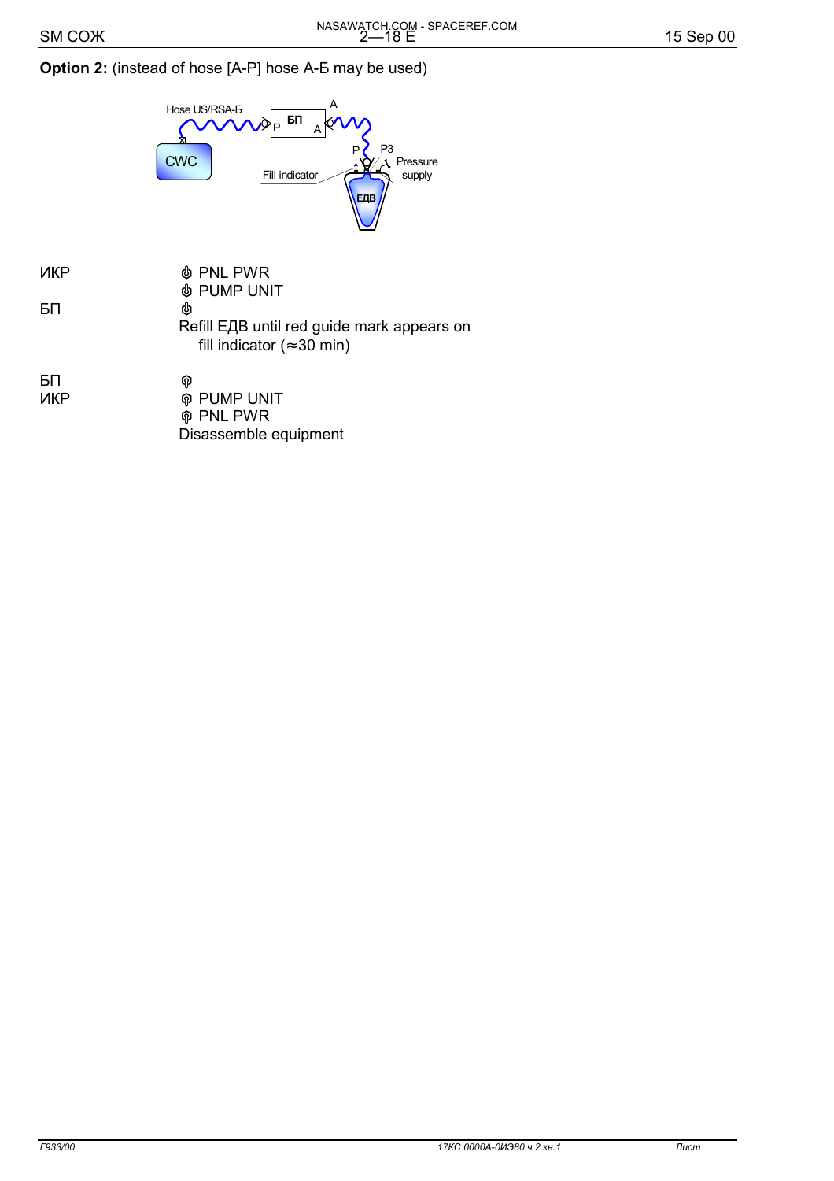**Option 2:** (instead of hose [A-P] hose A-Б may be used)

Hose US/RSA-Б

БП

A

P

A

P

P3

CWC

Fill indicator

Pressure supply

ЕДВ

| | |
|---|---|
| ИКР | ⏻ PNL PWR |
| | ⏻ PUMP UNIT |
| БП | ⏻ |
| | Refill ЕДВ until red guide mark appears on fill indicator (≈30 min) |
| БП | ⭘ |
| ИКР | ⭘ PUMP UNIT |
| | ⭘ PNL PWR |
| | Disassemble equipment |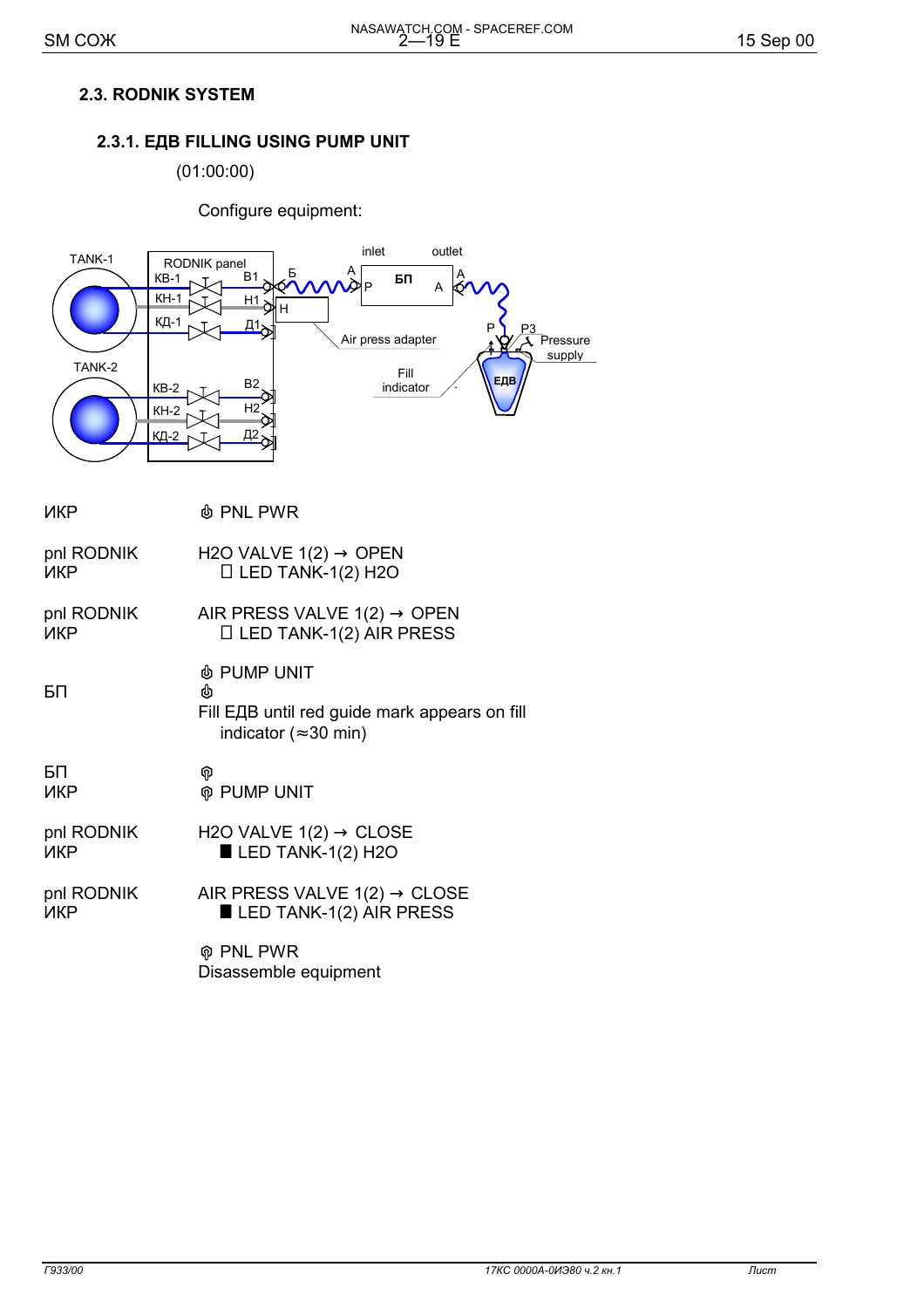## 2.3. RODNIK SYSTEM

### 2.3.1. ЕДВ FILLING USING PUMP UNIT

(01:00:00)

Configure equipment:

TANK-1 RODNIK panel КВ-1 В1 КН-1 Н1 КД-1 Д1 Б А Р БП А inlet outlet Н Air press adapter Р Р3 Pressure supply Fill indicator ЕДВ TANK-2 КВ-2 В2 КН-2 Н2 КД-2 Д2

| | |
|---|---|
| ИКР | ⏻ PNL PWR |
| pnl RODNIK | H2O VALVE 1(2) → OPEN |
| ИКР | ☐ LED TANK-1(2) H2O |
| pnl RODNIK | AIR PRESS VALVE 1(2) → OPEN |
| ИКР | ☐ LED TANK-1(2) AIR PRESS |
| | ⏻ PUMP UNIT |
| БП | ⏻ |
| | Fill ЕДВ until red guide mark appears on fill indicator (≈30 min) |
| БП | ⭘ |
| ИКР | ⭘ PUMP UNIT |
| pnl RODNIK | H2O VALVE 1(2) → CLOSE |
| ИКР | ■ LED TANK-1(2) H2O |
| pnl RODNIK | AIR PRESS VALVE 1(2) → CLOSE |
| ИКР | ■ LED TANK-1(2) AIR PRESS |
| | ⭘ PNL PWR |
| | Disassemble equipment |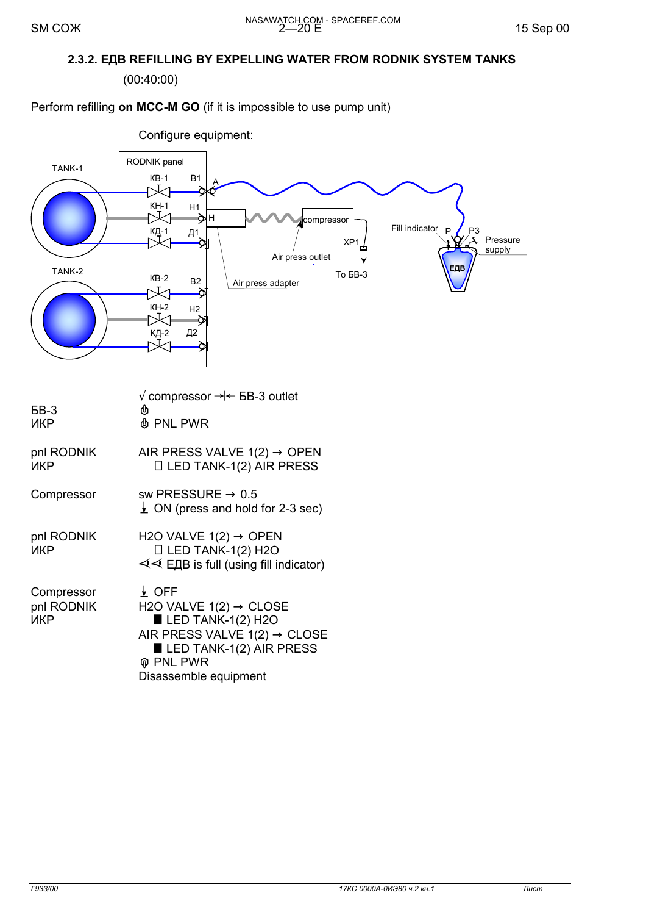### 2.3.2. ЕДВ REFILLING BY EXPELLING WATER FROM RODNIK SYSTEM TANKS

(00:40:00)

Perform refilling **on MCC-M GO** (if it is impossible to use pump unit)

Configure equipment:

TANK-1

RODNIK panel

КВ-1 В1 A

КН-1 Н1 H

КД-1 Д1

compressor

XP1

Air press outlet

To БВ-3

Air press adapter

Fill indicator P P3

Pressure supply

ЕДВ

TANK-2

КВ-2 В2

КН-2 Н2

КД-2 Д2

| | |
|---|---|
| | √ compressor →\|← БВ-3 outlet |
| БВ-3 | ⏻ |
| ИКР | ⏻ PNL PWR |
| pnl RODNIK | AIR PRESS VALVE 1(2) → OPEN |
| ИКР | □ LED TANK-1(2) AIR PRESS |
| Compressor | sw PRESSURE → 0.5 |
| | ⭳ ON (press and hold for 2-3 sec) |
| pnl RODNIK | H2O VALVE 1(2) → OPEN |
| ИКР | □ LED TANK-1(2) H2O |
| | ⋖⋖ ЕДВ is full (using fill indicator) |
| Compressor | ⭳ OFF |
| pnl RODNIK | H2O VALVE 1(2) → CLOSE |
| ИКР | ■ LED TANK-1(2) H2O |
| | AIR PRESS VALVE 1(2) → CLOSE |
| | ■ LED TANK-1(2) AIR PRESS |
| | ⏼ PNL PWR |
| | Disassemble equipment |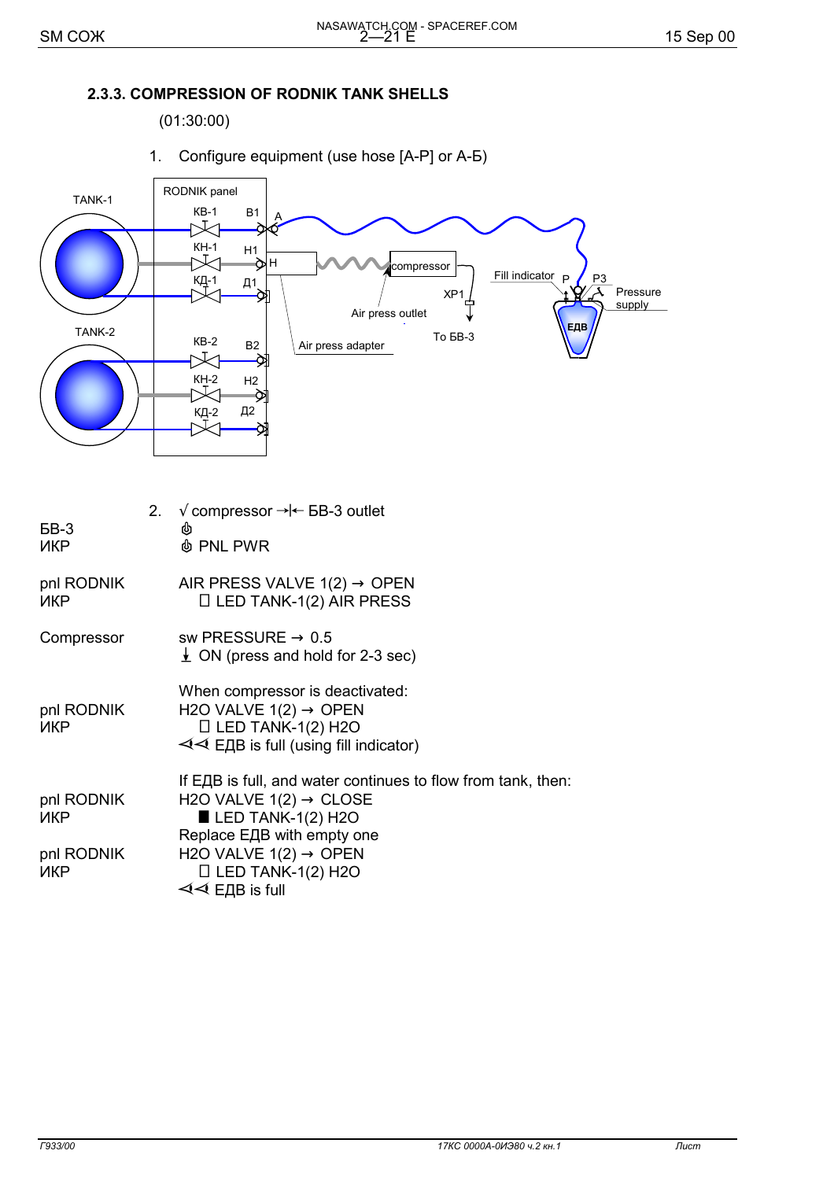### 2.3.3. COMPRESSION OF RODNIK TANK SHELLS

(01:30:00)

1. Configure equipment (use hose [A-P] or А-Б)

TANK-1 RODNIK panel КВ-1 B1 A КН-1 H1 H compressor КД-1 Д1 Fill indicator P P3 Pressure supply XP1 Air press outlet ЕДВ To БВ-3 Air press adapter TANK-2 КВ-2 B2 КН-2 H2 КД-2 Д2

2. √ compressor →|← БВ-3 outlet

| | |
|---|---|
| БВ-3 | ⏻ |
| ИКР | ⏻ PNL PWR |
| pnl RODNIK | AIR PRESS VALVE 1(2) → OPEN |
| ИКР | ☐ LED TANK-1(2) AIR PRESS |
| Compressor | sw PRESSURE → 0.5 |
| | ⭳ ON (press and hold for 2-3 sec) |
| | When compressor is deactivated: |
| pnl RODNIK | H2O VALVE 1(2) → OPEN |
| ИКР | ☐ LED TANK-1(2) H2O |
| | ⊲⊲ ЕДВ is full (using fill indicator) |
| | If ЕДВ is full, and water continues to flow from tank, then: |
| pnl RODNIK | H2O VALVE 1(2) → CLOSE |
| ИКР | ■ LED TANK-1(2) H2O |
| | Replace ЕДВ with empty one |
| pnl RODNIK | H2O VALVE 1(2) → OPEN |
| ИКР | ☐ LED TANK-1(2) H2O |
| | ⊲⊲ ЕДВ is full |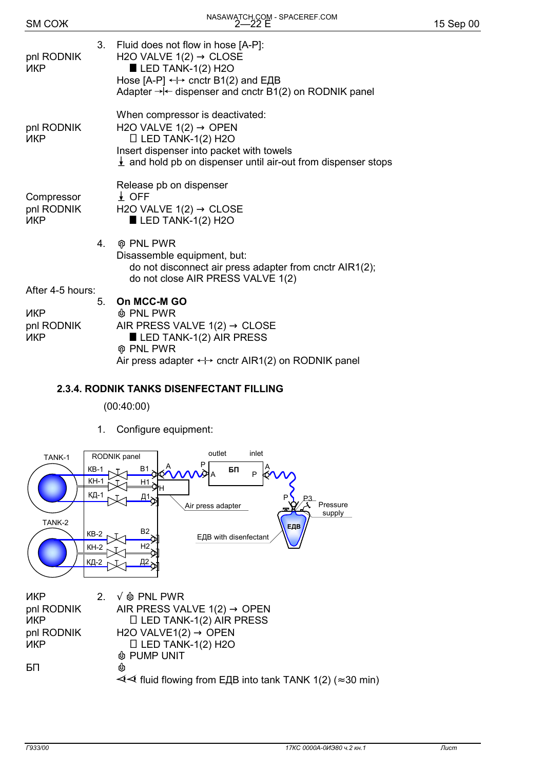| | | |
|---|---|---|
| | 3. | Fluid does not flow in hose [A-P]: |
| pnl RODNIK | | H2O VALVE 1(2) → CLOSE |
| ИКР | | ■ LED TANK-1(2) H2O |
| | | Hose [A-P] ↔ cnctr B1(2) and ЕДВ |
| | | Adapter →\|← dispenser and cnctr B1(2) on RODNIK panel |
| | | When compressor is deactivated: |
| pnl RODNIK | | H2O VALVE 1(2) → OPEN |
| ИКР | | □ LED TANK-1(2) H2O |
| | | Insert dispenser into packet with towels |
| | | ↓ and hold pb on dispenser until air-out from dispenser stops |
| | | Release pb on dispenser |
| Compressor | | ↓ OFF |
| pnl RODNIK | | H2O VALVE 1(2) → CLOSE |
| ИКР | | ■ LED TANK-1(2) H2O |
| | 4. | PNL PWR |
| | | Disassemble equipment, but: |
| | | do not disconnect air press adapter from cnctr AIR1(2); |
| | | do not close AIR PRESS VALVE 1(2) |
| After 4-5 hours: | | |
| | 5. | **On MCC-M GO** |
| ИКР | | PNL PWR |
| pnl RODNIK | | AIR PRESS VALVE 1(2) → CLOSE |
| ИКР | | ■ LED TANK-1(2) AIR PRESS |
| | | PNL PWR |
| | | Air press adapter ↔ cnctr AIR1(2) on RODNIK panel |

### 2.3.4. RODNIK TANKS DISENFECTANT FILLING

(00:40:00)

1. Configure equipment:

TANK-1, RODNIK panel, КВ-1, B1, КН-1, H1, КД-1, Д1, TANK-2, КВ-2, B2, КН-2, H2, КД-2, Д2, outlet, inlet, A, P, БП, H, Air press adapter, P3, Pressure supply, ЕДВ, ЕДВ with disenfectant

| | | |
|---|---|---|
| ИКР | 2. | √ PNL PWR |
| pnl RODNIK | | AIR PRESS VALVE 1(2) → OPEN |
| ИКР | | □ LED TANK-1(2) AIR PRESS |
| pnl RODNIK | | H2O VALVE1(2) → OPEN |
| ИКР | | □ LED TANK-1(2) H2O |
| | | PUMP UNIT |
| БП | | |
| | | ◁◁ fluid flowing from ЕДВ into tank TANK 1(2) (≈30 min) |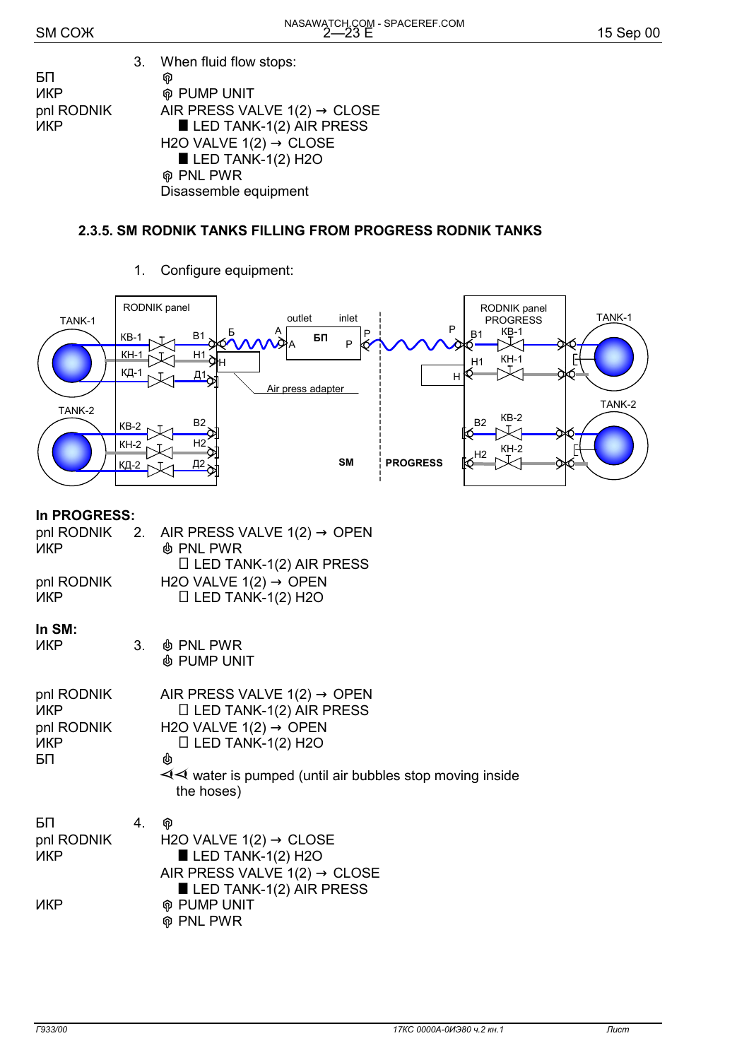3. When fluid flow stops:

| | |
|---|---|
| БП | ⏻ |
| ИКР | ⏻ PUMP UNIT |
| pnl RODNIK | AIR PRESS VALVE 1(2) → CLOSE |
| ИКР | ■ LED TANK-1(2) AIR PRESS |
| | H2O VALVE 1(2) → CLOSE |
| | ■ LED TANK-1(2) H2O |
| | ⏻ PNL PWR |
| | Disassemble equipment |

### 2.3.5. SM RODNIK TANKS FILLING FROM PROGRESS RODNIK TANKS

1. Configure equipment:

TANK-1, RODNIK panel, КВ-1, КН-1, КД-1, B1, H1, Д1, Б, A, outlet, inlet, БП, P, Air press adapter, TANK-2, КВ-2, КН-2, КД-2, B2, H2, Д2, SM, PROGRESS, RODNIK panel PROGRESS, H

**In PROGRESS:**

| | | |
|---|---|---|
| pnl RODNIK | 2. | AIR PRESS VALVE 1(2) → OPEN |
| ИКР | | ⏻ PNL PWR |
| | | □ LED TANK-1(2) AIR PRESS |
| pnl RODNIK | | H2O VALVE 1(2) → OPEN |
| ИКР | | □ LED TANK-1(2) H2O |

**In SM:**

| | | |
|---|---|---|
| ИКР | 3. | ⏻ PNL PWR |
| | | ⏻ PUMP UNIT |
| pnl RODNIK | | AIR PRESS VALVE 1(2) → OPEN |
| ИКР | | □ LED TANK-1(2) AIR PRESS |
| pnl RODNIK | | H2O VALVE 1(2) → OPEN |
| ИКР | | □ LED TANK-1(2) H2O |
| БП | | ⏻ |
| | | ⊲⊲ water is pumped (until air bubbles stop moving inside the hoses) |

| | | |
|---|---|---|
| БП | 4. | ⏻ |
| pnl RODNIK | | H2O VALVE 1(2) → CLOSE |
| ИКР | | ■ LED TANK-1(2) H2O |
| | | AIR PRESS VALVE 1(2) → CLOSE |
| | | ■ LED TANK-1(2) AIR PRESS |
| ИКР | | ⏻ PUMP UNIT |
| | | ⏻ PNL PWR |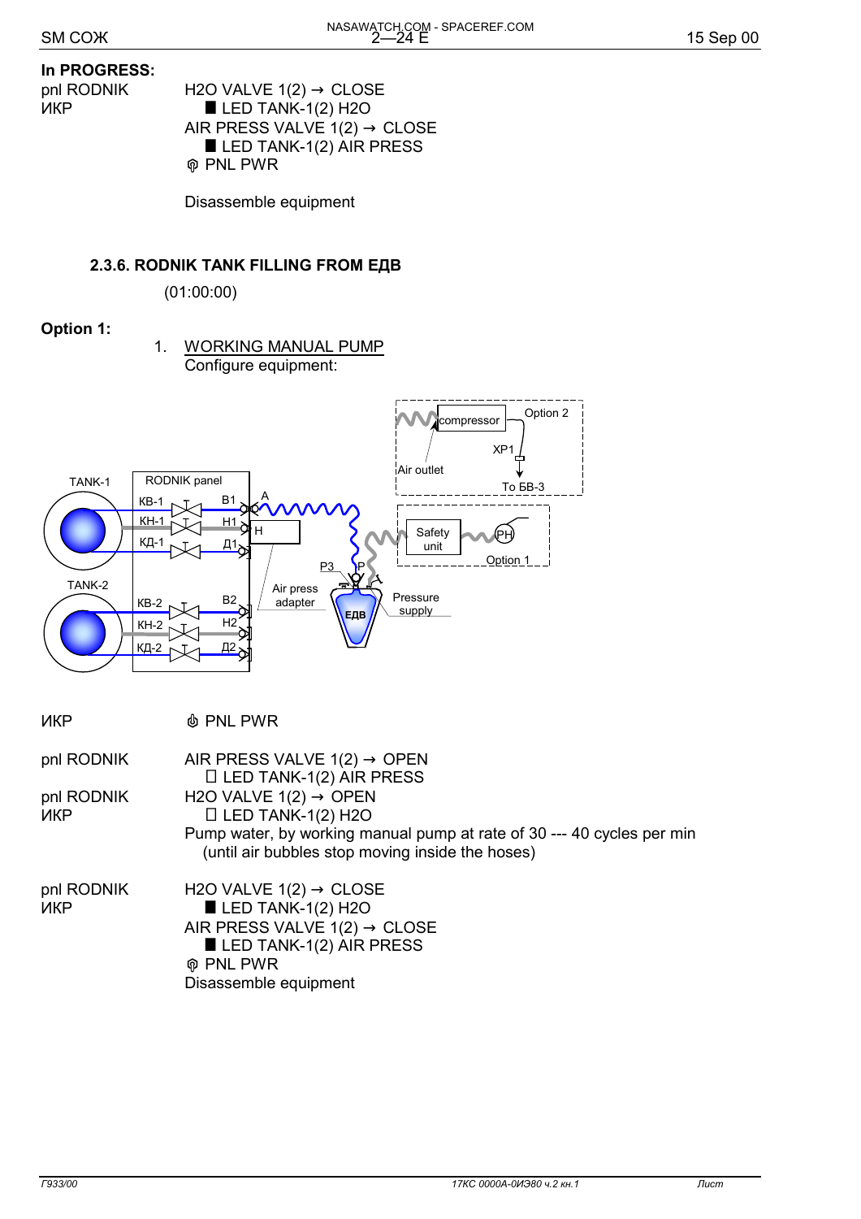**In PROGRESS:**

| | |
|---|---|
| pnl RODNIK<br>ИКР | H2O VALVE 1(2) → CLOSE<br>■ LED TANK-1(2) H2O<br>AIR PRESS VALVE 1(2) → CLOSE<br>■ LED TANK-1(2) AIR PRESS<br>⏻ PNL PWR |
| | Disassemble equipment |

### 2.3.6. RODNIK TANK FILLING FROM ЕДВ

(01:00:00)

**Option 1:**

1. WORKING MANUAL PUMP
   Configure equipment:

| | |
|---|---|
| ИКР | ⏻ PNL PWR |
| pnl RODNIK | AIR PRESS VALVE 1(2) → OPEN<br>□ LED TANK-1(2) AIR PRESS |
| pnl RODNIK<br>ИКР | H2O VALVE 1(2) → OPEN<br>□ LED TANK-1(2) H2O<br>Pump water, by working manual pump at rate of 30 --- 40 cycles per min (until air bubbles stop moving inside the hoses) |
| pnl RODNIK<br>ИКР | H2O VALVE 1(2) → CLOSE<br>■ LED TANK-1(2) H2O<br>AIR PRESS VALVE 1(2) → CLOSE<br>■ LED TANK-1(2) AIR PRESS<br>⏻ PNL PWR<br>Disassemble equipment |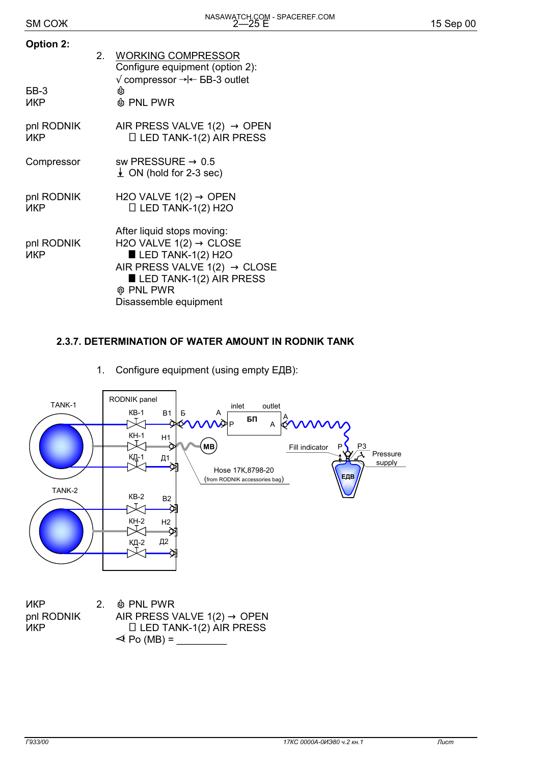**Option 2:**

2. <u>WORKING COMPRESSOR</u>

Configure equipment (option 2):

√ compressor →|← БВ-3 outlet

| | |
|---|---|
| БВ-3 | ⏻ |
| ИКР | ⏻ PNL PWR |
| pnl RODNIK | AIR PRESS VALVE 1(2) → OPEN |
| ИКР | ☐ LED TANK-1(2) AIR PRESS |
| Compressor | sw PRESSURE → 0.5 |
| | ⭳ ON (hold for 2-3 sec) |
| pnl RODNIK | H2O VALVE 1(2) → OPEN |
| ИКР | ☐ LED TANK-1(2) H2O |
| | After liquid stops moving: |
| pnl RODNIK | H2O VALVE 1(2) → CLOSE |
| ИКР | ■ LED TANK-1(2) H2O |
| | AIR PRESS VALVE 1(2) → CLOSE |
| | ■ LED TANK-1(2) AIR PRESS |
| | ⏻ PNL PWR |
| | Disassemble equipment |

### 2.3.7. DETERMINATION OF WATER AMOUNT IN RODNIK TANK

1. Configure equipment (using empty ЕДВ):

TANK-1, TANK-2, RODNIK panel, КВ-1, КН-1, КД-1, КВ-2, КН-2, КД-2, В1, Н1, Д1, В2, Н2, Д2, Б, А, inlet, outlet, БП, P, A, МВ, Fill indicator, P, P3, Pressure supply, ЕДВ, Hose 17К.8798-20 (from RODNIK accessories bag)

| | |
|---|---|
| ИКР | 2. ⏻ PNL PWR |
| pnl RODNIK | AIR PRESS VALVE 1(2) → OPEN |
| ИКР | ☐ LED TANK-1(2) AIR PRESS |
| | ⊲ Po (MB) = _________ |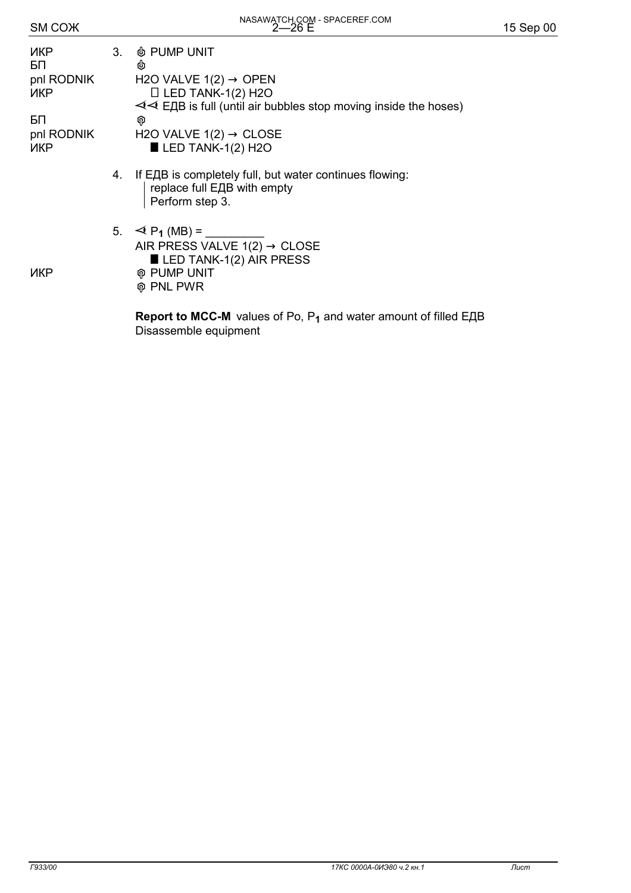| | | |
|---|---|---|
| ИКР | 3. | ⏻ PUMP UNIT |
| БП | | ⏻ |
| pnl RODNIK | | H2O VALVE 1(2) → OPEN |
| ИКР | | □ LED TANK-1(2) H2O |
| | | ⊲⊲ ЕДВ is full (until air bubbles stop moving inside the hoses) |
| БП | | ⏼ |
| pnl RODNIK | | H2O VALVE 1(2) → CLOSE |
| ИКР | | ■ LED TANK-1(2) H2O |
| | 4. | If ЕДВ is completely full, but water continues flowing: replace full ЕДВ with empty. Perform step 3. |
| | 5. | ⊲ $P_1$ (MB) = _________ |
| | | AIR PRESS VALVE 1(2) → CLOSE |
| | | ■ LED TANK-1(2) AIR PRESS |
| ИКР | | ⏼ PUMP UNIT |
| | | ⏼ PNL PWR |

**Report to MCC-M** values of Po, $P_1$ and water amount of filled ЕДВ

Disassemble equipment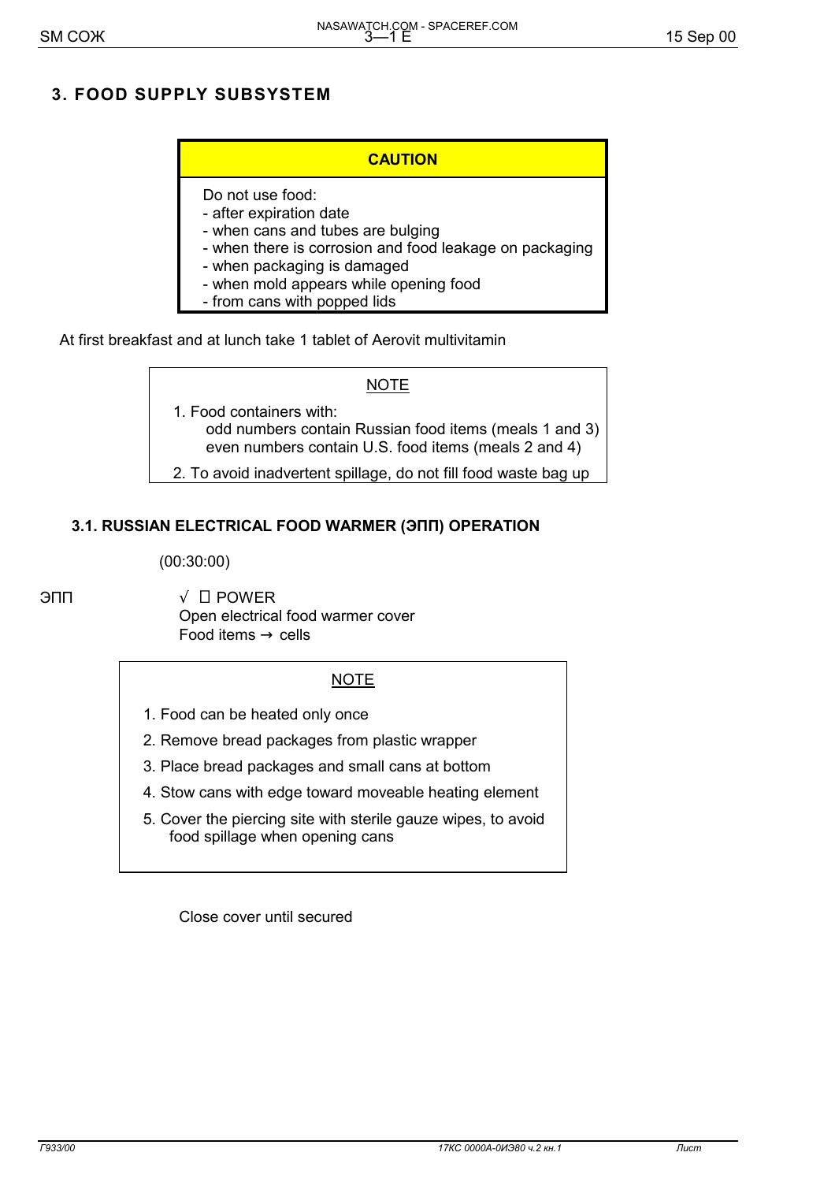# 3. FOOD SUPPLY SUBSYSTEM

**CAUTION**

Do not use food:
- after expiration date
- when cans and tubes are bulging
- when there is corrosion and food leakage on packaging
- when packaging is damaged
- when mold appears while opening food
- from cans with popped lids

At first breakfast and at lunch take 1 tablet of Aerovit multivitamin

NOTE

1. Food containers with:
   odd numbers contain Russian food items (meals 1 and 3)
   even numbers contain U.S. food items (meals 2 and 4)
2. To avoid inadvertent spillage, do not fill food waste bag up

## 3.1. RUSSIAN ELECTRICAL FOOD WARMER (ЭПП) OPERATION

(00:30:00)

ЭПП

√ ☐ POWER
Open electrical food warmer cover
Food items → cells

NOTE

1. Food can be heated only once
2. Remove bread packages from plastic wrapper
3. Place bread packages and small cans at bottom
4. Stow cans with edge toward moveable heating element
5. Cover the piercing site with sterile gauze wipes, to avoid food spillage when opening cans

Close cover until secured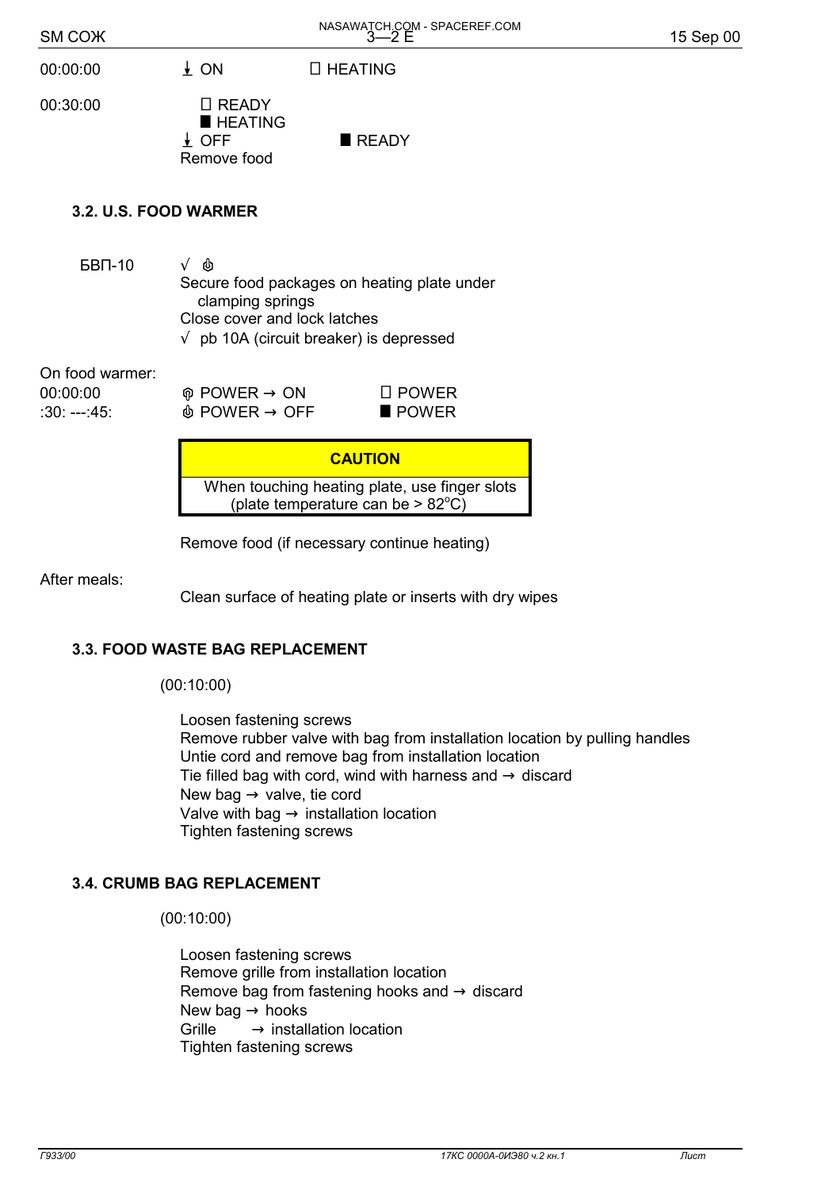| | | |
|---|---|---|
| 00:00:00 | ⭳ ON | ☐ HEATING |
| 00:30:00 | ☐ READY<br>■ HEATING<br>⭳ OFF<br>Remove food | ■ READY |

### 3.2. U.S. FOOD WARMER

БВП-10 √ ⏻
Secure food packages on heating plate under clamping springs
Close cover and lock latches
√ pb 10A (circuit breaker) is depressed

On food warmer:

| | | |
|---|---|---|
| 00:00:00 | ⏻ POWER → ON | ☐ POWER |
| :30: ---:45: | ⏻ POWER → OFF | ■ POWER |

> **CAUTION**
>
> When touching heating plate, use finger slots (plate temperature can be > 82°C)

Remove food (if necessary continue heating)

After meals:

Clean surface of heating plate or inserts with dry wipes

### 3.3. FOOD WASTE BAG REPLACEMENT

(00:10:00)

Loosen fastening screws
Remove rubber valve with bag from installation location by pulling handles
Untie cord and remove bag from installation location
Tie filled bag with cord, wind with harness and → discard
New bag → valve, tie cord
Valve with bag → installation location
Tighten fastening screws

### 3.4. CRUMB BAG REPLACEMENT

(00:10:00)

Loosen fastening screws
Remove grille from installation location
Remove bag from fastening hooks and → discard
New bag → hooks
Grille → installation location
Tighten fastening screws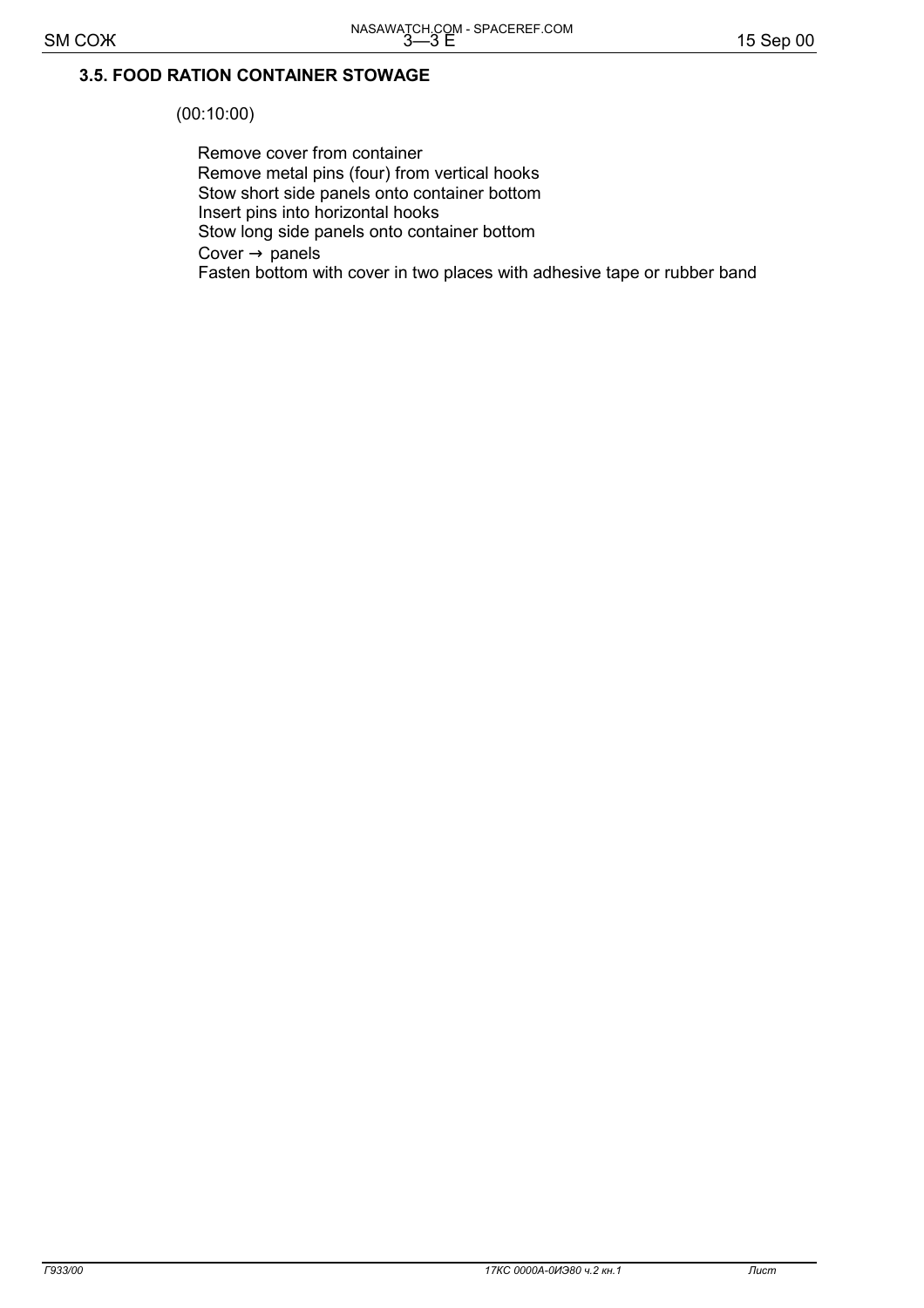### 3.5. FOOD RATION CONTAINER STOWAGE

(00:10:00)

Remove cover from container
Remove metal pins (four) from vertical hooks
Stow short side panels onto container bottom
Insert pins into horizontal hooks
Stow long side panels onto container bottom
Cover → panels
Fasten bottom with cover in two places with adhesive tape or rubber band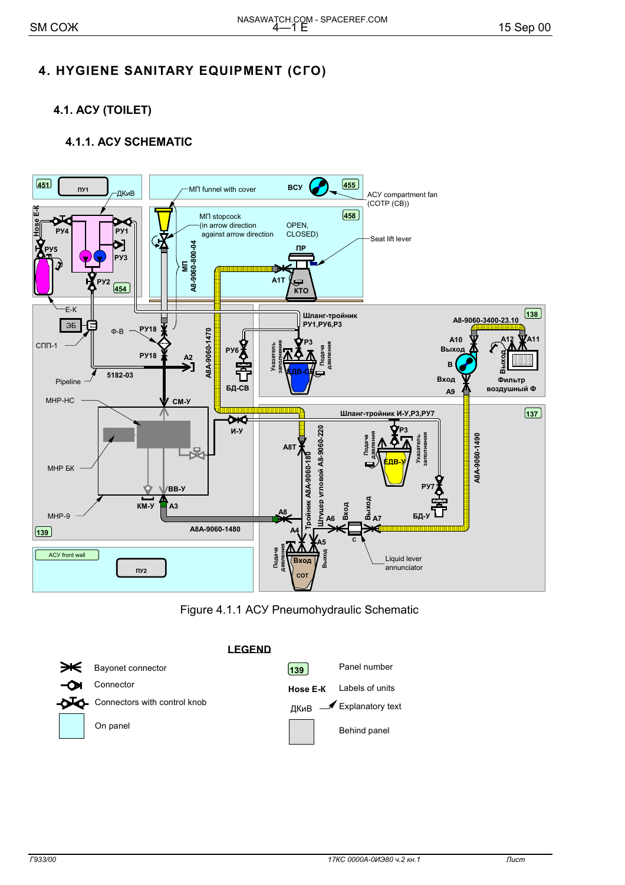# 4. HYGIENE SANITARY EQUIPMENT (СГО)

## 4.1. АСУ (TOILET)

### 4.1.1. АСУ SCHEMATIC

Figure 4.1.1 АСУ Pneumohydraulic Schematic

**LEGEND**

| Symbol | Meaning |
|---|---|
| ⟩⟨ | Bayonet connector |
| —◯ | Connector |
| ⋈ | Connectors with control knob |
| (light blue box) | On panel |
| 139 | Panel number |
| Hose Е-К | Labels of units |
| ДКиВ | Explanatory text |
| (gray box) | Behind panel |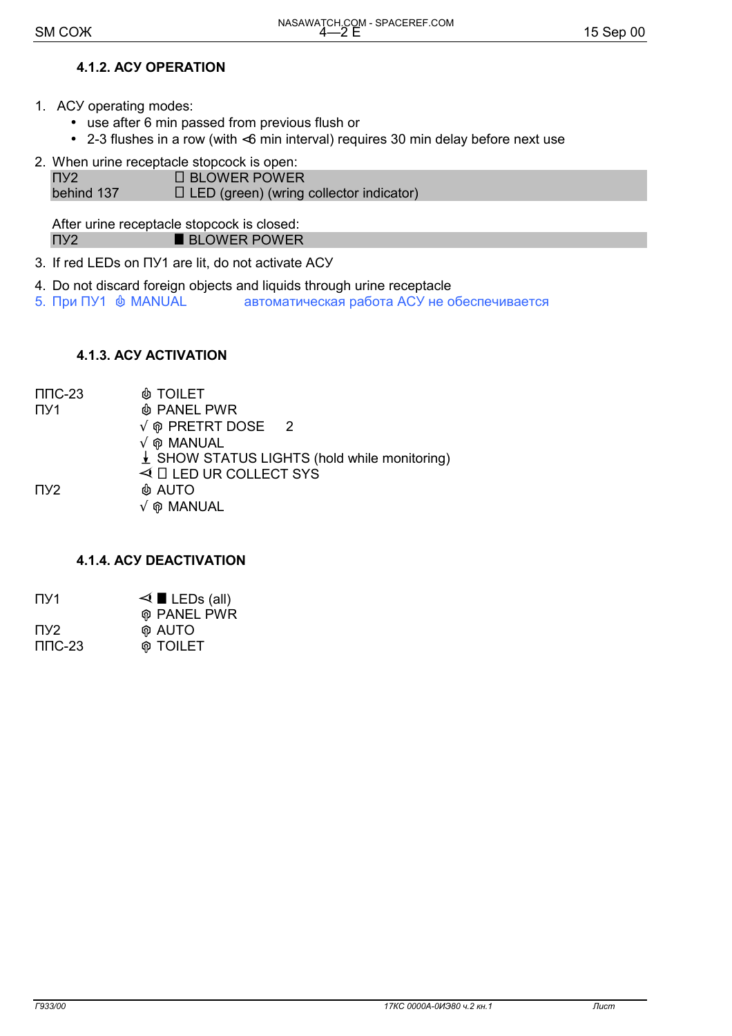### 4.1.2. АСУ OPERATION

1. АСУ operating modes:
   - use after 6 min passed from previous flush or
   - 2-3 flushes in a row (with <6 min interval) requires 30 min delay before next use

2. When urine receptacle stopcock is open:

| | |
|---|---|
| ПУ2 | ☐ BLOWER POWER |
| behind 137 | ☐ LED (green) (wring collector indicator) |

After urine receptacle stopcock is closed:

| | |
|---|---|
| ПУ2 | ■ BLOWER POWER |

3. If red LEDs on ПУ1 are lit, do not activate АСУ
4. Do not discard foreign objects and liquids through urine receptacle
5. При ПУ1 ⏻ MANUAL автоматическая работа АСУ не обеспечивается

### 4.1.3. АСУ ACTIVATION

| | |
|---|---|
| ППС-23 | ⏻ TOILET |
| ПУ1 | ⏻ PANEL PWR |
| | √ ⭘ PRETRT DOSE 2 |
| | √ ⭘ MANUAL |
| | ⭳ SHOW STATUS LIGHTS (hold while monitoring) |
| | ⊲ ☐ LED UR COLLECT SYS |
| ПУ2 | ⏻ AUTO |
| | √ ⭘ MANUAL |

### 4.1.4. АСУ DEACTIVATION

| | |
|---|---|
| ПУ1 | ⊲ ■ LEDs (all) |
| | ⭘ PANEL PWR |
| ПУ2 | ⭘ AUTO |
| ППС-23 | ⭘ TOILET |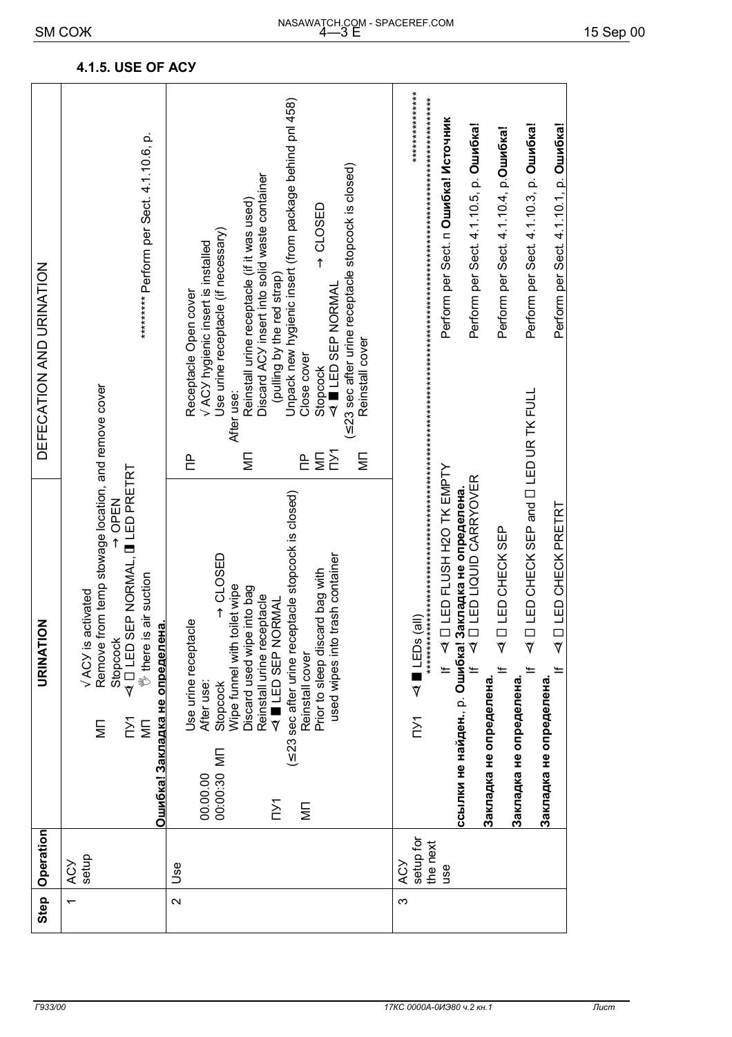## 4.1.5. USE OF АСУ

| Step | Operation | URINATION | DEFECATION AND URINATION |
|---|---|---|---|
| 1 | АСУ setup | МП √ АСУ is activated<br>Remove from temp stowage location, and remove cover<br>Stopcock → OPEN<br>ПУ1 ◁ □ LED SEP NORMAL, ◨ LED PRETRT<br>МП ☝ there is air suction<br>**Ошибка! Закладка не определена.** | ******** Perform per Sect. 4.1.10.6, p. |
| 2 | Use | 00.00.00 Use urine receptacle<br>00:00:30 МП After use:<br>Stopcock → CLOSED<br>Wipe funnel with toilet wipe<br>Discard used wipe into bag<br>Reinstall urine receptacle<br>ПУ1 ◁ ■ LED SEP NORMAL<br>(≤23 sec after urine receptacle stopcock is closed)<br>МП Reinstall cover<br>Prior to sleep discard bag with used wipes into trash container | ПР Receptacle Open cover<br>√ АСУ hygienic insert is installed<br>Use urine receptacle (if necessary)<br>After use:<br>МП Reinstall urine receptacle (if it was used)<br>Discard АСУ insert into solid waste container (pulling by the red strap)<br>Unpack new hygienic insert (from package behind pnl 458)<br>ПР Close cover<br>МП Stopcock → CLOSED<br>ПУ1 ◁ ■ LED SEP NORMAL<br>(≤23 sec after urine receptacle stopcock is closed)<br>МП Reinstall cover |
| 3 | АСУ setup for the next use | ПУ1 ◁ ■ LEDs (all)<br>If ◁ □ LED FLUSH H2O TK EMPTY<br>If ◁ □ LED LIQUID CARRYOVER<br>If ◁ □ LED CHECK SEP<br>If ◁ □ LED CHECK SEP and □ LED UR TK FULL<br>If ◁ □ LED CHECK PRETRT | ****************<br>Perform per Sect. п **Ошибка! Источник ссылки не найден.**, p. **Ошибка! Закладка не определена.**<br>Perform per Sect. 4.1.10.5, p. **Ошибка! Закладка не определена.**<br>Perform per Sect. 4.1.10.4, p. **Ошибка! Закладка не определена.**<br>Perform per Sect. 4.1.10.3, p. **Ошибка! Закладка не определена.**<br>Perform per Sect. 4.1.10.1, p. **Ошибка! Закладка не определена.** |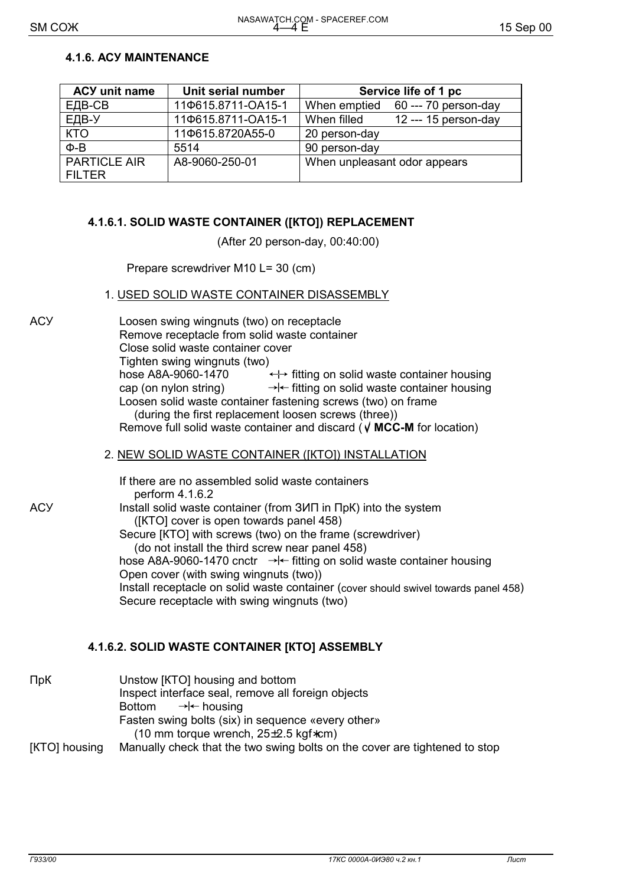## 4.1.6. АСУ MAINTENANCE

| АСУ unit name | Unit serial number | Service life of 1 pc |
|---|---|---|
| ЕДВ-СВ | 11Ф615.8711-ОА15-1 | When emptied 60 --- 70 person-day |
| ЕДВ-У | 11Ф615.8711-ОА15-1 | When filled 12 --- 15 person-day |
| КТО | 11Ф615.8720А55-0 | 20 person-day |
| Ф-В | 5514 | 90 person-day |
| PARTICLE AIR FILTER | A8-9060-250-01 | When unpleasant odor appears |

### 4.1.6.1. SOLID WASTE CONTAINER ([КТО]) REPLACEMENT

(After 20 person-day, 00:40:00)

Prepare screwdriver M10 L= 30 (cm)

1. USED SOLID WASTE CONTAINER DISASSEMBLY

АСУ
Loosen swing wingnuts (two) on receptacle
Remove receptacle from solid waste container
Close solid waste container cover
Tighten swing wingnuts (two)
hose A8A-9060-1470 ←|→ fitting on solid waste container housing
cap (on nylon string) →|← fitting on solid waste container housing
Loosen solid waste container fastening screws (two) on frame
(during the first replacement loosen screws (three))
Remove full solid waste container and discard (√ **MCC-M** for location)

2. NEW SOLID WASTE CONTAINER ([КТО]) INSTALLATION

If there are no assembled solid waste containers
perform 4.1.6.2

АСУ
Install solid waste container (from ЗИП in ПрК) into the system
([КТО] cover is open towards panel 458)
Secure [КТО] with screws (two) on the frame (screwdriver)
(do not install the third screw near panel 458)
hose A8A-9060-1470 cnctr →|← fitting on solid waste container housing
Open cover (with swing wingnuts (two))
Install receptacle on solid waste container (cover should swivel towards panel 458)
Secure receptacle with swing wingnuts (two)

### 4.1.6.2. SOLID WASTE CONTAINER [КТО] ASSEMBLY

ПрК
Unstow [КТО] housing and bottom
Inspect interface seal, remove all foreign objects
Bottom →|← housing
Fasten swing bolts (six) in sequence «every other»
(10 mm torque wrench, 25±2.5 kgf∗cm)

[КТО] housing
Manually check that the two swing bolts on the cover are tightened to stop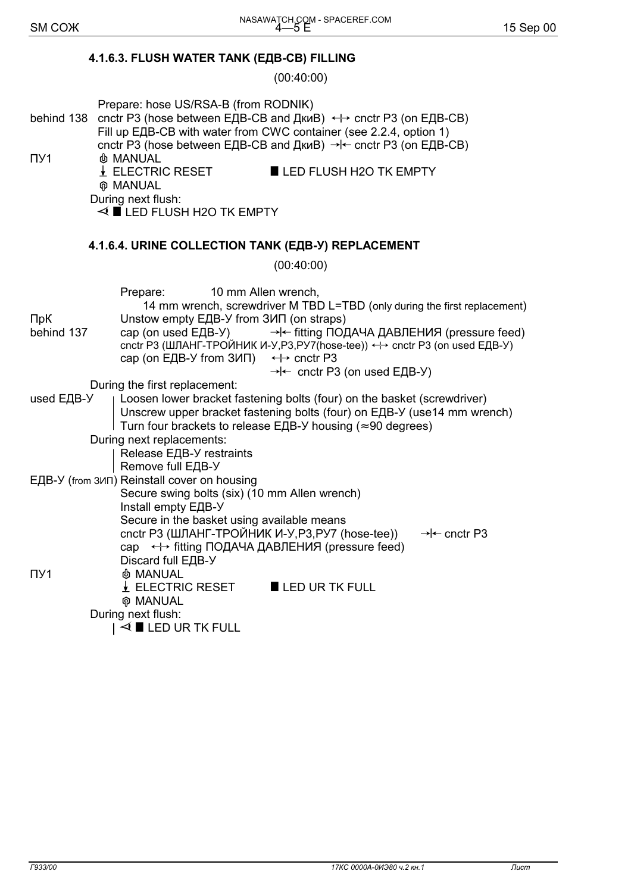### 4.1.6.3. FLUSH WATER TANK (ЕДВ-СВ) FILLING

(00:40:00)

Prepare: hose US/RSA-B (from RODNIK)

behind 138 cnctr P3 (hose between ЕДВ-СВ and ДкиВ) ←→ cnctr P3 (on ЕДВ-СВ)
Fill up ЕДВ-СВ with water from CWC container (see 2.2.4, option 1)
cnctr P3 (hose between ЕДВ-СВ and ДкиВ) →|← cnctr P3 (on ЕДВ-СВ)

ПУ1 MANUAL
ELECTRIC RESET ■ LED FLUSH H2O TK EMPTY
MANUAL

During next flush:
⊲ ■ LED FLUSH H2O TK EMPTY

### 4.1.6.4. URINE COLLECTION TANK (ЕДВ-У) REPLACEMENT

(00:40:00)

Prepare: 10 mm Allen wrench,
14 mm wrench, screwdriver M TBD L=TBD (only during the first replacement)

ПрК Unstow empty ЕДВ-У from ЗИП (on straps)

behind 137 cap (on used ЕДВ-У) →|← fitting ПОДАЧА ДАВЛЕНИЯ (pressure feed)
cnctr P3 (ШЛАНГ-ТРОЙНИК И-У,Р3,РУ7(hose-tee)) ←→ cnctr P3 (on used ЕДВ-У)
cap (on ЕДВ-У from ЗИП) ←→ cnctr P3
→|← cnctr P3 (on used ЕДВ-У)

During the first replacement:

used ЕДВ-У
- Loosen lower bracket fastening bolts (four) on the basket (screwdriver)
- Unscrew upper bracket fastening bolts (four) on ЕДВ-У (use14 mm wrench)
- Turn four brackets to release ЕДВ-У housing (≈90 degrees)

During next replacements:
- Release ЕДВ-У restraints
- Remove full ЕДВ-У

ЕДВ-У (from ЗИП) Reinstall cover on housing
Secure swing bolts (six) (10 mm Allen wrench)
Install empty ЕДВ-У
Secure in the basket using available means
cnctr P3 (ШЛАНГ-ТРОЙНИК И-У,Р3,РУ7 (hose-tee)) →|← cnctr P3
cap ←→ fitting ПОДАЧА ДАВЛЕНИЯ (pressure feed)
Discard full ЕДВ-У

ПУ1 MANUAL
ELECTRIC RESET ■ LED UR TK FULL
MANUAL

During next flush:
| ⊲ ■ LED UR TK FULL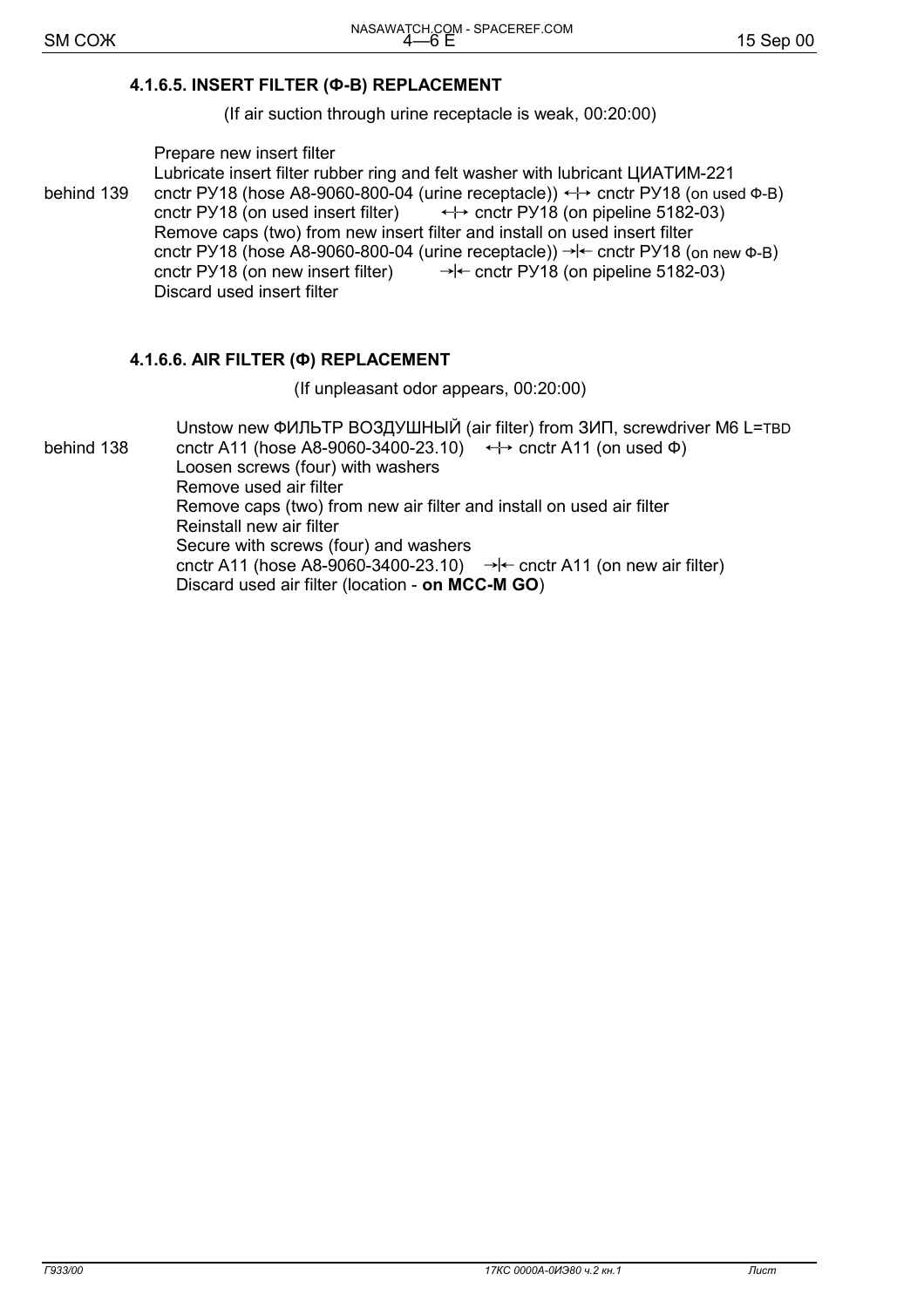### 4.1.6.5. INSERT FILTER (Ф-В) REPLACEMENT

(If air suction through urine receptacle is weak, 00:20:00)

Prepare new insert filter
Lubricate insert filter rubber ring and felt washer with lubricant ЦИАТИМ-221

behind 139 cnctr РУ18 (hose А8-9060-800-04 (urine receptacle)) ←|→ cnctr РУ18 (on used Ф-В)
cnctr РУ18 (on used insert filter) ←|→ cnctr РУ18 (on pipeline 5182-03)
Remove caps (two) from new insert filter and install on used insert filter
cnctr РУ18 (hose А8-9060-800-04 (urine receptacle)) →|← cnctr РУ18 (on new Ф-В)
cnctr РУ18 (on new insert filter) →|← cnctr РУ18 (on pipeline 5182-03)
Discard used insert filter

### 4.1.6.6. AIR FILTER (Ф) REPLACEMENT

(If unpleasant odor appears, 00:20:00)

Unstow new ФИЛЬТР ВОЗДУШНЫЙ (air filter) from ЗИП, screwdriver М6 L=TBD

behind 138 cnctr А11 (hose А8-9060-3400-23.10) ←|→ cnctr А11 (on used Ф)
Loosen screws (four) with washers
Remove used air filter
Remove caps (two) from new air filter and install on used air filter
Reinstall new air filter
Secure with screws (four) and washers
cnctr А11 (hose А8-9060-3400-23.10) →|← cnctr А11 (on new air filter)
Discard used air filter (location - **on MCC-M GO**)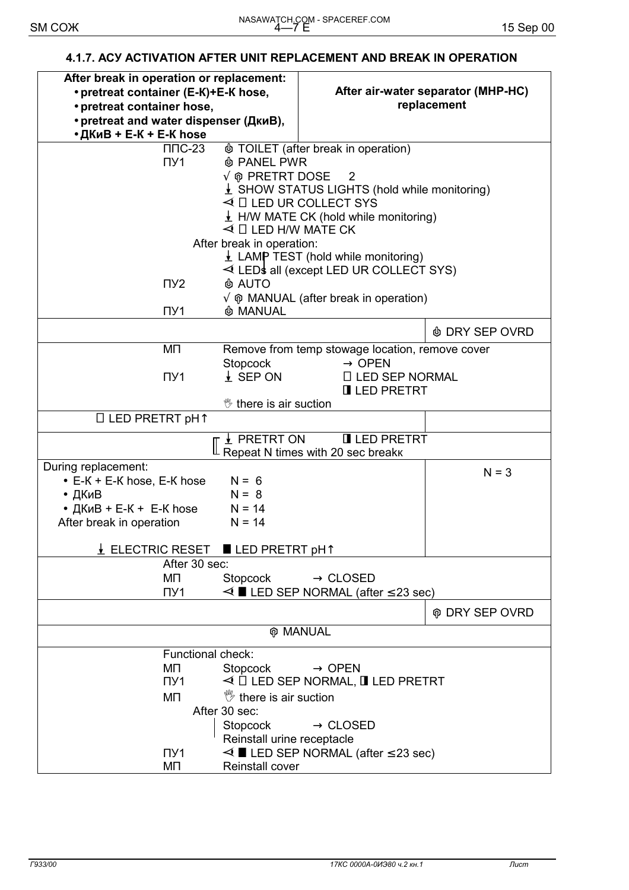### 4.1.7. АСУ ACTIVATION AFTER UNIT REPLACEMENT AND BREAK IN OPERATION

| After break in operation or replacement:<br>• pretreat container (Е-К)+Е-К hose,<br>• pretreat container hose,<br>• pretreat and water dispenser (ДкиВ),<br>• ДКиВ + Е-К + Е-К hose | After air-water separator (МНР-НС) replacement |
|---|---|
| ППС-23 ⊕ TOILET (after break in operation)<br>ПУ1 ⊕ PANEL PWR<br>√ ⊕ PRETRT DOSE 2<br>↓ SHOW STATUS LIGHTS (hold while monitoring)<br>◁ ☐ LED UR COLLECT SYS<br>↓ H/W MATE CK (hold while monitoring)<br>◁ ☐ LED H/W MATE CK<br>After break in operation:<br>↓ LAMP TEST (hold while monitoring)<br>◁ LEDs all (except LED UR COLLECT SYS)<br>ПУ2 ⊕ AUTO<br>√ ⊕ MANUAL (after break in operation)<br>ПУ1 ⊕ MANUAL | |
| | ⊕ DRY SEP OVRD |
| МП Remove from temp stowage location, remove cover<br>Stopcock → OPEN<br>ПУ1 ↓ SEP ON ☐ LED SEP NORMAL<br>◧ LED PRETRT<br>there is air suction | |
| ☐ LED PRETRT pH↑ | |
| ↓ PRETRT ON ◧ LED PRETRT<br>Repeat N times with 20 sec breakк | |
| During replacement:<br>• Е-К + Е-К hose, Е-К hose N = 6<br>• ДКиВ N = 8<br>• ДКиВ + Е-К + Е-К hose N = 14<br>After break in operation N = 14<br><br>↓ ELECTRIC RESET ■ LED PRETRT pH↑ | N = 3 |
| After 30 sec:<br>МП Stopcock → CLOSED<br>ПУ1 ◁ ■ LED SEP NORMAL (after ≤23 sec) | |
| | ⊕ DRY SEP OVRD |
| ⊕ MANUAL | |
| Functional check:<br>МП Stopcock → OPEN<br>ПУ1 ◁ ☐ LED SEP NORMAL, ◧ LED PRETRT<br>МП there is air suction<br>After 30 sec:<br>Stopcock → CLOSED<br>Reinstall urine receptacle<br>ПУ1 ◁ ■ LED SEP NORMAL (after ≤23 sec)<br>МП Reinstall cover | |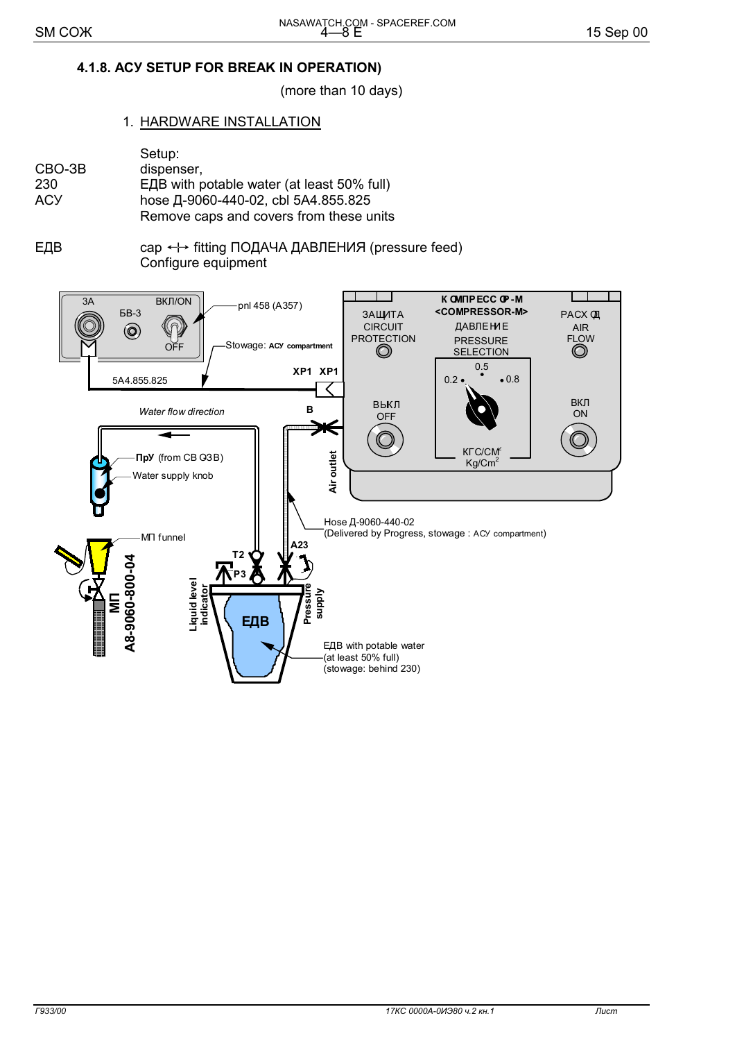## 4.1.8. АСУ SETUP FOR BREAK IN OPERATION)

(more than 10 days)

1. HARDWARE INSTALLATION

| | |
|---|---|
| | Setup: |
| СВО-ЗВ | dispenser, |
| 230 | ЕДВ with potable water (at least 50% full) |
| АСУ | hose Д-9060-440-02, cbl 5А4.855.825 |
| | Remove caps and covers from these units |

ЕДВ    cap ↔ fitting ПОДАЧА ДАВЛЕНИЯ (pressure feed)
Configure equipment

3А
БВ-3
ВКЛ/ON
OFF
pnl 458 (А357)
Stowage: АСУ compartment
5А4.855.825
ХР1 ХР1
КОМПРЕССОР-М
<COMPRESSOR-M>
ЗАЩИТА
CIRCUIT
PROTECTION
ДАВЛЕНИЕ
PRESSURE
SELECTION
РАСХОД
AIR
FLOW
0.5
0.2
0.8
ВЫКЛ
OFF
ВКЛ
ON
КГС/СМ²
Kg/Cm²
Water flow direction
В
ПрУ (from СВ ОЗВ)
Water supply knob
Air outlet
Hose Д-9060-440-02
(Delivered by Progress, stowage : АСУ compartment)
МП funnel
МП
А8-9060-800-04
Т2
Р3
А23
Liquid level indicator
Pressure supply
ЕДВ
ЕДВ with potable water
(at least 50% full)
(stowage: behind 230)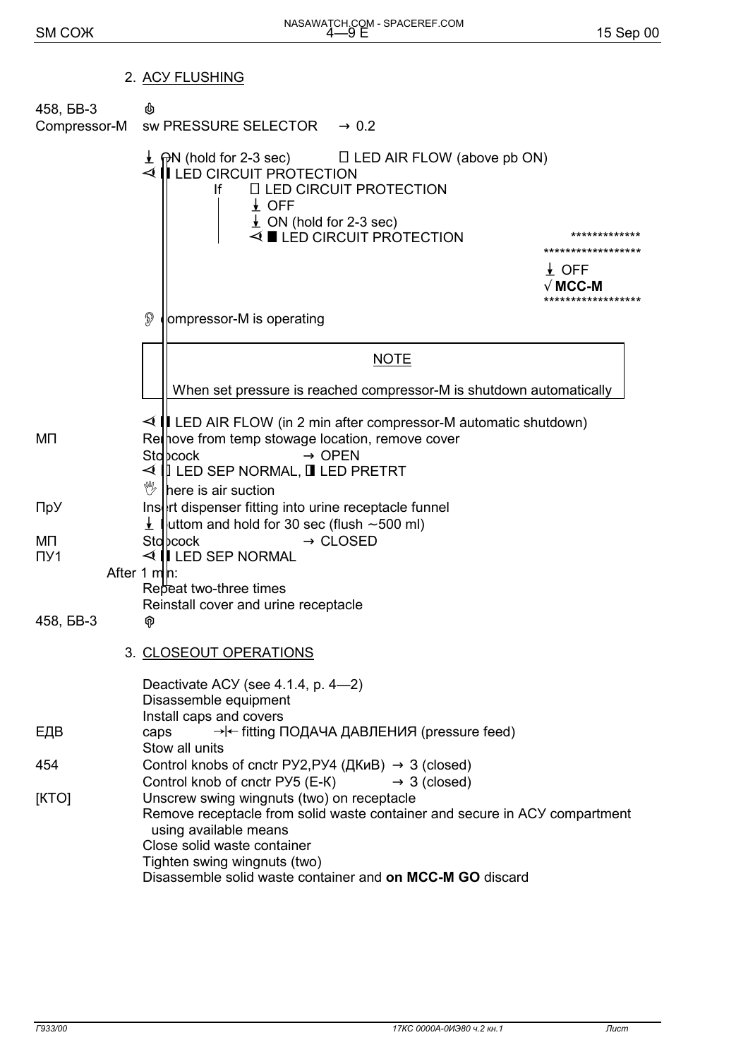## 2. АСУ FLUSHING

| | |
|---|---|
| 458, БВ-3 | ⏻ |
| Compressor-M | sw PRESSURE SELECTOR → 0.2 |
| | ⭳ ON (hold for 2-3 sec)  □ LED AIR FLOW (above pb ON) |
| | ⊲ ▌ LED CIRCUIT PROTECTION |
| | If □ LED CIRCUIT PROTECTION |
| | ⭳ OFF |
| | ⭳ ON (hold for 2-3 sec) |
| | ⊲ ■ LED CIRCUIT PROTECTION ************* |
| | ****************** |
| | ⭳ OFF |
| | √ **MCC-M** |
| | ****************** |
| | 👂 Compressor-M is operating |

> **NOTE**
>
> When set pressure is reached compressor-M is shutdown automatically

| | |
|---|---|
| | ⊲ ▌ LED AIR FLOW (in 2 min after compressor-M automatic shutdown) |
| МП | Remove from temp stowage location, remove cover |
| | Stopcock → OPEN |
| | ⊲ □ LED SEP NORMAL, ◨ LED PRETRT |
| | ✋ There is air suction |
| ПрУ | Insert dispenser fitting into urine receptacle funnel |
| | ⭳ Button and hold for 30 sec (flush ~500 ml) |
| МП | Stopcock → CLOSED |
| ПУ1 | ⊲ ▌ LED SEP NORMAL |
| After 1 min: | |
| | Repeat two-three times |
| | Reinstall cover and urine receptacle |
| 458, БВ-3 | ⏼ |

## 3. CLOSEOUT OPERATIONS

| | |
|---|---|
| | Deactivate АСУ (see 4.1.4, p. 4—2) |
| | Disassemble equipment |
| | Install caps and covers |
| ЕДВ | caps →\|← fitting ПОДАЧА ДАВЛЕНИЯ (pressure feed) |
| | Stow all units |
| 454 | Control knobs of cnctr РУ2,РУ4 (ДКиВ) → 3 (closed) |
| | Control knob of cnctr РУ5 (Е-К) → 3 (closed) |
| [КТО] | Unscrew swing wingnuts (two) on receptacle |
| | Remove receptacle from solid waste container and secure in АСУ compartment using available means |
| | Close solid waste container |
| | Tighten swing wingnuts (two) |
| | Disassemble solid waste container and **on MCC-M GO** discard |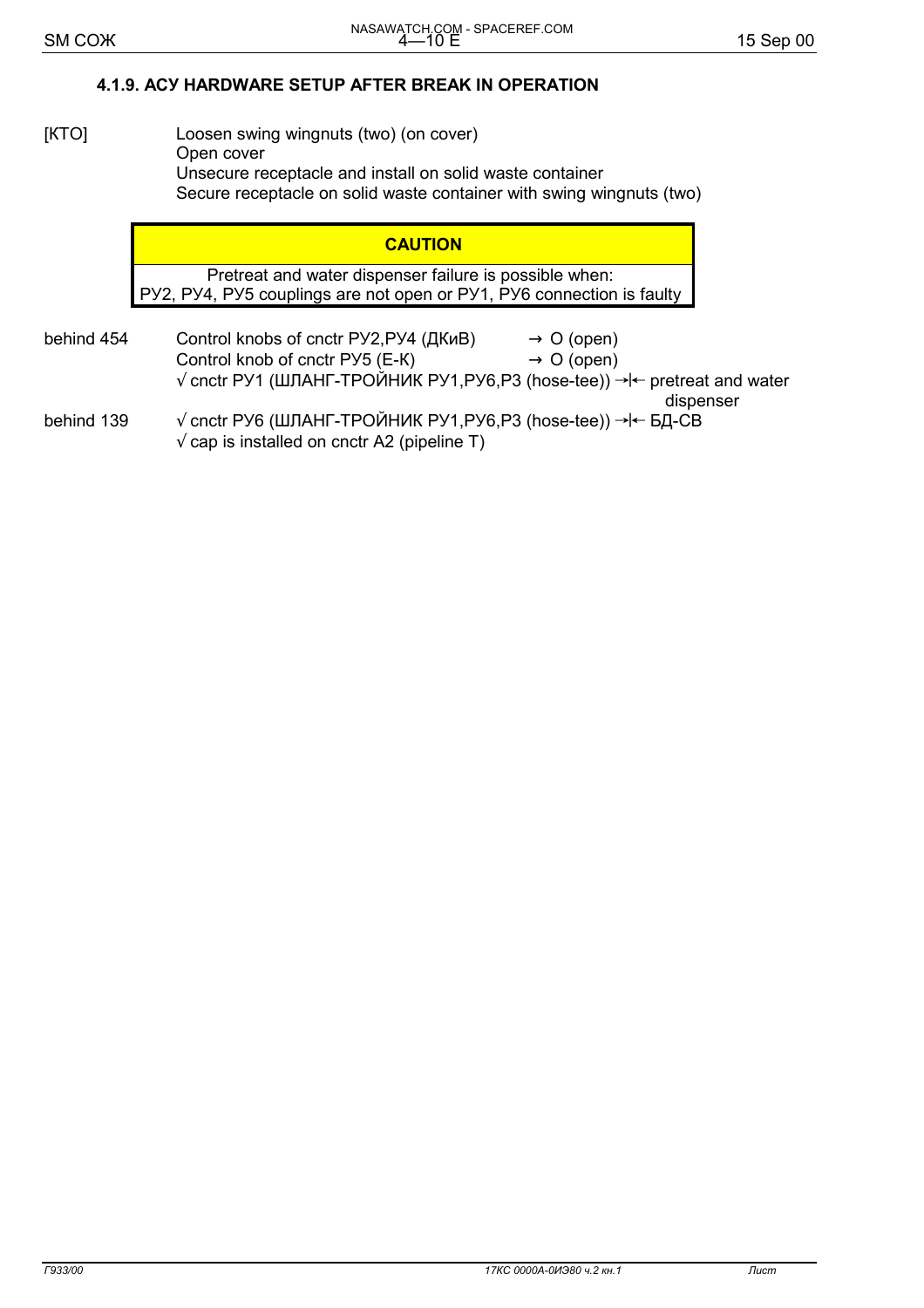### 4.1.9. АСУ HARDWARE SETUP AFTER BREAK IN OPERATION

| | |
|---|---|
| [КТО] | Loosen swing wingnuts (two) (on cover)<br>Open cover<br>Unsecure receptacle and install on solid waste container<br>Secure receptacle on solid waste container with swing wingnuts (two) |

**CAUTION**

Pretreat and water dispenser failure is possible when:
РУ2, РУ4, РУ5 couplings are not open or РУ1, РУ6 connection is faulty

| | |
|---|---|
| behind 454 | Control knobs of cnctr РУ2,РУ4 (ДКиВ) → O (open)<br>Control knob of cnctr РУ5 (Е-К) → O (open)<br>√ cnctr РУ1 (ШЛАНГ-ТРОЙНИК РУ1,РУ6,Р3 (hose-tee)) →\|← pretreat and water dispenser |
| behind 139 | √ cnctr РУ6 (ШЛАНГ-ТРОЙНИК РУ1,РУ6,Р3 (hose-tee)) →\|← БД-СВ<br>√ cap is installed on cnctr A2 (pipeline T) |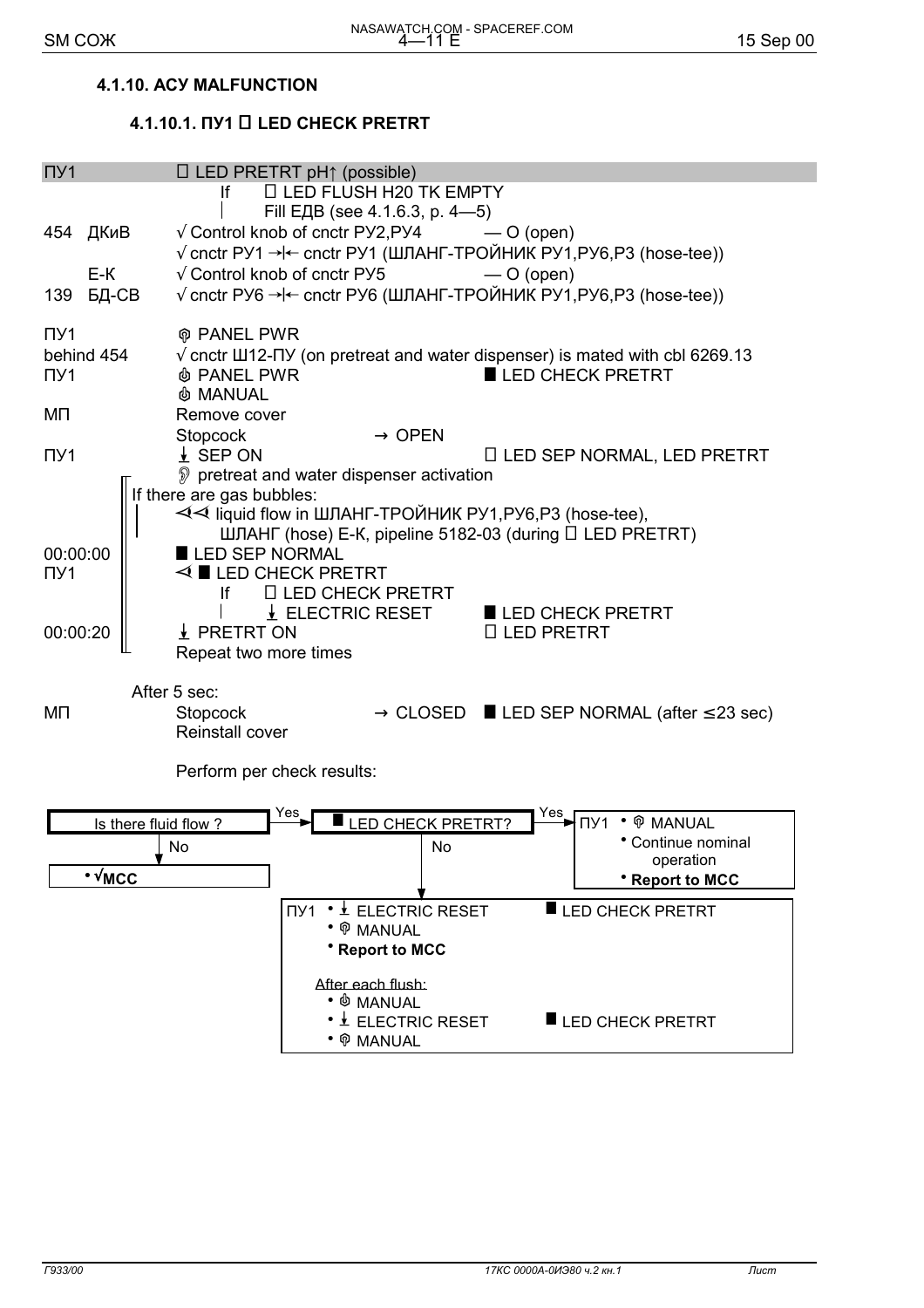### 4.1.10. АСУ MALFUNCTION

#### 4.1.10.1. ПУ1 □ LED CHECK PRETRT

| | | | |
|---|---|---|---|
| ПУ1 | | □ LED PRETRT pH↑ (possible) | |
| | | If □ LED FLUSH H20 TK EMPTY | |
| | | Fill ЕДВ (see 4.1.6.3, p. 4—5) | |
| 454 | ДКиВ | √ Control knob of cnctr РУ2,РУ4 | — O (open) |
| | | √ cnctr РУ1 →\|← cnctr РУ1 (ШЛАНГ-ТРОЙНИК РУ1,РУ6,Р3 (hose-tee)) | |
| | Е-К | √ Control knob of cnctr РУ5 | — O (open) |
| 139 | БД-СВ | √ cnctr РУ6 →\|← cnctr РУ6 (ШЛАНГ-ТРОЙНИК РУ1,РУ6,Р3 (hose-tee)) | |

ПУ1 — PANEL PWR (off)

behind 454 — √ cnctr Ш12-ПУ (on pretreat and water dispenser) is mated with cbl 6269.13

ПУ1 — PANEL PWR (on) — ■ LED CHECK PRETRT

MANUAL (on)

МП — Remove cover

Stopcock → OPEN

ПУ1 — SEP ON — □ LED SEP NORMAL, LED PRETRT

Listen: pretreat and water dispenser activation

If there are gas bubbles:

- ⊲⊲ liquid flow in ШЛАНГ-ТРОЙНИК РУ1,РУ6,Р3 (hose-tee), ШЛАНГ (hose) Е-К, pipeline 5182-03 (during □ LED PRETRT)
- 00:00:00 — ■ LED SEP NORMAL
- ПУ1 — ⊲ ■ LED CHECK PRETRT
  - If □ LED CHECK PRETRT
    - ELECTRIC RESET — ■ LED CHECK PRETRT
- 00:00:20 — PRETRT ON — □ LED PRETRT
- Repeat two more times

After 5 sec:

МП — Stopcock → CLOSED — ■ LED SEP NORMAL (after ≤23 sec)

Reinstall cover

Perform per check results:

**Is there fluid flow ?**

- No:
  - • **√MCC**
- Yes → **■ LED CHECK PRETRT?**
  - Yes:
    - ПУ1 • MANUAL (off)
    - • Continue nominal operation
    - • **Report to MCC**
  - No:
    - ПУ1 • ELECTRIC RESET — ■ LED CHECK PRETRT
    - • MANUAL (off)
    - • **Report to MCC**
    - After each flush:
      - • MANUAL (on)
      - • ELECTRIC RESET — ■ LED CHECK PRETRT
      - • MANUAL (off)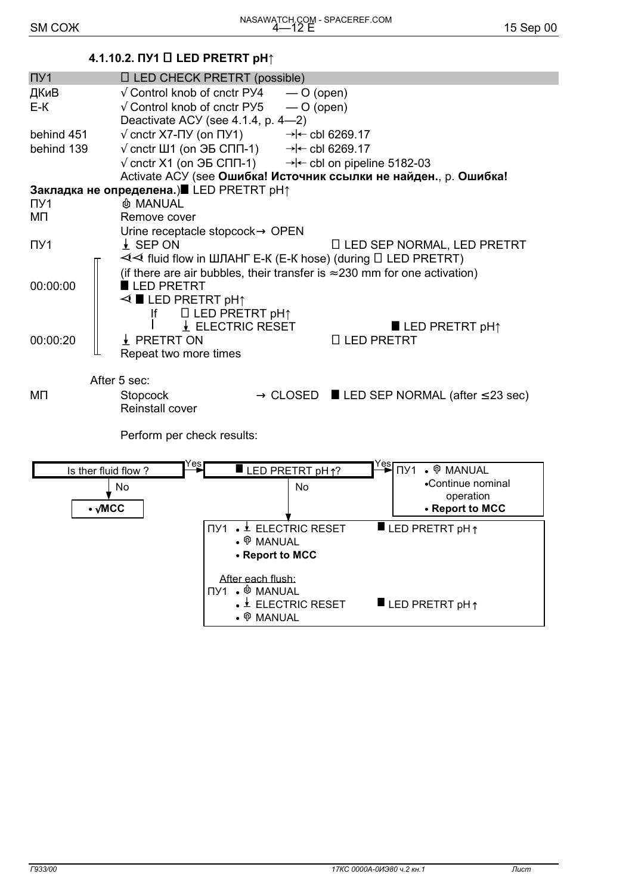#### 4.1.10.2. ПУ1 □ LED PRETRT pH↑

| | |
|---|---|
| ПУ1 | □ LED CHECK PRETRT (possible) |
| ДКиВ | √ Control knob of cnctr РУ4 — O (open) |
| Е-К | √ Control knob of cnctr РУ5 — O (open) |
| | Deactivate АСУ (see 4.1.4, p. 4—2) |
| behind 451 | √ cnctr X7-ПУ (on ПУ1) →\|← cbl 6269.17 |
| behind 139 | √ cnctr Ш1 (on ЭБ СПП-1) →\|← cbl 6269.17 |
| | √ cnctr X1 (on ЭБ СПП-1) →\|← cbl on pipeline 5182-03 |
| | Activate АСУ (see **Ошибка! Источник ссылки не найден.**, p. **Ошибка! Закладка не определена.**) ■ LED PRETRT pH↑ |
| ПУ1 | ⏻ MANUAL |
| МП | Remove cover |
| | Urine receptacle stopcock → OPEN |
| ПУ1 | ⭳ SEP ON □ LED SEP NORMAL, LED PRETRT |
| | ◁◁ fluid flow in ШЛАНГ Е-К (Е-К hose) (during □ LED PRETRT) |
| | (if there are air bubbles, their transfer is ≈230 mm for one activation) |
| 00:00:00 | ■ LED PRETRT |
| | ◁ ■ LED PRETRT pH↑ |
| | If □ LED PRETRT pH↑ |
| | ⭳ ELECTRIC RESET ■ LED PRETRT pH↑ |
| 00:00:20 | ⭳ PRETRT ON □ LED PRETRT |
| | Repeat two more times |

After 5 sec:

| | |
|---|---|
| МП | Stopcock → CLOSED ■ LED SEP NORMAL (after ≤23 sec) |
| | Reinstall cover |

Perform per check results:

Is ther fluid flow ?
- No → • √MCC
- Yes → ■ LED PRETRT pH↑?
  - Yes → ПУ1 • ⏻ MANUAL
    - •Continue nominal operation
    - • **Report to MCC**
  - No → ПУ1 • ⭳ ELECTRIC RESET ■ LED PRETRT pH↑
    - • ⏻ MANUAL
    - • **Report to MCC**

    After each flush:

    ПУ1 • ⏻ MANUAL
    - • ⭳ ELECTRIC RESET ■ LED PRETRT pH↑
    - • ⏻ MANUAL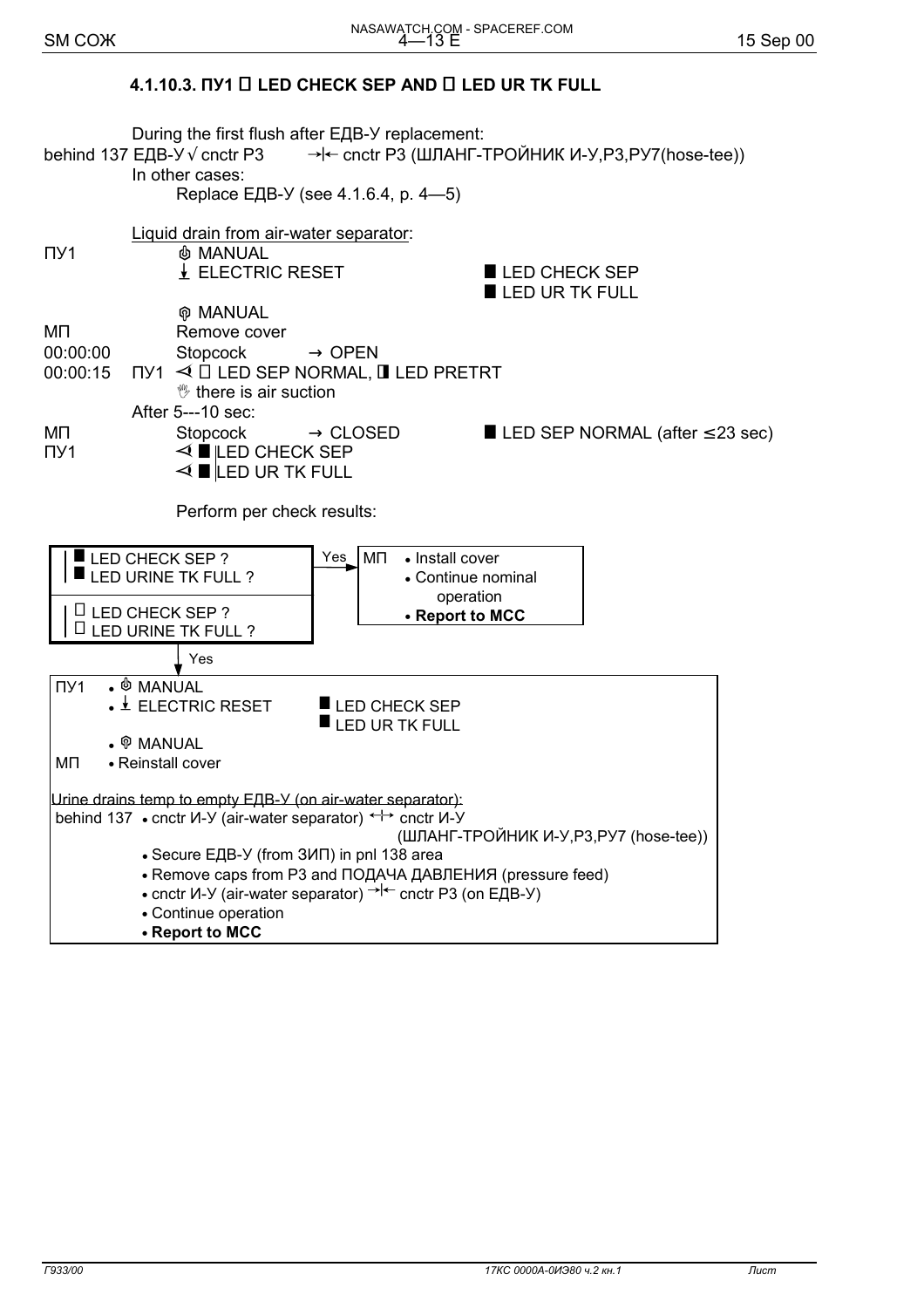### 4.1.10.3. ПУ1 □ LED CHECK SEP AND □ LED UR TK FULL

During the first flush after ЕДВ-У replacement:

behind 137 ЕДВ-У √ cnctr Р3 →|← cnctr Р3 (ШЛАНГ-ТРОЙНИК И-У,Р3,РУ7(hose-tee))

In other cases:

Replace ЕДВ-У (see 4.1.6.4, p. 4—5)

Liquid drain from air-water separator:

ПУ1 — MANUAL
- ELECTRIC RESET — ■ LED CHECK SEP, ■ LED UR TK FULL
- MANUAL

МП — Remove cover

00:00:00 — Stopcock → OPEN

00:00:15 — ПУ1 ⊲ □ LED SEP NORMAL, ◨ LED PRETRT
- there is air suction

After 5---10 sec:

МП — Stopcock → CLOSED — ■ LED SEP NORMAL (after ≤23 sec)

ПУ1 — ⊲ ■ LED CHECK SEP
- ⊲ ■ LED UR TK FULL

Perform per check results:

| Check | Result |
|---|---|
| ■ LED CHECK SEP ? ■ LED URINE TK FULL ? — Yes | МП • Install cover • Continue nominal operation • **Report to MCC** |
| □ LED CHECK SEP ? □ LED URINE TK FULL ? — Yes | See below |

ПУ1
- • MANUAL
- • ELECTRIC RESET — ■ LED CHECK SEP, ■ LED UR TK FULL
- • MANUAL

МП
- • Reinstall cover

Urine drains temp to empty ЕДВ-У (on air-water separator):

behind 137
- • cnctr И-У (air-water separator) ←→ cnctr И-У (ШЛАНГ-ТРОЙНИК И-У,Р3,РУ7 (hose-tee))
- • Secure ЕДВ-У (from ЗИП) in pnl 138 area
- • Remove caps from Р3 and ПОДАЧА ДАВЛЕНИЯ (pressure feed)
- • cnctr И-У (air-water separator) →|← cnctr Р3 (on ЕДВ-У)
- • Continue operation
- • **Report to MCC**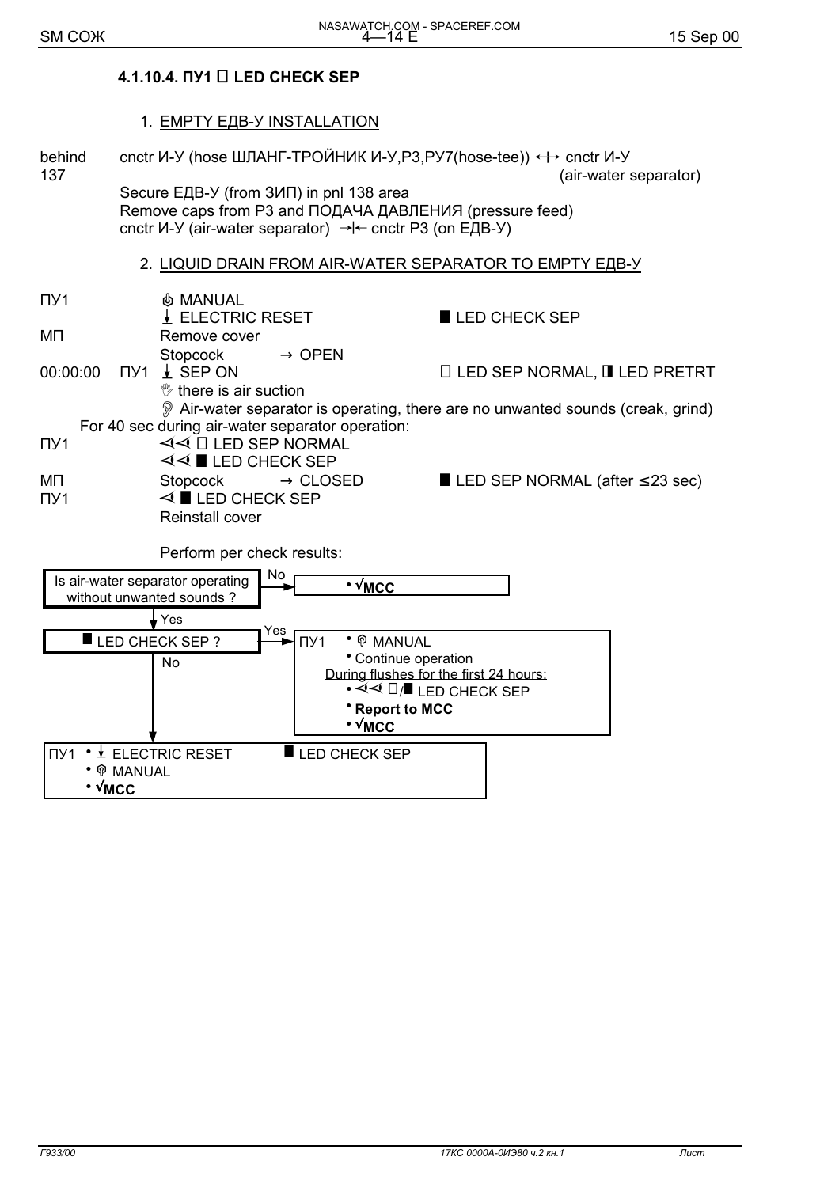#### 4.1.10.4. ПУ1 □ LED CHECK SEP

1. EMPTY ЕДВ-У INSTALLATION

| | |
|---|---|
| behind 137 | cnctr И-У (hose ШЛАНГ-ТРОЙНИК И-У,Р3,РУ7(hose-tee)) ←|→ cnctr И-У (air-water separator) |
| | Secure ЕДВ-У (from ЗИП) in pnl 138 area |
| | Remove caps from Р3 and ПОДАЧА ДАВЛЕНИЯ (pressure feed) |
| | cnctr И-У (air-water separator) →|← cnctr Р3 (on ЕДВ-У) |

2. LIQUID DRAIN FROM AIR-WATER SEPARATOR TO EMPTY ЕДВ-У

| | | | |
|---|---|---|---|
| ПУ1 | | MANUAL | |
| | | ELECTRIC RESET | ■ LED CHECK SEP |
| МП | | Remove cover | |
| | | Stopcock → OPEN | |
| 00:00:00 | ПУ1 | SEP ON | □ LED SEP NORMAL, ◨ LED PRETRT |
| | | there is air suction | |
| | | Air-water separator is operating, there are no unwanted sounds (creak, grind) | |

For 40 sec during air-water separator operation:

| | | |
|---|---|---|
| ПУ1 | ⊲⊲ □ LED SEP NORMAL | |
| | ⊲⊲ ■ LED CHECK SEP | |
| МП | Stopcock → CLOSED | ■ LED SEP NORMAL (after ≤23 sec) |
| ПУ1 | ⊲ ■ LED CHECK SEP | |
| | Reinstall cover | |

Perform per check results:

- Is air-water separator operating without unwanted sounds ?
  - No → • √**MCC**
  - Yes → ■ LED CHECK SEP ?
    - Yes → ПУ1
      - • MANUAL
      - • Continue operation
      - During flushes for the first 24 hours:
      - • ⊲⊲ □/■ LED CHECK SEP
      - • **Report to MCC**
      - • √**MCC**
    - No → ПУ1
      - • ELECTRIC RESET — ■ LED CHECK SEP
      - • MANUAL
      - • √**MCC**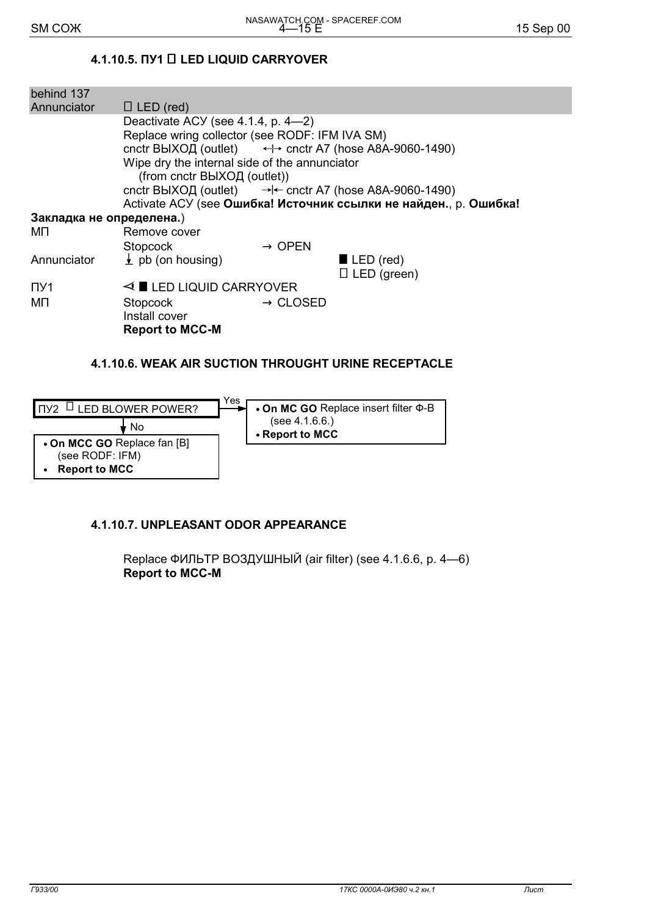### 4.1.10.5. ПУ1 □ LED LIQUID CARRYOVER

| behind 137 | | | |
|---|---|---|---|
| Annunciator | □ LED (red) | | |
| | Deactivate АСУ (see 4.1.4, p. 4—2) | | |
| | Replace wring collector (see RODF: IFM IVA SM) | | |
| | cnctr ВЫХОД (outlet) ↔ cnctr A7 (hose A8A-9060-1490) | | |
| | Wipe dry the internal side of the annunciator (from cnctr ВЫХОД (outlet)) | | |
| | cnctr ВЫХОД (outlet) →← cnctr A7 (hose A8A-9060-1490) | | |
| | Activate АСУ (see **Ошибка! Источник ссылки не найден.**, p. **Ошибка! Закладка не определена.**) | | |
| МП | Remove cover | | |
| | Stopcock | → OPEN | |
| Annunciator | ⭳ pb (on housing) | | ■ LED (red) |
| | | | □ LED (green) |
| ПУ1 | ⊲ ■ LED LIQUID CARRYOVER | | |
| МП | Stopcock | → CLOSED | |
| | Install cover | | |
| | **Report to MCC-M** | | |

### 4.1.10.6. WEAK AIR SUCTION THROUGHT URINE RECEPTACLE

ПУ2 □ LED BLOWER POWER?

- Yes →
  - **On MC GO** Replace insert filter Ф-В (see 4.1.6.6.)
  - **Report to MCC**
- No ↓
  - **On MCC GO** Replace fan [B] (see RODF: IFM)
  - **Report to MCC**

### 4.1.10.7. UNPLEASANT ODOR APPEARANCE

Replace ФИЛЬТР ВОЗДУШНЫЙ (air filter) (see 4.1.6.6, p. 4—6)
**Report to MCC-M**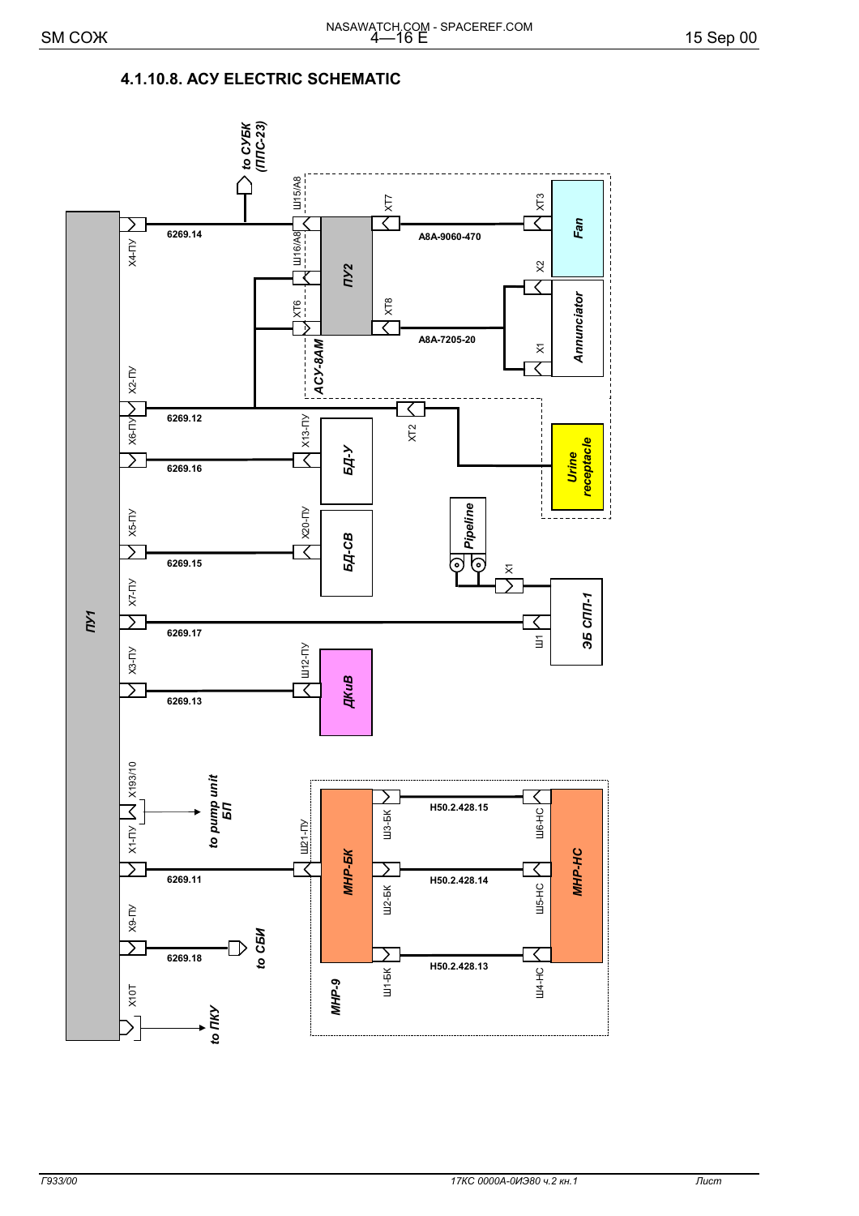## 4.1.10.8. АСУ ELECTRIC SCHEMATIC

ПУ1

X4-ПУ — 6269.14 — Ш15/А8 — ПУ2 — to СУБК (ППС-23)

Ш16/А8

ХТ6

АСУ-8АМ

ХТ7 — А8А-9060-470 — ХТ3 — Fan

ХТ8 — А8А-7205-20 — Х2, Х1 — Annunciator

X2-ПУ — 6269.12 — ХТ2 — Urine receptacle

X6-ПУ — 6269.16 — Х13-ПУ — БД-У

X5-ПУ — 6269.15 — Х20-ПУ — БД-СВ

Pipeline — Х1 — ЭБ СПП-1

X7-ПУ — 6269.17 — Ш1 — ЭБ СПП-1

X3-ПУ — 6269.13 — Ш12-ПУ — ДКиВ

X193/10, X1-ПУ — to pump unit БП

X1-ПУ — 6269.11 — Ш21-ПУ — МНР-БК

Ш3-БК — H50.2.428.15 — Ш6-НС

Ш2-БК — H50.2.428.14 — Ш5-НС

Ш1-БК — H50.2.428.13 — Ш4-НС

МНР-НС

МНР-9

X9-ПУ — 6269.18 — to СБИ

X10Т — to ПКУ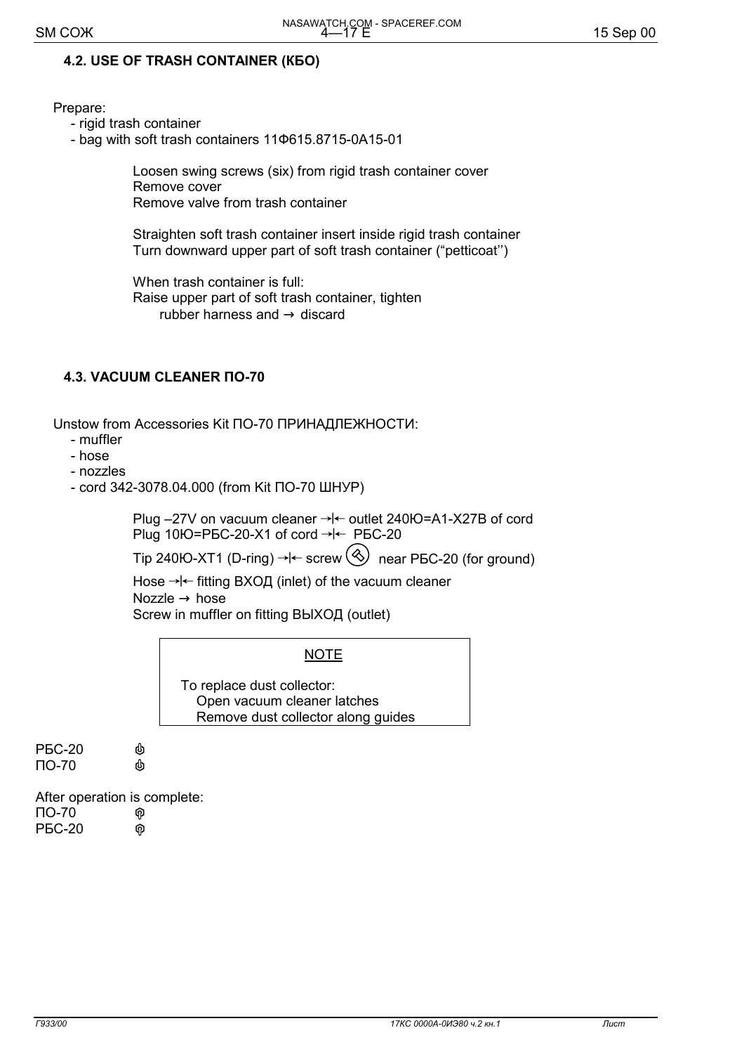### 4.2. USE OF TRASH CONTAINER (КБО)

Prepare:
- rigid trash container
- bag with soft trash containers 11Ф615.8715-0А15-01

Loosen swing screws (six) from rigid trash container cover
Remove cover
Remove valve from trash container

Straighten soft trash container insert inside rigid trash container
Turn downward upper part of soft trash container (“petticoat'')

When trash container is full:
Raise upper part of soft trash container, tighten
rubber harness and → discard

### 4.3. VACUUM CLEANER ПО-70

Unstow from Accessories Kit ПО-70 ПРИНАДЛЕЖНОСТИ:
- muffler
- hose
- nozzles
- cord 342-3078.04.000 (from Kit ПО-70 ШНУР)

Plug –27V on vacuum cleaner →|← outlet 240Ю=А1-Х27В of cord
Plug 10Ю=РБС-20-Х1 of cord →|← РБС-20

Tip 240Ю-ХТ1 (D-ring) →|← screw ⊗ near РБС-20 (for ground)

Hose →|← fitting ВХОД (inlet) of the vacuum cleaner
Nozzle → hose
Screw in muffler on fitting ВЫХОД (outlet)

> NOTE
>
> To replace dust collector:
> Open vacuum cleaner latches
> Remove dust collector along guides

РБС-20 ⏻
ПО-70 ⏻

After operation is complete:
ПО-70 ⏼
РБС-20 ⏼